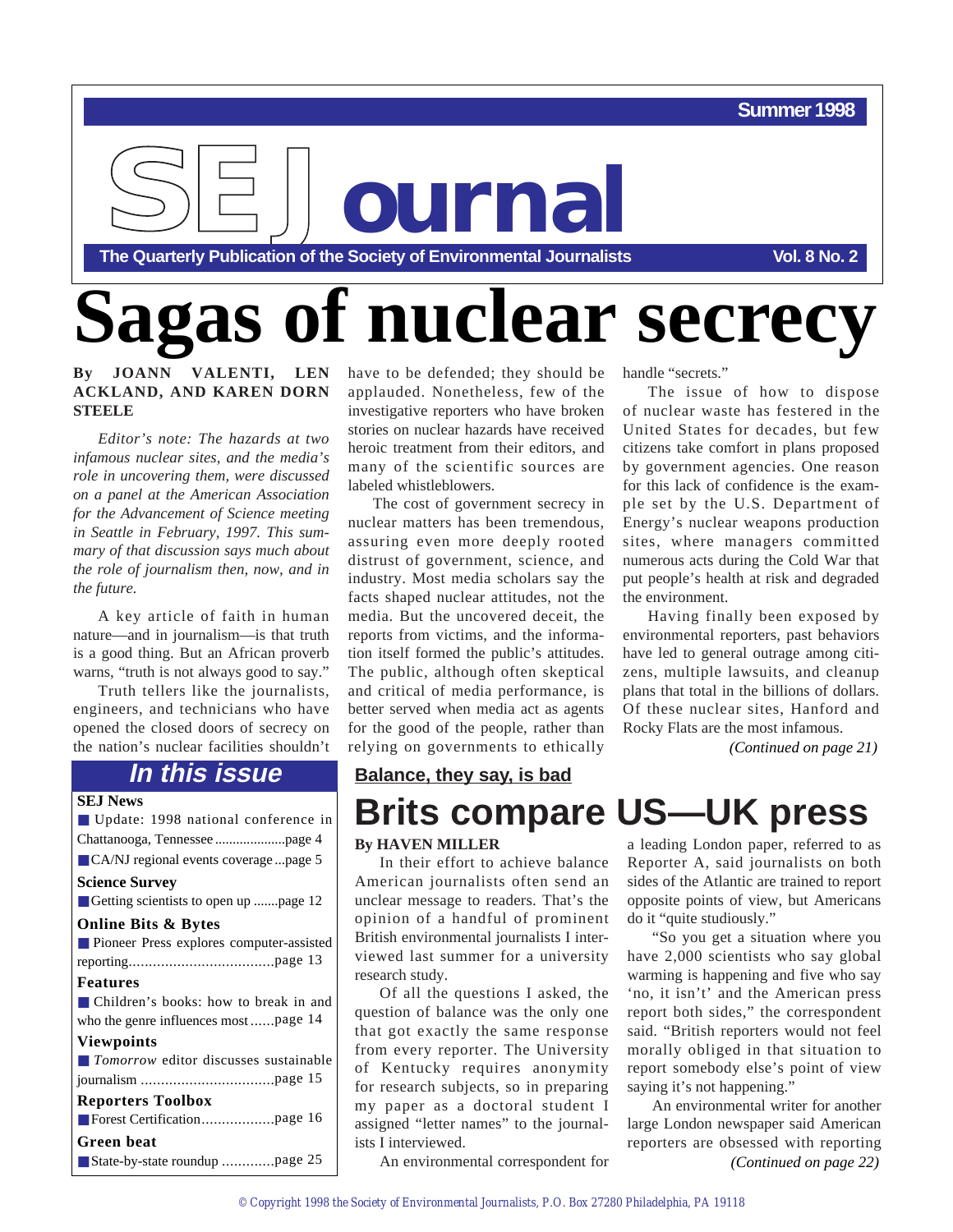Summer 1998

# SEJournal

**The Quarterly Publication of the Society of Environmental Journalists** — **Vol. 8 No. 2**

# Sagas of nuclear secrecy

**By JOANN VALENTI, LEN ACKLAND, AND KAREN DORN STEELE**

*Editor's note: The hazards at two infamous nuclear sites, and the media's role in uncovering them, were discussed on a panel at the American Association for the Advancement of Science meeting in Seattle in February, 1997. This summary of that discussion says much about the role of journalism then, now, and in the future.*

A key article of faith in human nature—and in journalism—is that truth is a good thing. But an African proverb warns, "truth is not always good to say."

Truth tellers like the journalists, engineers, and technicians who have opened the closed doors of secrecy on the nation's nuclear facilities shouldn't have to be defended; they should be applauded. Nonetheless, few of the investigative reporters who have broken stories on nuclear hazards have received heroic treatment from their editors, and many of the scientific sources are labeled whistleblowers.

The cost of government secrecy in nuclear matters has been tremendous, assuring even more deeply rooted distrust of government, science, and industry. Most media scholars say the facts shaped nuclear attitudes, not the media. But the uncovered deceit, the reports from victims, and the information itself formed the public's attitudes. The public, although often skeptical and critical of media performance, is better served when media act as agents for the good of the people, rather than relying on governments to ethically handle "secrets."

The issue of how to dispose of nuclear waste has festered in the United States for decades, but few citizens take comfort in plans proposed by government agencies. One reason for this lack of confidence is the example set by the U.S. Department of Energy's nuclear weapons production sites, where managers committed numerous acts during the Cold War that put people's health at risk and degraded the environment.

Having finally been exposed by environmental reporters, past behaviors have led to general outrage among citizens, multiple lawsuits, and cleanup plans that total in the billions of dollars. Of these nuclear sites, Hanford and Rocky Flats are the most infamous.

*(Continued on page 21)*

## In this issue

**SEJ News**
- Update: 1998 national conference in Chattanooga, Tennessee ....................page 4
- CA/NJ regional events coverage ...page 5

**Science Survey**
- Getting scientists to open up .......page 12

**Online Bits & Bytes**
- Pioneer Press explores computer-assisted reporting....................................page 13

**Features**
- Children's books: how to break in and who the genre influences most ......page 14

**Viewpoints**
- *Tomorrow* editor discusses sustainable journalism .................................page 15

**Reporters Toolbox**
- Forest Certification..................page 16

**Green beat**
- State-by-state roundup .............page 25

**Balance, they say, is bad**

## Brits compare US—UK press

**By HAVEN MILLER**

In their effort to achieve balance American journalists often send an unclear message to readers. That's the opinion of a handful of prominent British environmental journalists I interviewed last summer for a university research study.

Of all the questions I asked, the question of balance was the only one that got exactly the same response from every reporter. The University of Kentucky requires anonymity for research subjects, so in preparing my paper as a doctoral student I assigned "letter names" to the journalists I interviewed.

An environmental correspondent for a leading London paper, referred to as Reporter A, said journalists on both sides of the Atlantic are trained to report opposite points of view, but Americans do it "quite studiously."

"So you get a situation where you have 2,000 scientists who say global warming is happening and five who say 'no, it isn't' and the American press report both sides," the correspondent said. "British reporters would not feel morally obliged in that situation to report somebody else's point of view saying it's not happening."

An environmental writer for another large London newspaper said American reporters are obsessed with reporting

*(Continued on page 22)*

© Copyright 1998 the Society of Environmental Journalists, P.O. Box 27280 Philadelphia, PA 19118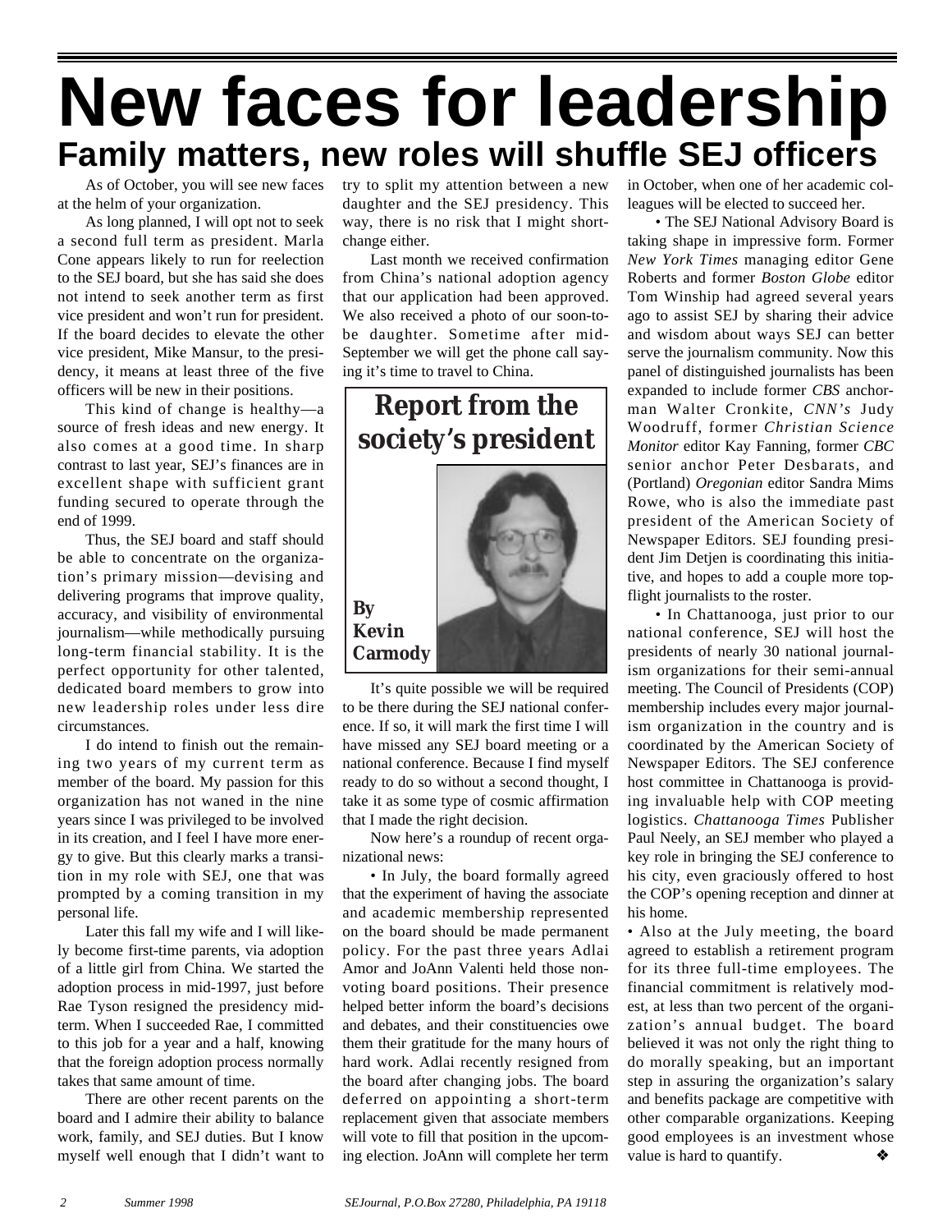# New faces for leadership

## Family matters, new roles will shuffle SEJ officers

### Report from the society's president

**By Kevin Carmody**

As of October, you will see new faces at the helm of your organization.

As long planned, I will opt not to seek a second full term as president. Marla Cone appears likely to run for reelection to the SEJ board, but she has said she does not intend to seek another term as first vice president and won't run for president. If the board decides to elevate the other vice president, Mike Mansur, to the presidency, it means at least three of the five officers will be new in their positions.

This kind of change is healthy—a source of fresh ideas and new energy. It also comes at a good time. In sharp contrast to last year, SEJ's finances are in excellent shape with sufficient grant funding secured to operate through the end of 1999.

Thus, the SEJ board and staff should be able to concentrate on the organization's primary mission—devising and delivering programs that improve quality, accuracy, and visibility of environmental journalism—while methodically pursuing long-term financial stability. It is the perfect opportunity for other talented, dedicated board members to grow into new leadership roles under less dire circumstances.

I do intend to finish out the remaining two years of my current term as member of the board. My passion for this organization has not waned in the nine years since I was privileged to be involved in its creation, and I feel I have more energy to give. But this clearly marks a transition in my role with SEJ, one that was prompted by a coming transition in my personal life.

Later this fall my wife and I will likely become first-time parents, via adoption of a little girl from China. We started the adoption process in mid-1997, just before Rae Tyson resigned the presidency mid-term. When I succeeded Rae, I committed to this job for a year and a half, knowing that the foreign adoption process normally takes that same amount of time.

There are other recent parents on the board and I admire their ability to balance work, family, and SEJ duties. But I know myself well enough that I didn't want to try to split my attention between a new daughter and the SEJ presidency. This way, there is no risk that I might shortchange either.

Last month we received confirmation from China's national adoption agency that our application had been approved. We also received a photo of our soon-to-be daughter. Sometime after mid-September we will get the phone call saying it's time to travel to China.

It's quite possible we will be required to be there during the SEJ national conference. If so, it will mark the first time I will have missed any SEJ board meeting or a national conference. Because I find myself ready to do so without a second thought, I take it as some type of cosmic affirmation that I made the right decision.

Now here's a roundup of recent organizational news:

• In July, the board formally agreed that the experiment of having the associate and academic membership represented on the board should be made permanent policy. For the past three years Adlai Amor and JoAnn Valenti held those non-voting board positions. Their presence helped better inform the board's decisions and debates, and their constituencies owe them their gratitude for the many hours of hard work. Adlai recently resigned from the board after changing jobs. The board deferred on appointing a short-term replacement given that associate members will vote to fill that position in the upcoming election. JoAnn will complete her term in October, when one of her academic colleagues will be elected to succeed her.

• The SEJ National Advisory Board is taking shape in impressive form. Former *New York Times* managing editor Gene Roberts and former *Boston Globe* editor Tom Winship had agreed several years ago to assist SEJ by sharing their advice and wisdom about ways SEJ can better serve the journalism community. Now this panel of distinguished journalists has been expanded to include former *CBS* anchorman Walter Cronkite, *CNN's* Judy Woodruff, former *Christian Science Monitor* editor Kay Fanning, former *CBC* senior anchor Peter Desbarats, and (Portland) *Oregonian* editor Sandra Mims Rowe, who is also the immediate past president of the American Society of Newspaper Editors. SEJ founding president Jim Detjen is coordinating this initiative, and hopes to add a couple more top-flight journalists to the roster.

• In Chattanooga, just prior to our national conference, SEJ will host the presidents of nearly 30 national journalism organizations for their semi-annual meeting. The Council of Presidents (COP) membership includes every major journalism organization in the country and is coordinated by the American Society of Newspaper Editors. The SEJ conference host committee in Chattanooga is providing invaluable help with COP meeting logistics. *Chattanooga Times* Publisher Paul Neely, an SEJ member who played a key role in bringing the SEJ conference to his city, even graciously offered to host the COP's opening reception and dinner at his home.

• Also at the July meeting, the board agreed to establish a retirement program for its three full-time employees. The financial commitment is relatively modest, at less than two percent of the organization's annual budget. The board believed it was not only the right thing to do morally speaking, but an important step in assuring the organization's salary and benefits package are competitive with other comparable organizations. Keeping good employees is an investment whose value is hard to quantify. ❖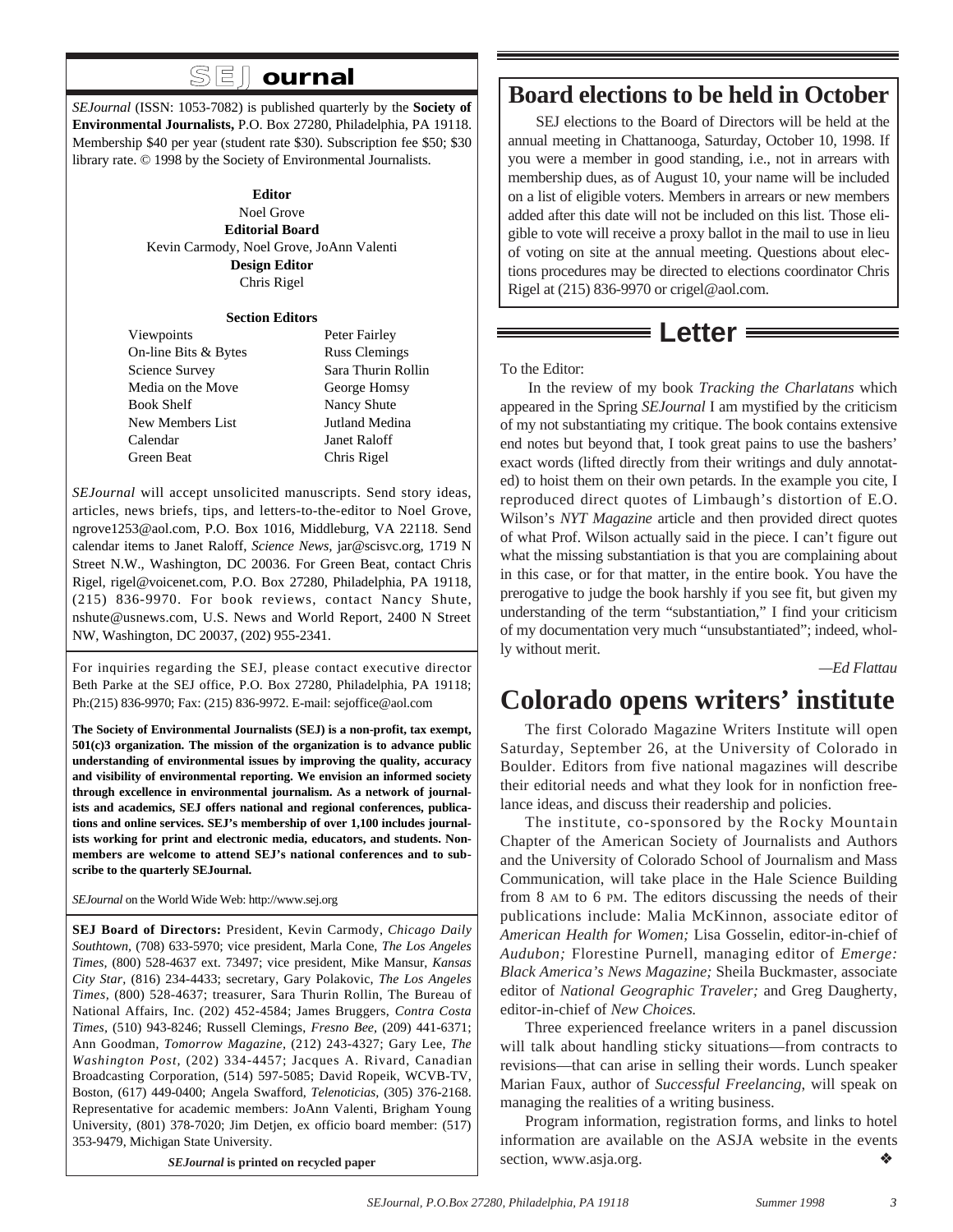# SEJournal

*SEJournal* (ISSN: 1053-7082) is published quarterly by the **Society of Environmental Journalists,** P.O. Box 27280, Philadelphia, PA 19118. Membership $40 per year (student rate $30). Subscription fee $50; $30 library rate. © 1998 by the Society of Environmental Journalists.

**Editor**
Noel Grove
**Editorial Board**
Kevin Carmody, Noel Grove, JoAnn Valenti
**Design Editor**
Chris Rigel

**Section Editors**

| | |
|---|---|
| Viewpoints | Peter Fairley |
| On-line Bits & Bytes | Russ Clemings |
| Science Survey | Sara Thurin Rollin |
| Media on the Move | George Homsy |
| Book Shelf | Nancy Shute |
| New Members List | Jutland Medina |
| Calendar | Janet Raloff |
| Green Beat | Chris Rigel |

*SEJournal* will accept unsolicited manuscripts. Send story ideas, articles, news briefs, tips, and letters-to-the-editor to Noel Grove, ngrove1253@aol.com, P.O. Box 1016, Middleburg, VA 22118. Send calendar items to Janet Raloff, *Science News*, jar@scisvc.org, 1719 N Street N.W., Washington, DC 20036. For Green Beat, contact Chris Rigel, rigel@voicenet.com, P.O. Box 27280, Philadelphia, PA 19118, (215) 836-9970. For book reviews, contact Nancy Shute, nshute@usnews.com, U.S. News and World Report, 2400 N Street NW, Washington, DC 20037, (202) 955-2341.

For inquiries regarding the SEJ, please contact executive director Beth Parke at the SEJ office, P.O. Box 27280, Philadelphia, PA 19118; Ph:(215) 836-9970; Fax: (215) 836-9972. E-mail: sejoffice@aol.com

**The Society of Environmental Journalists (SEJ) is a non-profit, tax exempt, 501(c)3 organization. The mission of the organization is to advance public understanding of environmental issues by improving the quality, accuracy and visibility of environmental reporting. We envision an informed society through excellence in environmental journalism. As a network of journalists and academics, SEJ offers national and regional conferences, publications and online services. SEJ's membership of over 1,100 includes journalists working for print and electronic media, educators, and students. Nonmembers are welcome to attend SEJ's national conferences and to subscribe to the quarterly SEJournal.**

*SEJournal* on the World Wide Web: http://www.sej.org

**SEJ Board of Directors:** President, Kevin Carmody, *Chicago Daily Southtown*, (708) 633-5970; vice president, Marla Cone, *The Los Angeles Times*, (800) 528-4637 ext. 73497; vice president, Mike Mansur, *Kansas City Star*, (816) 234-4433; secretary, Gary Polakovic, *The Los Angeles Times*, (800) 528-4637; treasurer, Sara Thurin Rollin, The Bureau of National Affairs, Inc. (202) 452-4584; James Bruggers, *Contra Costa Times*, (510) 943-8246; Russell Clemings, *Fresno Bee*, (209) 441-6371; Ann Goodman, *Tomorrow Magazine*, (212) 243-4327; Gary Lee, *The Washington Post*, (202) 334-4457; Jacques A. Rivard, Canadian Broadcasting Corporation, (514) 597-5085; David Ropeik, WCVB-TV, Boston, (617) 449-0400; Angela Swafford, *Telenoticias*, (305) 376-2168. Representative for academic members: JoAnn Valenti, Brigham Young University, (801) 378-7020; Jim Detjen, ex officio board member: (517) 353-9479, Michigan State University.

***SEJournal* is printed on recycled paper**

## Board elections to be held in October

SEJ elections to the Board of Directors will be held at the annual meeting in Chattanooga, Saturday, October 10, 1998. If you were a member in good standing, i.e., not in arrears with membership dues, as of August 10, your name will be included on a list of eligible voters. Members in arrears or new members added after this date will not be included on this list. Those eligible to vote will receive a proxy ballot in the mail to use in lieu of voting on site at the annual meeting. Questions about elections procedures may be directed to elections coordinator Chris Rigel at (215) 836-9970 or crigel@aol.com.

## Letter

To the Editor:

In the review of my book *Tracking the Charlatans* which appeared in the Spring *SEJournal* I am mystified by the criticism of my not substantiating my critique. The book contains extensive end notes but beyond that, I took great pains to use the bashers' exact words (lifted directly from their writings and duly annotated) to hoist them on their own petards. In the example you cite, I reproduced direct quotes of Limbaugh's distortion of E.O. Wilson's *NYT Magazine* article and then provided direct quotes of what Prof. Wilson actually said in the piece. I can't figure out what the missing substantiation is that you are complaining about in this case, or for that matter, in the entire book. You have the prerogative to judge the book harshly if you see fit, but given my understanding of the term "substantiation," I find your criticism of my documentation very much "unsubstantiated"; indeed, wholly without merit.

*—Ed Flattau*

## Colorado opens writers' institute

The first Colorado Magazine Writers Institute will open Saturday, September 26, at the University of Colorado in Boulder. Editors from five national magazines will describe their editorial needs and what they look for in nonfiction freelance ideas, and discuss their readership and policies.

The institute, co-sponsored by the Rocky Mountain Chapter of the American Society of Journalists and Authors and the University of Colorado School of Journalism and Mass Communication, will take place in the Hale Science Building from 8 AM to 6 PM. The editors discussing the needs of their publications include: Malia McKinnon, associate editor of *American Health for Women;* Lisa Gosselin, editor-in-chief of *Audubon;* Florestine Purnell, managing editor of *Emerge: Black America's News Magazine;* Sheila Buckmaster, associate editor of *National Geographic Traveler;* and Greg Daugherty, editor-in-chief of *New Choices.*

Three experienced freelance writers in a panel discussion will talk about handling sticky situations—from contracts to revisions—that can arise in selling their words. Lunch speaker Marian Faux, author of *Successful Freelancing*, will speak on managing the realities of a writing business.

Program information, registration forms, and links to hotel information are available on the ASJA website in the events section, www.asja.org. ❖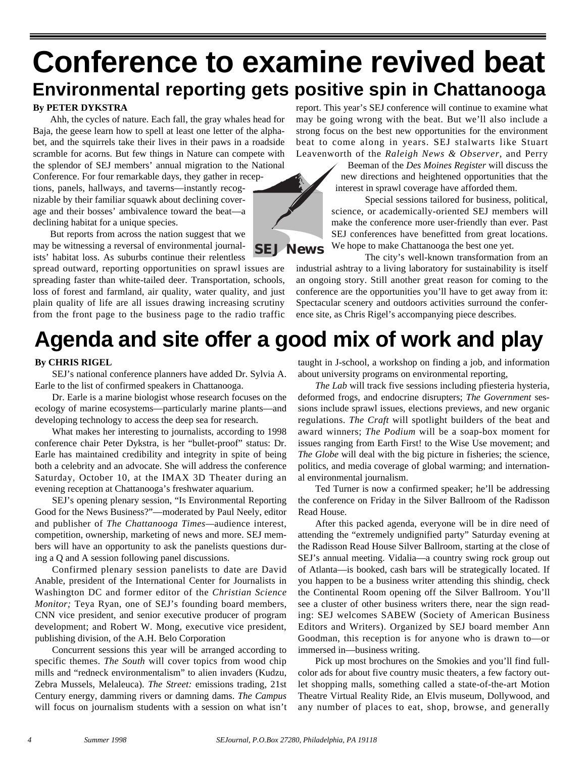# Conference to examine revived beat

## Environmental reporting gets positive spin in Chattanooga

**By PETER DYKSTRA**

Ahh, the cycles of nature. Each fall, the gray whales head for Baja, the geese learn how to spell at least one letter of the alphabet, and the squirrels take their lives in their paws in a roadside scramble for acorns. But few things in Nature can compete with the splendor of SEJ members' annual migration to the National Conference. For four remarkable days, they gather in receptions, panels, hallways, and taverns—instantly recognizable by their familiar squawk about declining coverage and their bosses' ambivalence toward the beat—a declining habitat for a unique species.

But reports from across the nation suggest that we may be witnessing a reversal of environmental journalists' habitat loss. As suburbs continue their relentless spread outward, reporting opportunities on sprawl issues are spreading faster than white-tailed deer. Transportation, schools, loss of forest and farmland, air quality, water quality, and just plain quality of life are all issues drawing increasing scrutiny from the front page to the business page to the radio traffic report. This year's SEJ conference will continue to examine what may be going wrong with the beat. But we'll also include a strong focus on the best new opportunities for the environment beat to come along in years. SEJ stalwarts like Stuart Leavenworth of the *Raleigh News & Observer*, and Perry Beeman of the *Des Moines Register* will discuss the new directions and heightened opportunities that the interest in sprawl coverage have afforded them.

Special sessions tailored for business, political, science, or academically-oriented SEJ members will make the conference more user-friendly than ever. Past SEJ conferences have benefitted from great locations. We hope to make Chattanooga the best one yet.

The city's well-known transformation from an industrial ashtray to a living laboratory for sustainability is itself an ongoing story. Still another great reason for coming to the conference are the opportunities you'll have to get away from it: Spectacular scenery and outdoors activities surround the conference site, as Chris Rigel's accompanying piece describes.

# Agenda and site offer a good mix of work and play

**By CHRIS RIGEL**

SEJ's national conference planners have added Dr. Sylvia A. Earle to the list of confirmed speakers in Chattanooga.

Dr. Earle is a marine biologist whose research focuses on the ecology of marine ecosystems—particularly marine plants—and developing technology to access the deep sea for research.

What makes her interesting to journalists, according to 1998 conference chair Peter Dykstra, is her "bullet-proof" status: Dr. Earle has maintained credibility and integrity in spite of being both a celebrity and an advocate. She will address the conference Saturday, October 10, at the IMAX 3D Theater during an evening reception at Chattanooga's freshwater aquarium.

SEJ's opening plenary session, "Is Environmental Reporting Good for the News Business?"—moderated by Paul Neely, editor and publisher of *The Chattanooga Times*—audience interest, competition, ownership, marketing of news and more. SEJ members will have an opportunity to ask the panelists questions during a Q and A session following panel discussions.

Confirmed plenary session panelists to date are David Anable, president of the International Center for Journalists in Washington DC and former editor of the *Christian Science Monitor;* Teya Ryan, one of SEJ's founding board members, CNN vice president, and senior executive producer of program development; and Robert W. Mong, executive vice president, publishing division, of the A.H. Belo Corporation

Concurrent sessions this year will be arranged according to specific themes. *The South* will cover topics from wood chip mills and "redneck environmentalism" to alien invaders (Kudzu, Zebra Mussels, Melaleuca). *The Street:* emissions trading, 21st Century energy, damming rivers or damning dams. *The Campus* will focus on journalism students with a session on what isn't taught in J-school, a workshop on finding a job, and information about university programs on environmental reporting,

*The Lab* will track five sessions including pfiesteria hysteria, deformed frogs, and endocrine disrupters; *The Government* sessions include sprawl issues, elections previews, and new organic regulations. *The Craft* will spotlight builders of the beat and award winners; *The Podium* will be a soap-box moment for issues ranging from Earth First! to the Wise Use movement; and *The Globe* will deal with the big picture in fisheries; the science, politics, and media coverage of global warming; and international environmental journalism.

Ted Turner is now a confirmed speaker; he'll be addressing the conference on Friday in the Silver Ballroom of the Radisson Read House.

After this packed agenda, everyone will be in dire need of attending the "extremely undignified party" Saturday evening at the Radisson Read House Silver Ballroom, starting at the close of SEJ's annual meeting. Vidalia—a country swing rock group out of Atlanta—is booked, cash bars will be strategically located. If you happen to be a business writer attending this shindig, check the Continental Room opening off the Silver Ballroom. You'll see a cluster of other business writers there, near the sign reading: SEJ welcomes SABEW (Society of American Business Editors and Writers). Organized by SEJ board member Ann Goodman, this reception is for anyone who is drawn to—or immersed in—business writing.

Pick up most brochures on the Smokies and you'll find full-color ads for about five country music theaters, a few factory outlet shopping malls, something called a state-of-the-art Motion Theatre Virtual Reality Ride, an Elvis museum, Dollywood, and any number of places to eat, shop, browse, and generally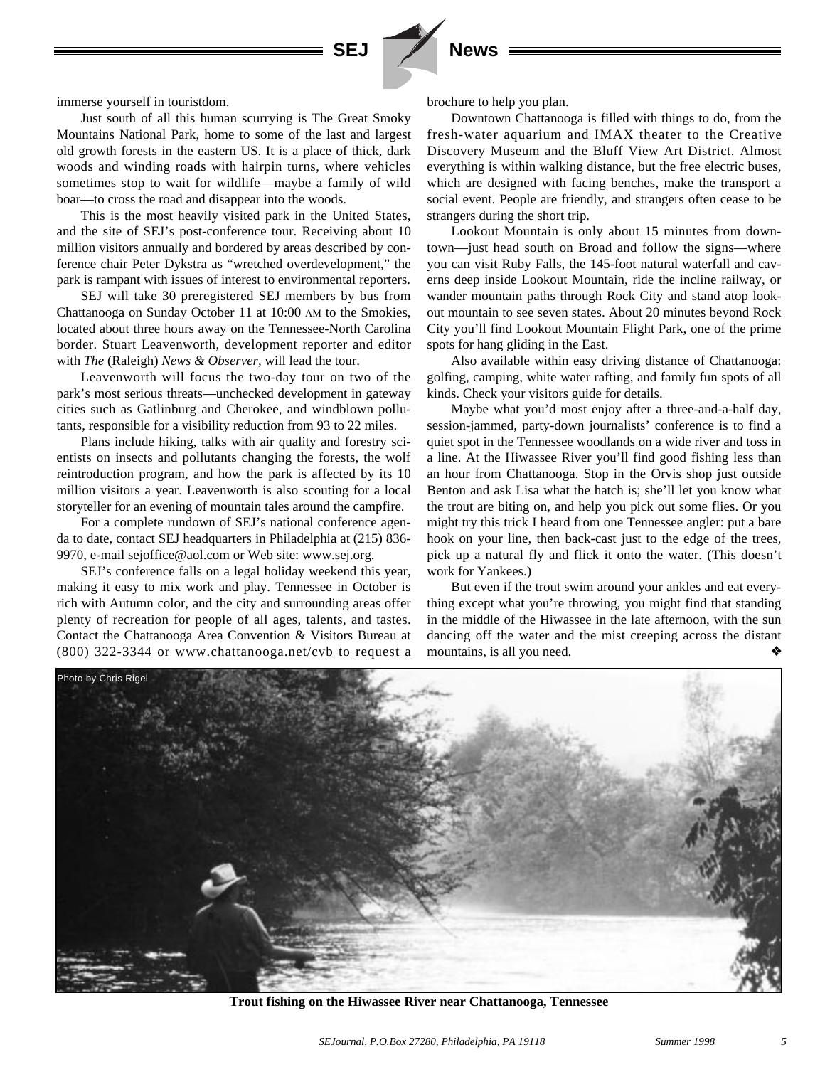immerse yourself in touristdom.

Just south of all this human scurrying is The Great Smoky Mountains National Park, home to some of the last and largest old growth forests in the eastern US. It is a place of thick, dark woods and winding roads with hairpin turns, where vehicles sometimes stop to wait for wildlife—maybe a family of wild boar—to cross the road and disappear into the woods.

This is the most heavily visited park in the United States, and the site of SEJ's post-conference tour. Receiving about 10 million visitors annually and bordered by areas described by conference chair Peter Dykstra as "wretched overdevelopment," the park is rampant with issues of interest to environmental reporters.

SEJ will take 30 preregistered SEJ members by bus from Chattanooga on Sunday October 11 at 10:00 AM to the Smokies, located about three hours away on the Tennessee-North Carolina border. Stuart Leavenworth, development reporter and editor with *The* (Raleigh) *News & Observer*, will lead the tour.

Leavenworth will focus the two-day tour on two of the park's most serious threats—unchecked development in gateway cities such as Gatlinburg and Cherokee, and windblown pollutants, responsible for a visibility reduction from 93 to 22 miles.

Plans include hiking, talks with air quality and forestry scientists on insects and pollutants changing the forests, the wolf reintroduction program, and how the park is affected by its 10 million visitors a year. Leavenworth is also scouting for a local storyteller for an evening of mountain tales around the campfire.

For a complete rundown of SEJ's national conference agenda to date, contact SEJ headquarters in Philadelphia at (215) 836-9970, e-mail sejoffice@aol.com or Web site: www.sej.org.

SEJ's conference falls on a legal holiday weekend this year, making it easy to mix work and play. Tennessee in October is rich with Autumn color, and the city and surrounding areas offer plenty of recreation for people of all ages, talents, and tastes. Contact the Chattanooga Area Convention & Visitors Bureau at (800) 322-3344 or www.chattanooga.net/cvb to request a brochure to help you plan.

Downtown Chattanooga is filled with things to do, from the fresh-water aquarium and IMAX theater to the Creative Discovery Museum and the Bluff View Art District. Almost everything is within walking distance, but the free electric buses, which are designed with facing benches, make the transport a social event. People are friendly, and strangers often cease to be strangers during the short trip.

Lookout Mountain is only about 15 minutes from downtown—just head south on Broad and follow the signs—where you can visit Ruby Falls, the 145-foot natural waterfall and caverns deep inside Lookout Mountain, ride the incline railway, or wander mountain paths through Rock City and stand atop lookout mountain to see seven states. About 20 minutes beyond Rock City you'll find Lookout Mountain Flight Park, one of the prime spots for hang gliding in the East.

Also available within easy driving distance of Chattanooga: golfing, camping, white water rafting, and family fun spots of all kinds. Check your visitors guide for details.

Maybe what you'd most enjoy after a three-and-a-half day, session-jammed, party-down journalists' conference is to find a quiet spot in the Tennessee woodlands on a wide river and toss in a line. At the Hiwassee River you'll find good fishing less than an hour from Chattanooga. Stop in the Orvis shop just outside Benton and ask Lisa what the hatch is; she'll let you know what the trout are biting on, and help you pick out some flies. Or you might try this trick I heard from one Tennessee angler: put a bare hook on your line, then back-cast just to the edge of the trees, pick up a natural fly and flick it onto the water. (This doesn't work for Yankees.)

But even if the trout swim around your ankles and eat everything except what you're throwing, you might find that standing in the middle of the Hiwassee in the late afternoon, with the sun dancing off the water and the mist creeping across the distant mountains, is all you need. ❖

Photo by Chris Rigel

**Trout fishing on the Hiwassee River near Chattanooga, Tennessee**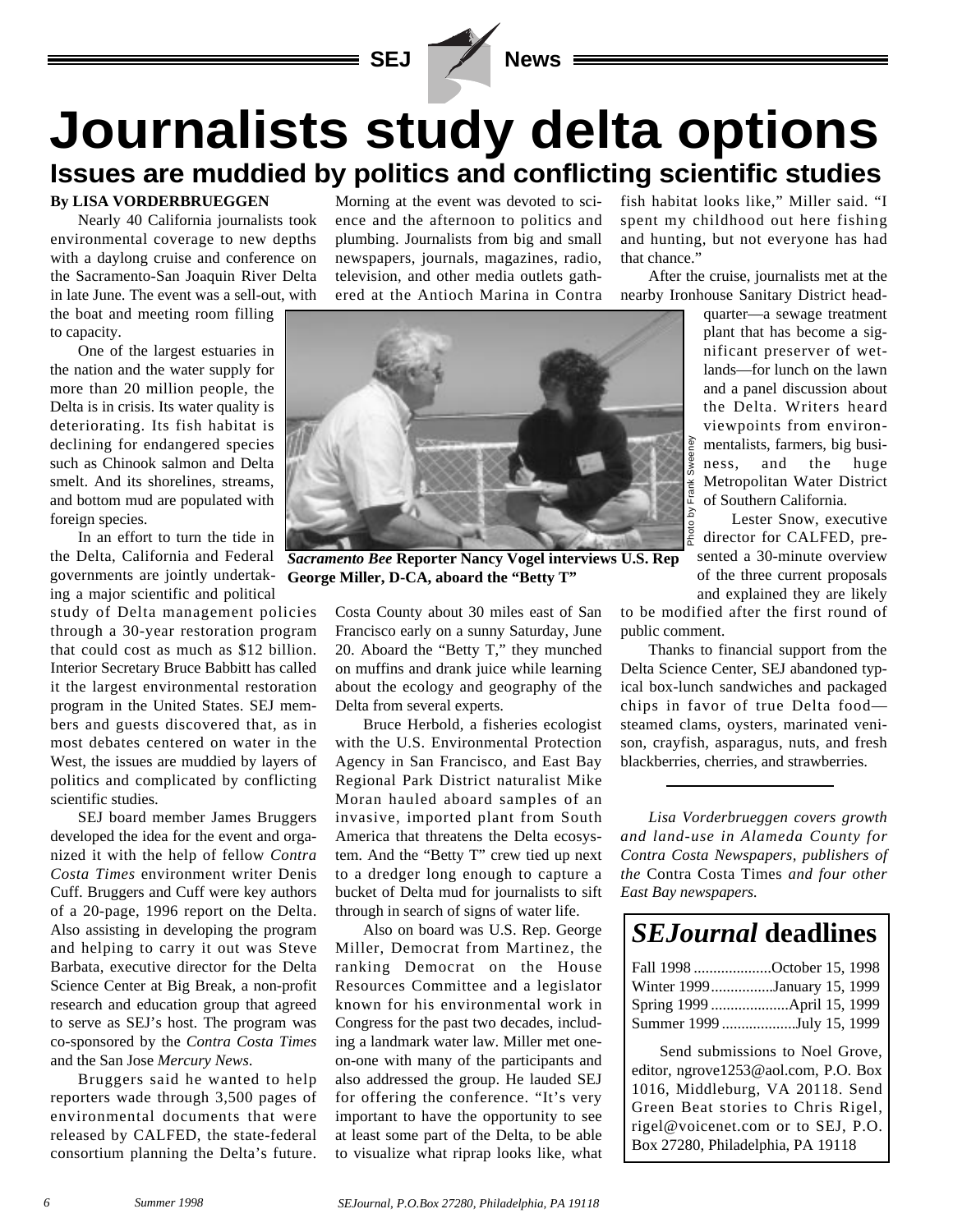# Journalists study delta options

## Issues are muddied by politics and conflicting scientific studies

**By LISA VORDERBRUEGGEN**

Nearly 40 California journalists took environmental coverage to new depths with a daylong cruise and conference on the Sacramento-San Joaquin River Delta in late June. The event was a sell-out, with the boat and meeting room filling to capacity.

One of the largest estuaries in the nation and the water supply for more than 20 million people, the Delta is in crisis. Its water quality is deteriorating. Its fish habitat is declining for endangered species such as Chinook salmon and Delta smelt. And its shorelines, streams, and bottom mud are populated with foreign species.

In an effort to turn the tide in the Delta, California and Federal governments are jointly undertaking a major scientific and political study of Delta management policies through a 30-year restoration program that could cost as much as $12 billion. Interior Secretary Bruce Babbitt has called it the largest environmental restoration program in the United States. SEJ members and guests discovered that, as in most debates centered on water in the West, the issues are muddied by layers of politics and complicated by conflicting scientific studies.

SEJ board member James Bruggers developed the idea for the event and organized it with the help of fellow *Contra Costa Times* environment writer Denis Cuff. Bruggers and Cuff were key authors of a 20-page, 1996 report on the Delta. Also assisting in developing the program and helping to carry it out was Steve Barbata, executive director for the Delta Science Center at Big Break, a non-profit research and education group that agreed to serve as SEJ's host. The program was co-sponsored by the *Contra Costa Times* and the San Jose *Mercury News.*

Bruggers said he wanted to help reporters wade through 3,500 pages of environmental documents that were released by CALFED, the state-federal consortium planning the Delta's future. Morning at the event was devoted to science and the afternoon to politics and plumbing. Journalists from big and small newspapers, journals, magazines, radio, television, and other media outlets gathered at the Antioch Marina in Contra Costa County about 30 miles east of San Francisco early on a sunny Saturday, June 20. Aboard the "Betty T," they munched on muffins and drank juice while learning about the ecology and geography of the Delta from several experts.

Photo by Frank Sweeney

***Sacramento Bee*** **Reporter Nancy Vogel interviews U.S. Rep George Miller, D-CA, aboard the "Betty T"**

Bruce Herbold, a fisheries ecologist with the U.S. Environmental Protection Agency in San Francisco, and East Bay Regional Park District naturalist Mike Moran hauled aboard samples of an invasive, imported plant from South America that threatens the Delta ecosystem. And the "Betty T" crew tied up next to a dredger long enough to capture a bucket of Delta mud for journalists to sift through in search of signs of water life.

Also on board was U.S. Rep. George Miller, Democrat from Martinez, the ranking Democrat on the House Resources Committee and a legislator known for his environmental work in Congress for the past two decades, including a landmark water law. Miller met one-on-one with many of the participants and also addressed the group. He lauded SEJ for offering the conference. "It's very important to have the opportunity to see at least some part of the Delta, to be able to visualize what riprap looks like, what fish habitat looks like," Miller said. "I spent my childhood out here fishing and hunting, but not everyone has had that chance."

After the cruise, journalists met at the nearby Ironhouse Sanitary District headquarter—a sewage treatment plant that has become a significant preserver of wetlands—for lunch on the lawn and a panel discussion about the Delta. Writers heard viewpoints from environmentalists, farmers, big business, and the huge Metropolitan Water District of Southern California.

Lester Snow, executive director for CALFED, presented a 30-minute overview of the three current proposals and explained they are likely to be modified after the first round of public comment.

Thanks to financial support from the Delta Science Center, SEJ abandoned typical box-lunch sandwiches and packaged chips in favor of true Delta food—steamed clams, oysters, marinated venison, crayfish, asparagus, nuts, and fresh blackberries, cherries, and strawberries.

---

*Lisa Vorderbrueggen covers growth and land-use in Alameda County for Contra Costa Newspapers, publishers of the* Contra Costa Times *and four other East Bay newspapers.*

## *SEJournal* deadlines

| | |
|---|---|
| Fall 1998 | October 15, 1998 |
| Winter 1999 | January 15, 1999 |
| Spring 1999 | April 15, 1999 |
| Summer 1999 | July 15, 1999 |

Send submissions to Noel Grove, editor, ngrove1253@aol.com, P.O. Box 1016, Middleburg, VA 20118. Send Green Beat stories to Chris Rigel, rigel@voicenet.com or to SEJ, P.O. Box 27280, Philadelphia, PA 19118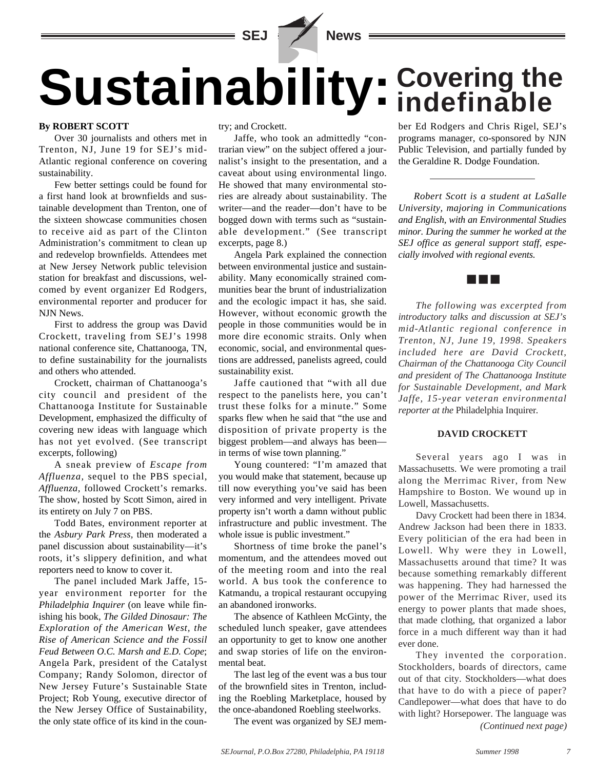# Sustainability: Covering the indefinable

**By ROBERT SCOTT**

Over 30 journalists and others met in Trenton, NJ, June 19 for SEJ's mid-Atlantic regional conference on covering sustainability.

Few better settings could be found for a first hand look at brownfields and sustainable development than Trenton, one of the sixteen showcase communities chosen to receive aid as part of the Clinton Administration's commitment to clean up and redevelop brownfields. Attendees met at New Jersey Network public television station for breakfast and discussions, welcomed by event organizer Ed Rodgers, environmental reporter and producer for NJN News.

First to address the group was David Crockett, traveling from SEJ's 1998 national conference site, Chattanooga, TN, to define sustainability for the journalists and others who attended.

Crockett, chairman of Chattanooga's city council and president of the Chattanooga Institute for Sustainable Development, emphasized the difficulty of covering new ideas with language which has not yet evolved. (See transcript excerpts, following)

A sneak preview of *Escape from Affluenza,* sequel to the PBS special, *Affluenza,* followed Crockett's remarks. The show, hosted by Scott Simon, aired in its entirety on July 7 on PBS.

Todd Bates, environment reporter at the *Asbury Park Press*, then moderated a panel discussion about sustainability—it's roots, it's slippery definition, and what reporters need to know to cover it.

The panel included Mark Jaffe, 15-year environment reporter for the *Philadelphia Inquirer* (on leave while finishing his book, *The Gilded Dinosaur: The Exploration of the American West, the Rise of American Science and the Fossil Feud Between O.C. Marsh and E.D. Cope*; Angela Park, president of the Catalyst Company; Randy Solomon, director of New Jersey Future's Sustainable State Project; Rob Young, executive director of the New Jersey Office of Sustainability, the only state office of its kind in the country; and Crockett.

Jaffe, who took an admittedly "contrarian view" on the subject offered a journalist's insight to the presentation, and a caveat about using environmental lingo. He showed that many environmental stories are already about sustainability. The writer—and the reader—don't have to be bogged down with terms such as "sustainable development." (See transcript excerpts, page 8.)

Angela Park explained the connection between environmental justice and sustainability. Many economically strained communities bear the brunt of industrialization and the ecologic impact it has, she said. However, without economic growth the people in those communities would be in more dire economic straits. Only when economic, social, and environmental questions are addressed, panelists agreed, could sustainability exist.

Jaffe cautioned that "with all due respect to the panelists here, you can't trust these folks for a minute." Some sparks flew when he said that "the use and disposition of private property is the biggest problem—and always has been—in terms of wise town planning."

Young countered: "I'm amazed that you would make that statement, because up till now everything you've said has been very informed and very intelligent. Private property isn't worth a damn without public infrastructure and public investment. The whole issue is public investment."

Shortness of time broke the panel's momentum, and the attendees moved out of the meeting room and into the real world. A bus took the conference to Katmandu, a tropical restaurant occupying an abandoned ironworks.

The absence of Kathleen McGinty, the scheduled lunch speaker, gave attendees an opportunity to get to know one another and swap stories of life on the environmental beat.

The last leg of the event was a bus tour of the brownfield sites in Trenton, including the Roebling Marketplace, housed by the once-abandoned Roebling steelworks.

The event was organized by SEJ member Ed Rodgers and Chris Rigel, SEJ's programs manager, co-sponsored by NJN Public Television, and partially funded by the Geraldine R. Dodge Foundation.

---

*Robert Scott is a student at LaSalle University, majoring in Communications and English, with an Environmental Studies minor. During the summer he worked at the SEJ office as general support staff, especially involved with regional events.*

■■■

*The following was excerpted from introductory talks and discussion at SEJ's mid-Atlantic regional conference in Trenton, NJ, June 19, 1998. Speakers included here are David Crockett, Chairman of the Chattanooga City Council and president of The Chattanooga Institute for Sustainable Development, and Mark Jaffe, 15-year veteran environmental reporter at the* Philadelphia Inquirer.

**DAVID CROCKETT**

Several years ago I was in Massachusetts. We were promoting a trail along the Merrimac River, from New Hampshire to Boston. We wound up in Lowell, Massachusetts.

Davy Crockett had been there in 1834. Andrew Jackson had been there in 1833. Every politician of the era had been in Lowell. Why were they in Lowell, Massachusetts around that time? It was because something remarkably different was happening. They had harnessed the power of the Merrimac River, used its energy to power plants that made shoes, that made clothing, that organized a labor force in a much different way than it had ever done.

They invented the corporation. Stockholders, boards of directors, came out of that city. Stockholders—what does that have to do with a piece of paper? Candlepower—what does that have to do with light? Horsepower. The language was

*(Continued next page)*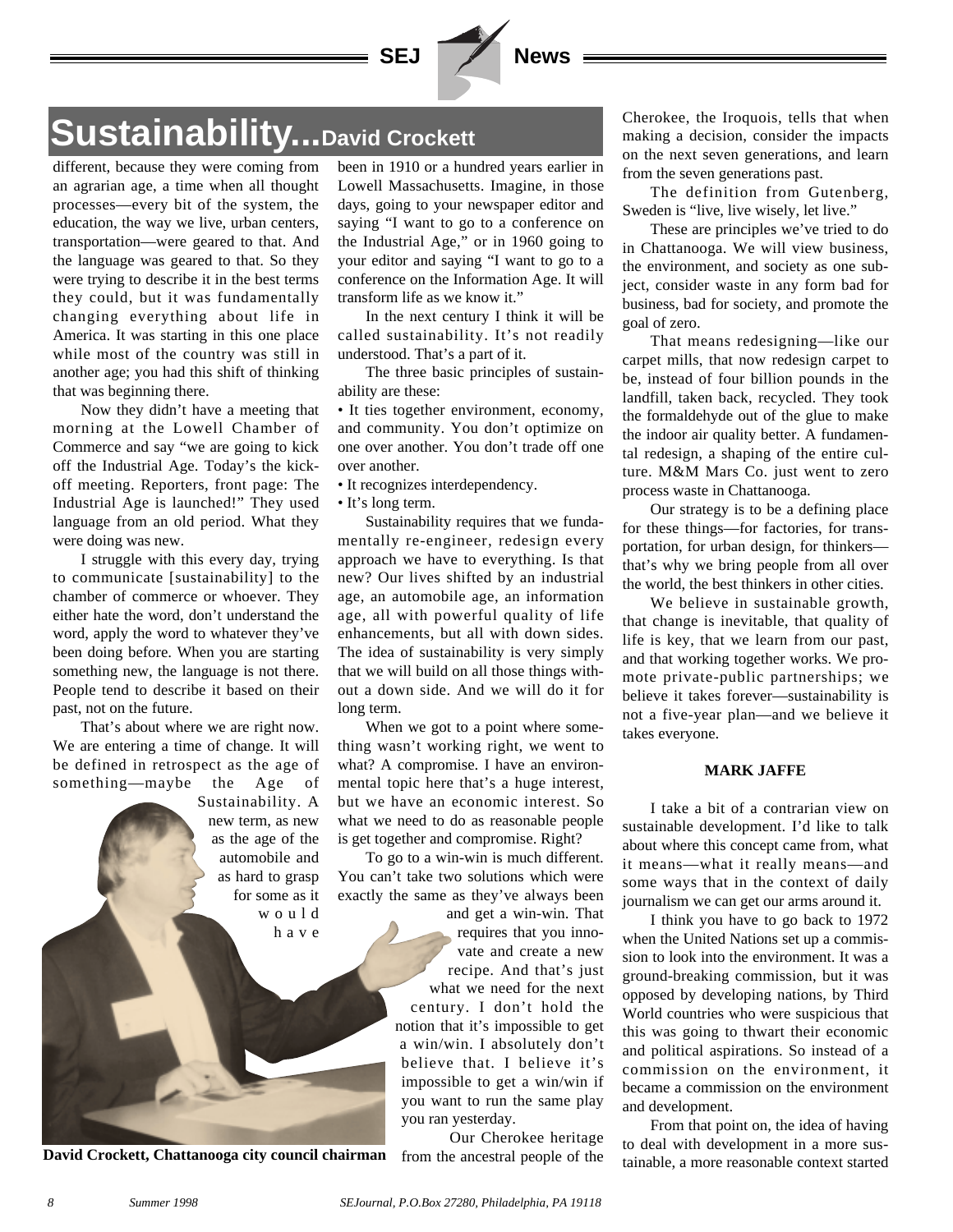# Sustainability...David Crockett

different, because they were coming from an agrarian age, a time when all thought processes—every bit of the system, the education, the way we live, urban centers, transportation—were geared to that. And the language was geared to that. So they were trying to describe it in the best terms they could, but it was fundamentally changing everything about life in America. It was starting in this one place while most of the country was still in another age; you had this shift of thinking that was beginning there.

Now they didn't have a meeting that morning at the Lowell Chamber of Commerce and say "we are going to kick off the Industrial Age. Today's the kick-off meeting. Reporters, front page: The Industrial Age is launched!" They used language from an old period. What they were doing was new.

I struggle with this every day, trying to communicate [sustainability] to the chamber of commerce or whoever. They either hate the word, don't understand the word, apply the word to whatever they've been doing before. When you are starting something new, the language is not there. People tend to describe it based on their past, not on the future.

That's about where we are right now. We are entering a time of change. It will be defined in retrospect as the age of something—maybe the Age of Sustainability. A new term, as new as the age of the automobile and as hard to grasp for some as it would have been in 1910 or a hundred years earlier in Lowell Massachusetts. Imagine, in those days, going to your newspaper editor and saying "I want to go to a conference on the Industrial Age," or in 1960 going to your editor and saying "I want to go to a conference on the Information Age. It will transform life as we know it."

In the next century I think it will be called sustainability. It's not readily understood. That's a part of it.

The three basic principles of sustainability are these:

- It ties together environment, economy, and community. You don't optimize on one over another. You don't trade off one over another.
- It recognizes interdependency.
- It's long term.

Sustainability requires that we fundamentally re-engineer, redesign every approach we have to everything. Is that new? Our lives shifted by an industrial age, an automobile age, an information age, all with powerful quality of life enhancements, but all with down sides. The idea of sustainability is very simply that we will build on all those things without a down side. And we will do it for long term.

When we got to a point where something wasn't working right, we went to what? A compromise. I have an environmental topic here that's a huge interest, but we have an economic interest. So what we need to do as reasonable people is get together and compromise. Right?

To go to a win-win is much different. You can't take two solutions which were exactly the same as they've always been and get a win-win. That requires that you innovate and create a new recipe. And that's just what we need for the next century. I don't hold the notion that it's impossible to get a win/win. I absolutely don't believe that. I believe it's impossible to get a win/win if you want to run the same play you ran yesterday.

Our Cherokee heritage from the ancestral people of the Cherokee, the Iroquois, tells that when making a decision, consider the impacts on the next seven generations, and learn from the seven generations past.

The definition from Gutenberg, Sweden is "live, live wisely, let live."

These are principles we've tried to do in Chattanooga. We will view business, the environment, and society as one subject, consider waste in any form bad for business, bad for society, and promote the goal of zero.

That means redesigning—like our carpet mills, that now redesign carpet to be, instead of four billion pounds in the landfill, taken back, recycled. They took the formaldehyde out of the glue to make the indoor air quality better. A fundamental redesign, a shaping of the entire culture. M&M Mars Co. just went to zero process waste in Chattanooga.

Our strategy is to be a defining place for these things—for factories, for transportation, for urban design, for thinkers—that's why we bring people from all over the world, the best thinkers in other cities.

We believe in sustainable growth, that change is inevitable, that quality of life is key, that we learn from our past, and that working together works. We promote private-public partnerships; we believe it takes forever—sustainability is not a five-year plan—and we believe it takes everyone.

David Crockett, Chattanooga city council chairman

**MARK JAFFE**

I take a bit of a contrarian view on sustainable development. I'd like to talk about where this concept came from, what it means—what it really means—and some ways that in the context of daily journalism we can get our arms around it.

I think you have to go back to 1972 when the United Nations set up a commission to look into the environment. It was a ground-breaking commission, but it was opposed by developing nations, by Third World countries who were suspicious that this was going to thwart their economic and political aspirations. So instead of a commission on the environment, it became a commission on the environment and development.

From that point on, the idea of having to deal with development in a more sustainable, a more reasonable context started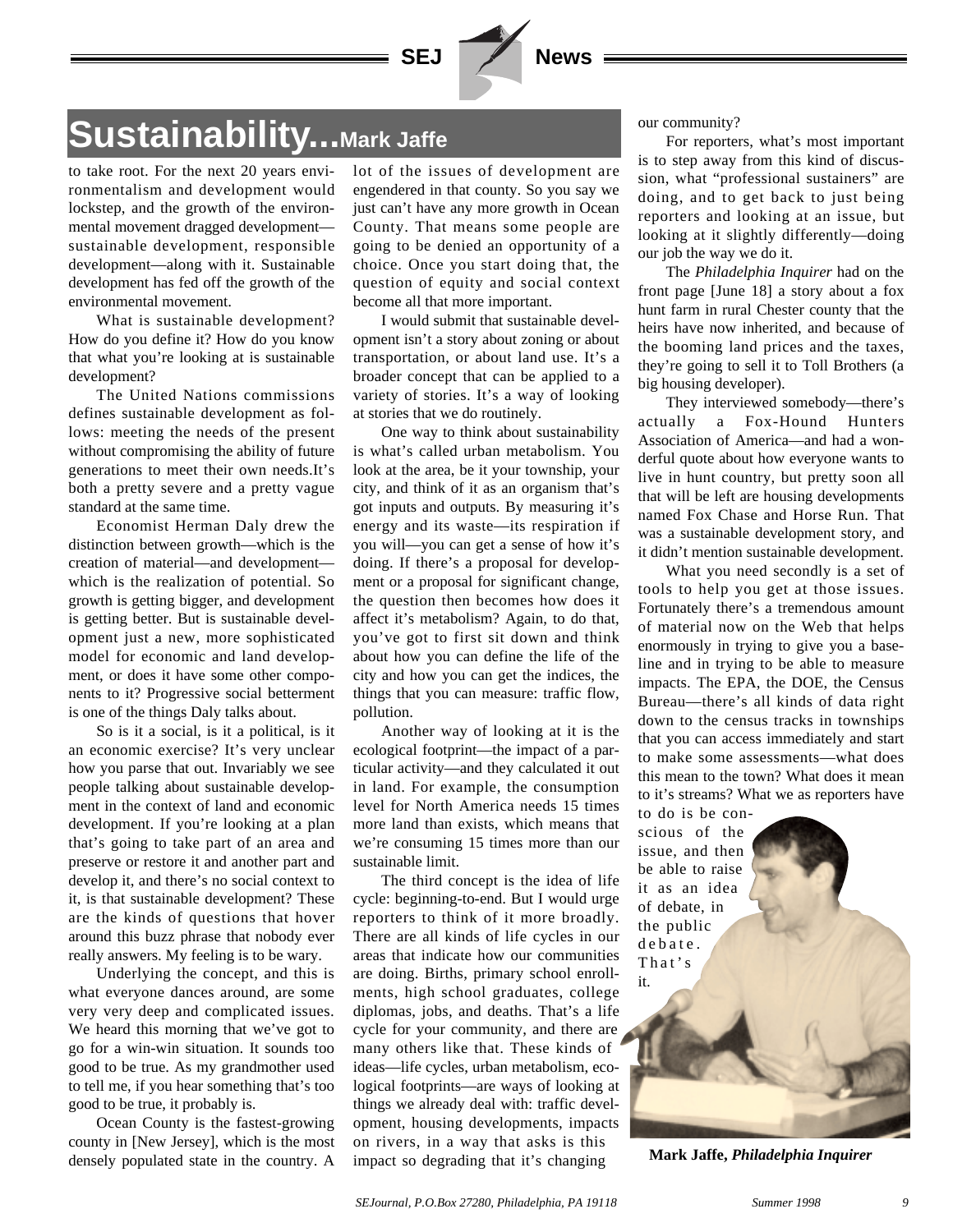# Sustainability...Mark Jaffe

to take root. For the next 20 years environmentalism and development would lockstep, and the growth of the environmental movement dragged development—sustainable development, responsible development—along with it. Sustainable development has fed off the growth of the environmental movement.

What is sustainable development? How do you define it? How do you know that what you're looking at is sustainable development?

The United Nations commissions defines sustainable development as follows: meeting the needs of the present without compromising the ability of future generations to meet their own needs.It's both a pretty severe and a pretty vague standard at the same time.

Economist Herman Daly drew the distinction between growth—which is the creation of material—and development—which is the realization of potential. So growth is getting bigger, and development is getting better. But is sustainable development just a new, more sophisticated model for economic and land development, or does it have some other components to it? Progressive social betterment is one of the things Daly talks about.

So is it a social, is it a political, is it an economic exercise? It's very unclear how you parse that out. Invariably we see people talking about sustainable development in the context of land and economic development. If you're looking at a plan that's going to take part of an area and preserve or restore it and another part and develop it, and there's no social context to it, is that sustainable development? These are the kinds of questions that hover around this buzz phrase that nobody ever really answers. My feeling is to be wary.

Underlying the concept, and this is what everyone dances around, are some very very deep and complicated issues. We heard this morning that we've got to go for a win-win situation. It sounds too good to be true. As my grandmother used to tell me, if you hear something that's too good to be true, it probably is.

Ocean County is the fastest-growing county in [New Jersey], which is the most densely populated state in the country. A lot of the issues of development are engendered in that county. So you say we just can't have any more growth in Ocean County. That means some people are going to be denied an opportunity of a choice. Once you start doing that, the question of equity and social context become all that more important.

I would submit that sustainable development isn't a story about zoning or about transportation, or about land use. It's a broader concept that can be applied to a variety of stories. It's a way of looking at stories that we do routinely.

One way to think about sustainability is what's called urban metabolism. You look at the area, be it your township, your city, and think of it as an organism that's got inputs and outputs. By measuring it's energy and its waste—its respiration if you will—you can get a sense of how it's doing. If there's a proposal for development or a proposal for significant change, the question then becomes how does it affect it's metabolism? Again, to do that, you've got to first sit down and think about how you can define the life of the city and how you can get the indices, the things that you can measure: traffic flow, pollution.

Another way of looking at it is the ecological footprint—the impact of a particular activity—and they calculated it out in land. For example, the consumption level for North America needs 15 times more land than exists, which means that we're consuming 15 times more than our sustainable limit.

The third concept is the idea of life cycle: beginning-to-end. But I would urge reporters to think of it more broadly. There are all kinds of life cycles in our areas that indicate how our communities are doing. Births, primary school enrollments, high school graduates, college diplomas, jobs, and deaths. That's a life cycle for your community, and there are many others like that. These kinds of ideas—life cycles, urban metabolism, ecological footprints—are ways of looking at things we already deal with: traffic development, housing developments, impacts on rivers, in a way that asks is this impact so degrading that it's changing our community?

For reporters, what's most important is to step away from this kind of discussion, what "professional sustainers" are doing, and to get back to just being reporters and looking at an issue, but looking at it slightly differently—doing our job the way we do it.

The *Philadelphia Inquirer* had on the front page [June 18] a story about a fox hunt farm in rural Chester county that the heirs have now inherited, and because of the booming land prices and the taxes, they're going to sell it to Toll Brothers (a big housing developer).

They interviewed somebody—there's actually a Fox-Hound Hunters Association of America—and had a wonderful quote about how everyone wants to live in hunt country, but pretty soon all that will be left are housing developments named Fox Chase and Horse Run. That was a sustainable development story, and it didn't mention sustainable development.

What you need secondly is a set of tools to help you get at those issues. Fortunately there's a tremendous amount of material now on the Web that helps enormously in trying to give you a baseline and in trying to be able to measure impacts. The EPA, the DOE, the Census Bureau—there's all kinds of data right down to the census tracks in townships that you can access immediately and start to make some assessments—what does this mean to the town? What does it mean to it's streams? What we as reporters have to do is be conscious of the issue, and then be able to raise it as an idea of debate, in the public debate. That's it.

**Mark Jaffe, *Philadelphia Inquirer***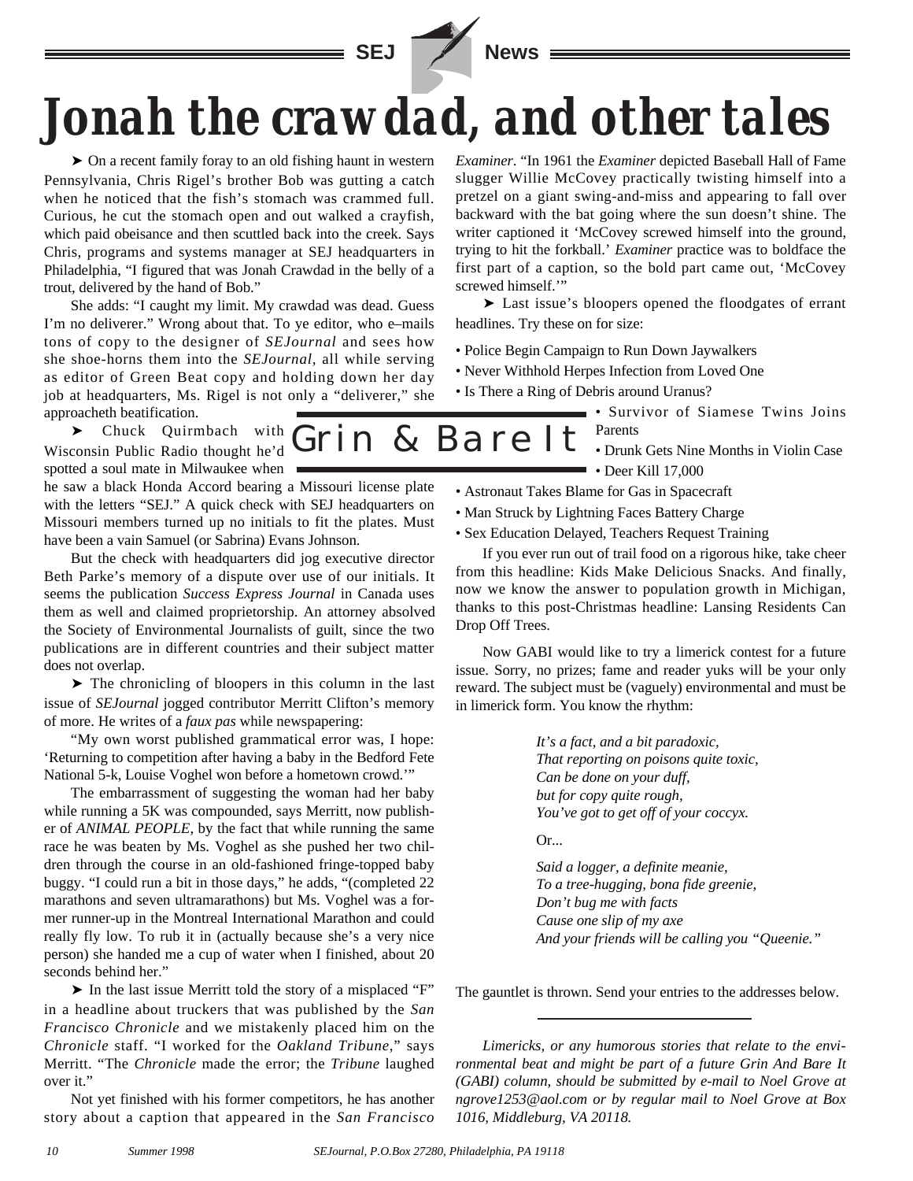# Jonah the crawdad, and other tales

## Grin & Bare It

➤ On a recent family foray to an old fishing haunt in western Pennsylvania, Chris Rigel's brother Bob was gutting a catch when he noticed that the fish's stomach was crammed full. Curious, he cut the stomach open and out walked a crayfish, which paid obeisance and then scuttled back into the creek. Says Chris, programs and systems manager at SEJ headquarters in Philadelphia, "I figured that was Jonah Crawdad in the belly of a trout, delivered by the hand of Bob."

She adds: "I caught my limit. My crawdad was dead. Guess I'm no deliverer." Wrong about that. To ye editor, who e–mails tons of copy to the designer of *SEJournal* and sees how she shoe-horns them into the *SEJournal*, all while serving as editor of Green Beat copy and holding down her day job at headquarters, Ms. Rigel is not only a "deliverer," she approacheth beatification.

➤ Chuck Quirmbach with Wisconsin Public Radio thought he'd spotted a soul mate in Milwaukee when he saw a black Honda Accord bearing a Missouri license plate with the letters "SEJ." A quick check with SEJ headquarters on Missouri members turned up no initials to fit the plates. Must have been a vain Samuel (or Sabrina) Evans Johnson.

But the check with headquarters did jog executive director Beth Parke's memory of a dispute over use of our initials. It seems the publication *Success Express Journal* in Canada uses them as well and claimed proprietorship. An attorney absolved the Society of Environmental Journalists of guilt, since the two publications are in different countries and their subject matter does not overlap.

➤ The chronicling of bloopers in this column in the last issue of *SEJournal* jogged contributor Merritt Clifton's memory of more. He writes of a *faux pas* while newspapering:

"My own worst published grammatical error was, I hope: 'Returning to competition after having a baby in the Bedford Fete National 5-k, Louise Voghel won before a hometown crowd.'"

The embarrassment of suggesting the woman had her baby while running a 5K was compounded, says Merritt, now publisher of *ANIMAL PEOPLE*, by the fact that while running the same race he was beaten by Ms. Voghel as she pushed her two children through the course in an old-fashioned fringe-topped baby buggy. "I could run a bit in those days," he adds, "(completed 22 marathons and seven ultramarathons) but Ms. Voghel was a former runner-up in the Montreal International Marathon and could really fly low. To rub it in (actually because she's a very nice person) she handed me a cup of water when I finished, about 20 seconds behind her."

➤ In the last issue Merritt told the story of a misplaced "F" in a headline about truckers that was published by the *San Francisco Chronicle* and we mistakenly placed him on the *Chronicle* staff. "I worked for the *Oakland Tribune*," says Merritt. "The *Chronicle* made the error; the *Tribune* laughed over it."

Not yet finished with his former competitors, he has another story about a caption that appeared in the *San Francisco Examiner*. "In 1961 the *Examiner* depicted Baseball Hall of Fame slugger Willie McCovey practically twisting himself into a pretzel on a giant swing-and-miss and appearing to fall over backward with the bat going where the sun doesn't shine. The writer captioned it 'McCovey screwed himself into the ground, trying to hit the forkball.' *Examiner* practice was to boldface the first part of a caption, so the bold part came out, 'McCovey screwed himself.'"

➤ Last issue's bloopers opened the floodgates of errant headlines. Try these on for size:

- Police Begin Campaign to Run Down Jaywalkers
- Never Withhold Herpes Infection from Loved One
- Is There a Ring of Debris around Uranus?
- Survivor of Siamese Twins Joins Parents
- Drunk Gets Nine Months in Violin Case
- Deer Kill 17,000
- Astronaut Takes Blame for Gas in Spacecraft
- Man Struck by Lightning Faces Battery Charge
- Sex Education Delayed, Teachers Request Training

If you ever run out of trail food on a rigorous hike, take cheer from this headline: Kids Make Delicious Snacks. And finally, now we know the answer to population growth in Michigan, thanks to this post-Christmas headline: Lansing Residents Can Drop Off Trees.

Now GABI would like to try a limerick contest for a future issue. Sorry, no prizes; fame and reader yuks will be your only reward. The subject must be (vaguely) environmental and must be in limerick form. You know the rhythm:

*It's a fact, and a bit paradoxic,*
*That reporting on poisons quite toxic,*
*Can be done on your duff,*
*but for copy quite rough,*
*You've got to get off of your coccyx.*

Or...

*Said a logger, a definite meanie,*
*To a tree-hugging, bona fide greenie,*
*Don't bug me with facts*
*Cause one slip of my axe*
*And your friends will be calling you "Queenie."*

The gauntlet is thrown. Send your entries to the addresses below.

---

*Limericks, or any humorous stories that relate to the environmental beat and might be part of a future Grin And Bare It (GABI) column, should be submitted by e-mail to Noel Grove at ngrove1253@aol.com or by regular mail to Noel Grove at Box 1016, Middleburg, VA 20118.*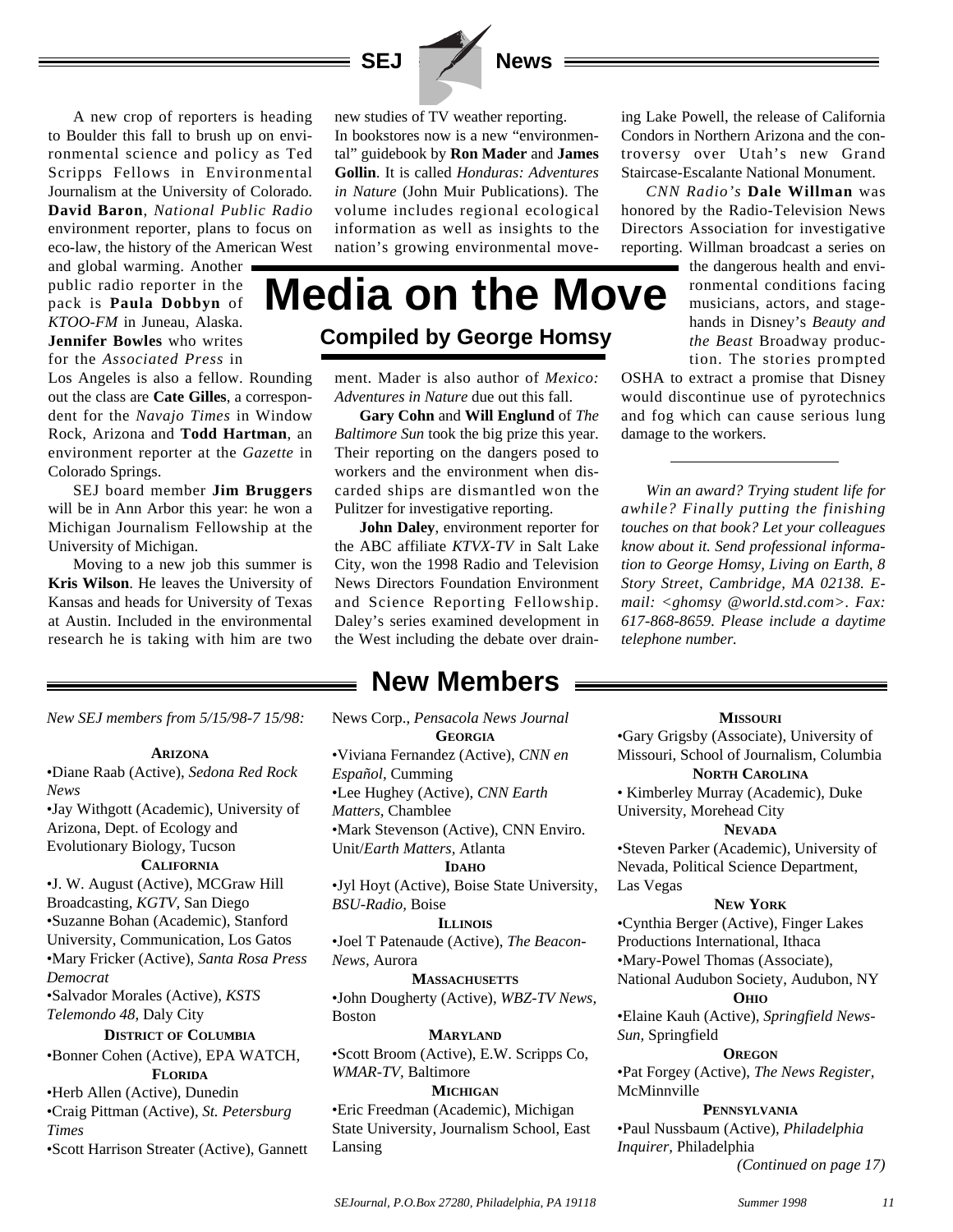# Media on the Move

## Compiled by George Homsy

A new crop of reporters is heading to Boulder this fall to brush up on environmental science and policy as Ted Scripps Fellows in Environmental Journalism at the University of Colorado. **David Baron**, *National Public Radio* environment reporter, plans to focus on eco-law, the history of the American West and global warming. Another public radio reporter in the pack is **Paula Dobbyn** of *KTOO-FM* in Juneau, Alaska. **Jennifer Bowles** who writes for the *Associated Press* in Los Angeles is also a fellow. Rounding out the class are **Cate Gilles**, a correspondent for the *Navajo Times* in Window Rock, Arizona and **Todd Hartman**, an environment reporter at the *Gazette* in Colorado Springs.

SEJ board member **Jim Bruggers** will be in Ann Arbor this year: he won a Michigan Journalism Fellowship at the University of Michigan.

Moving to a new job this summer is **Kris Wilson**. He leaves the University of Kansas and heads for University of Texas at Austin. Included in the environmental research he is taking with him are two new studies of TV weather reporting.

In bookstores now is a new "environmental" guidebook by **Ron Mader** and **James Gollin**. It is called *Honduras: Adventures in Nature* (John Muir Publications). The volume includes regional ecological information as well as insights to the nation's growing environmental movement. Mader is also author of *Mexico: Adventures in Nature* due out this fall.

**Gary Cohn** and **Will Englund** of *The Baltimore Sun* took the big prize this year. Their reporting on the dangers posed to workers and the environment when discarded ships are dismantled won the Pulitzer for investigative reporting.

**John Daley**, environment reporter for the ABC affiliate *KTVX-TV* in Salt Lake City, won the 1998 Radio and Television News Directors Foundation Environment and Science Reporting Fellowship. Daley's series examined development in the West including the debate over draining Lake Powell, the release of California Condors in Northern Arizona and the controversy over Utah's new Grand Staircase-Escalante National Monument.

*CNN Radio's* **Dale Willman** was honored by the Radio-Television News Directors Association for investigative reporting. Willman broadcast a series on the dangerous health and environmental conditions facing musicians, actors, and stagehands in Disney's *Beauty and the Beast* Broadway production. The stories prompted OSHA to extract a promise that Disney would discontinue use of pyrotechnics and fog which can cause serious lung damage to the workers.

---

*Win an award? Trying student life for awhile? Finally putting the finishing touches on that book? Let your colleagues know about it. Send professional information to George Homsy, Living on Earth, 8 Story Street, Cambridge, MA 02138. E-mail: <ghomsy @world.std.com>. Fax: 617-868-8659. Please include a daytime telephone number.*

# New Members

*New SEJ members from 5/15/98-7 15/98:*

**ARIZONA**

•Diane Raab (Active), *Sedona Red Rock News*
•Jay Withgott (Academic), University of Arizona, Dept. of Ecology and Evolutionary Biology, Tucson

**CALIFORNIA**

•J. W. August (Active), MCGraw Hill Broadcasting, *KGTV*, San Diego
•Suzanne Bohan (Academic), Stanford University, Communication, Los Gatos
•Mary Fricker (Active), *Santa Rosa Press Democrat*
•Salvador Morales (Active), *KSTS Telemondo 48*, Daly City

**DISTRICT OF COLUMBIA**

•Bonner Cohen (Active), EPA WATCH,

**FLORIDA**

•Herb Allen (Active), Dunedin
•Craig Pittman (Active), *St. Petersburg Times*
•Scott Harrison Streater (Active), Gannett News Corp., *Pensacola News Journal*

**GEORGIA**

•Viviana Fernandez (Active), *CNN en Español*, Cumming
•Lee Hughey (Active), *CNN Earth Matters*, Chamblee
•Mark Stevenson (Active), CNN Enviro. Unit/*Earth Matters*, Atlanta

**IDAHO**

•Jyl Hoyt (Active), Boise State University, *BSU-Radio*, Boise

**ILLINOIS**

•Joel T Patenaude (Active), *The Beacon-News*, Aurora

**MASSACHUSETTS**

•John Dougherty (Active), *WBZ-TV News*, Boston

**MARYLAND**

•Scott Broom (Active), E.W. Scripps Co, *WMAR-TV*, Baltimore

**MICHIGAN**

•Eric Freedman (Academic), Michigan State University, Journalism School, East Lansing

**MISSOURI**

•Gary Grigsby (Associate), University of Missouri, School of Journalism, Columbia

**NORTH CAROLINA**

• Kimberley Murray (Academic), Duke University, Morehead City

**NEVADA**

•Steven Parker (Academic), University of Nevada, Political Science Department, Las Vegas

**NEW YORK**

•Cynthia Berger (Active), Finger Lakes Productions International, Ithaca
•Mary-Powel Thomas (Associate), National Audubon Society, Audubon, NY

**OHIO**

•Elaine Kauh (Active), *Springfield News-Sun*, Springfield

**OREGON**

•Pat Forgey (Active), *The News Register*, McMinnville

**PENNSYLVANIA**

•Paul Nussbaum (Active), *Philadelphia Inquirer*, Philadelphia

*(Continued on page 17)*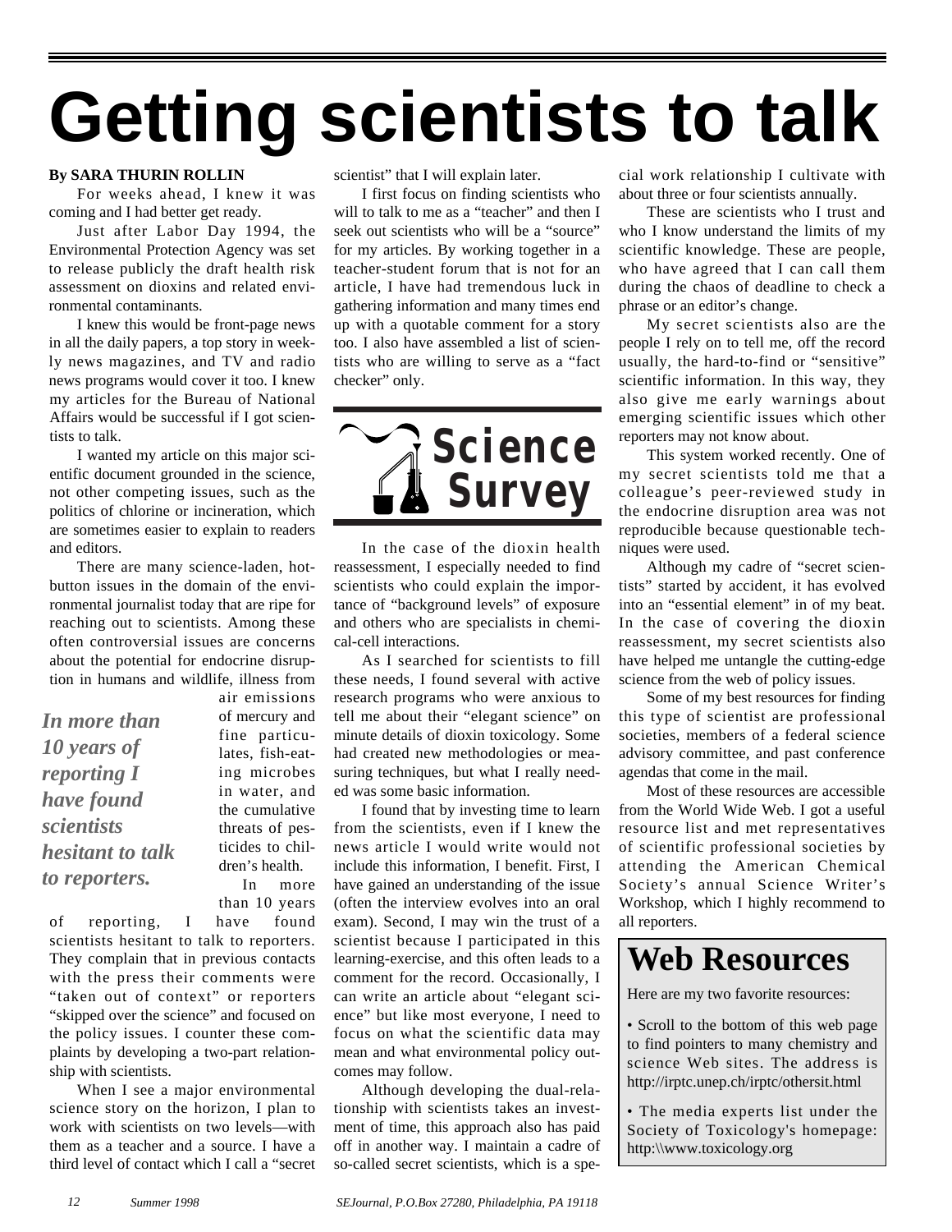# Getting scientists to talk

**By SARA THURIN ROLLIN**

For weeks ahead, I knew it was coming and I had better get ready.

Just after Labor Day 1994, the Environmental Protection Agency was set to release publicly the draft health risk assessment on dioxins and related environmental contaminants.

I knew this would be front-page news in all the daily papers, a top story in weekly news magazines, and TV and radio news programs would cover it too. I knew my articles for the Bureau of National Affairs would be successful if I got scientists to talk.

I wanted my article on this major scientific document grounded in the science, not other competing issues, such as the politics of chlorine or incineration, which are sometimes easier to explain to readers and editors.

There are many science-laden, hot-button issues in the domain of the environmental journalist today that are ripe for reaching out to scientists. Among these often controversial issues are concerns about the potential for endocrine disruption in humans and wildlife, illness from air emissions of mercury and fine particulates, fish-eating microbes in water, and the cumulative threats of pesticides to children's health.

***In more than 10 years of reporting I have found scientists hesitant to talk to reporters.***

In more than 10 years of reporting, I have found scientists hesitant to talk to reporters. They complain that in previous contacts with the press their comments were "taken out of context" or reporters "skipped over the science" and focused on the policy issues. I counter these complaints by developing a two-part relationship with scientists.

When I see a major environmental science story on the horizon, I plan to work with scientists on two levels—with them as a teacher and a source. I have a third level of contact which I call a "secret scientist" that I will explain later.

I first focus on finding scientists who will to talk to me as a "teacher" and then I seek out scientists who will be a "source" for my articles. By working together in a teacher-student forum that is not for an article, I have had tremendous luck in gathering information and many times end up with a quotable comment for a story too. I also have assembled a list of scientists who are willing to serve as a "fact checker" only.

**Science Survey**

In the case of the dioxin health reassessment, I especially needed to find scientists who could explain the importance of "background levels" of exposure and others who are specialists in chemical-cell interactions.

As I searched for scientists to fill these needs, I found several with active research programs who were anxious to tell me about their "elegant science" on minute details of dioxin toxicology. Some had created new methodologies or measuring techniques, but what I really needed was some basic information.

I found that by investing time to learn from the scientists, even if I knew the news article I would write would not include this information, I benefit. First, I have gained an understanding of the issue (often the interview evolves into an oral exam). Second, I may win the trust of a scientist because I participated in this learning-exercise, and this often leads to a comment for the record. Occasionally, I can write an article about "elegant science" but like most everyone, I need to focus on what the scientific data may mean and what environmental policy outcomes may follow.

Although developing the dual-relationship with scientists takes an investment of time, this approach also has paid off in another way. I maintain a cadre of so-called secret scientists, which is a special work relationship I cultivate with about three or four scientists annually.

These are scientists who I trust and who I know understand the limits of my scientific knowledge. These are people, who have agreed that I can call them during the chaos of deadline to check a phrase or an editor's change.

My secret scientists also are the people I rely on to tell me, off the record usually, the hard-to-find or "sensitive" scientific information. In this way, they also give me early warnings about emerging scientific issues which other reporters may not know about.

This system worked recently. One of my secret scientists told me that a colleague's peer-reviewed study in the endocrine disruption area was not reproducible because questionable techniques were used.

Although my cadre of "secret scientists" started by accident, it has evolved into an "essential element" in of my beat. In the case of covering the dioxin reassessment, my secret scientists also have helped me untangle the cutting-edge science from the web of policy issues.

Some of my best resources for finding this type of scientist are professional societies, members of a federal science advisory committee, and past conference agendas that come in the mail.

Most of these resources are accessible from the World Wide Web. I got a useful resource list and met representatives of scientific professional societies by attending the American Chemical Society's annual Science Writer's Workshop, which I highly recommend to all reporters.

## Web Resources

Here are my two favorite resources:

- Scroll to the bottom of this web page to find pointers to many chemistry and science Web sites. The address is http://irptc.unep.ch/irptc/othersit.html
- The media experts list under the Society of Toxicology's homepage: http:\\www.toxicology.org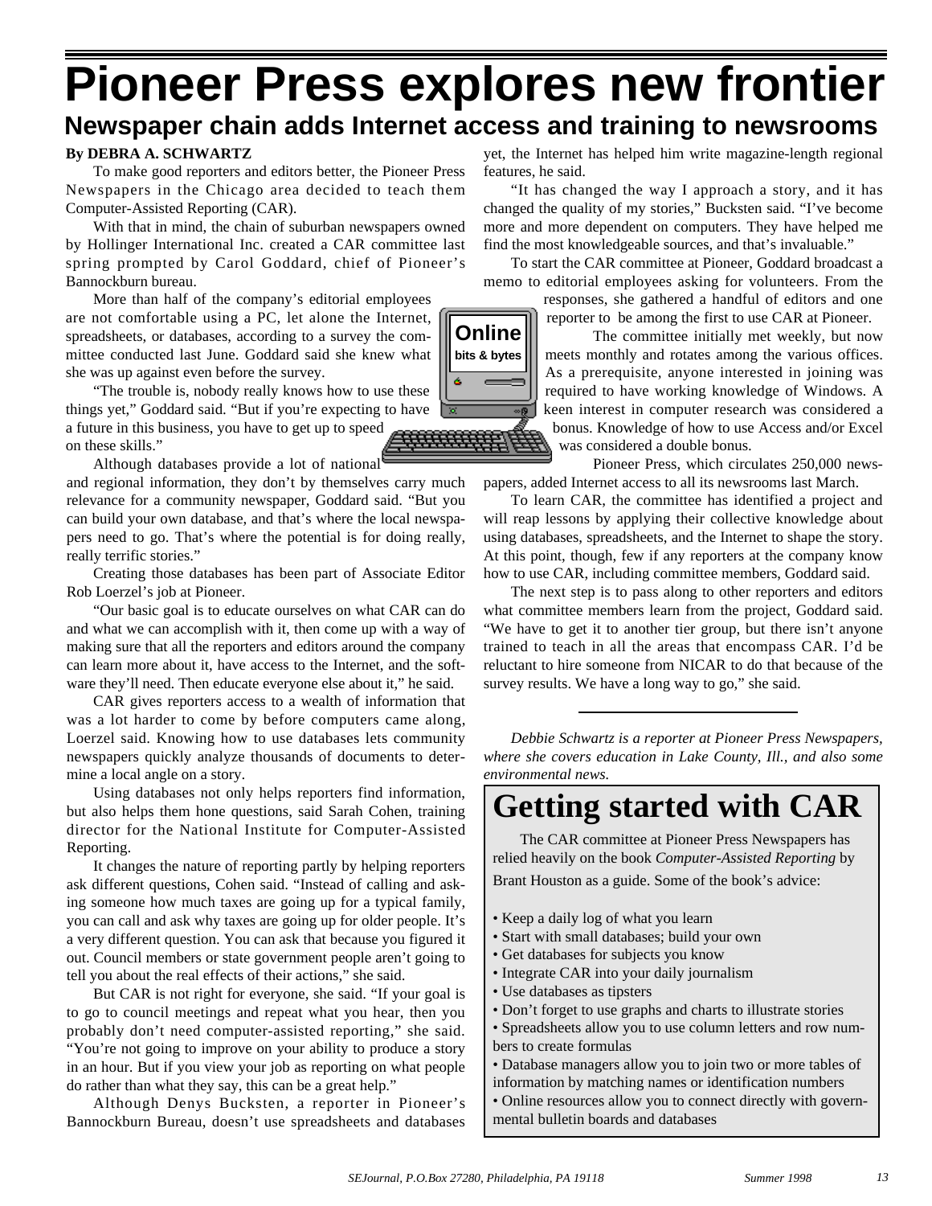# Pioneer Press explores new frontier

## Newspaper chain adds Internet access and training to newsrooms

**By DEBRA A. SCHWARTZ**

To make good reporters and editors better, the Pioneer Press Newspapers in the Chicago area decided to teach them Computer-Assisted Reporting (CAR).

With that in mind, the chain of suburban newspapers owned by Hollinger International Inc. created a CAR committee last spring prompted by Carol Goddard, chief of Pioneer's Bannockburn bureau.

More than half of the company's editorial employees are not comfortable using a PC, let alone the Internet, spreadsheets, or databases, according to a survey the committee conducted last June. Goddard said she knew what she was up against even before the survey.

"The trouble is, nobody really knows how to use these things yet," Goddard said. "But if you're expecting to have a future in this business, you have to get up to speed on these skills."

Although databases provide a lot of national and regional information, they don't by themselves carry much relevance for a community newspaper, Goddard said. "But you can build your own database, and that's where the local newspapers need to go. That's where the potential is for doing really, really terrific stories."

Creating those databases has been part of Associate Editor Rob Loerzel's job at Pioneer.

"Our basic goal is to educate ourselves on what CAR can do and what we can accomplish with it, then come up with a way of making sure that all the reporters and editors around the company can learn more about it, have access to the Internet, and the software they'll need. Then educate everyone else about it," he said.

CAR gives reporters access to a wealth of information that was a lot harder to come by before computers came along, Loerzel said. Knowing how to use databases lets community newspapers quickly analyze thousands of documents to determine a local angle on a story.

Using databases not only helps reporters find information, but also helps them hone questions, said Sarah Cohen, training director for the National Institute for Computer-Assisted Reporting.

It changes the nature of reporting partly by helping reporters ask different questions, Cohen said. "Instead of calling and asking someone how much taxes are going up for a typical family, you can call and ask why taxes are going up for older people. It's a very different question. You can ask that because you figured it out. Council members or state government people aren't going to tell you about the real effects of their actions," she said.

But CAR is not right for everyone, she said. "If your goal is to go to council meetings and repeat what you hear, then you probably don't need computer-assisted reporting," she said. "You're not going to improve on your ability to produce a story in an hour. But if you view your job as reporting on what people do rather than what they say, this can be a great help."

Although Denys Bucksten, a reporter in Pioneer's Bannockburn Bureau, doesn't use spreadsheets and databases yet, the Internet has helped him write magazine-length regional features, he said.

"It has changed the way I approach a story, and it has changed the quality of my stories," Bucksten said. "I've become more and more dependent on computers. They have helped me find the most knowledgeable sources, and that's invaluable."

To start the CAR committee at Pioneer, Goddard broadcast a memo to editorial employees asking for volunteers. From the responses, she gathered a handful of editors and one reporter to be among the first to use CAR at Pioneer.

The committee initially met weekly, but now meets monthly and rotates among the various offices. As a prerequisite, anyone interested in joining was required to have working knowledge of Windows. A keen interest in computer research was considered a bonus. Knowledge of how to use Access and/or Excel was considered a double bonus.

Pioneer Press, which circulates 250,000 newspapers, added Internet access to all its newsrooms last March.

To learn CAR, the committee has identified a project and will reap lessons by applying their collective knowledge about using databases, spreadsheets, and the Internet to shape the story. At this point, though, few if any reporters at the company know how to use CAR, including committee members, Goddard said.

The next step is to pass along to other reporters and editors what committee members learn from the project, Goddard said. "We have to get it to another tier group, but there isn't anyone trained to teach in all the areas that encompass CAR. I'd be reluctant to hire someone from NICAR to do that because of the survey results. We have a long way to go," she said.

---

*Debbie Schwartz is a reporter at Pioneer Press Newspapers, where she covers education in Lake County, Ill., and also some environmental news.*

# Getting started with CAR

The CAR committee at Pioneer Press Newspapers has relied heavily on the book *Computer-Assisted Reporting* by Brant Houston as a guide. Some of the book's advice:

- Keep a daily log of what you learn
- Start with small databases; build your own
- Get databases for subjects you know
- Integrate CAR into your daily journalism
- Use databases as tipsters
- Don't forget to use graphs and charts to illustrate stories
- Spreadsheets allow you to use column letters and row numbers to create formulas
- Database managers allow you to join two or more tables of information by matching names or identification numbers
- Online resources allow you to connect directly with governmental bulletin boards and databases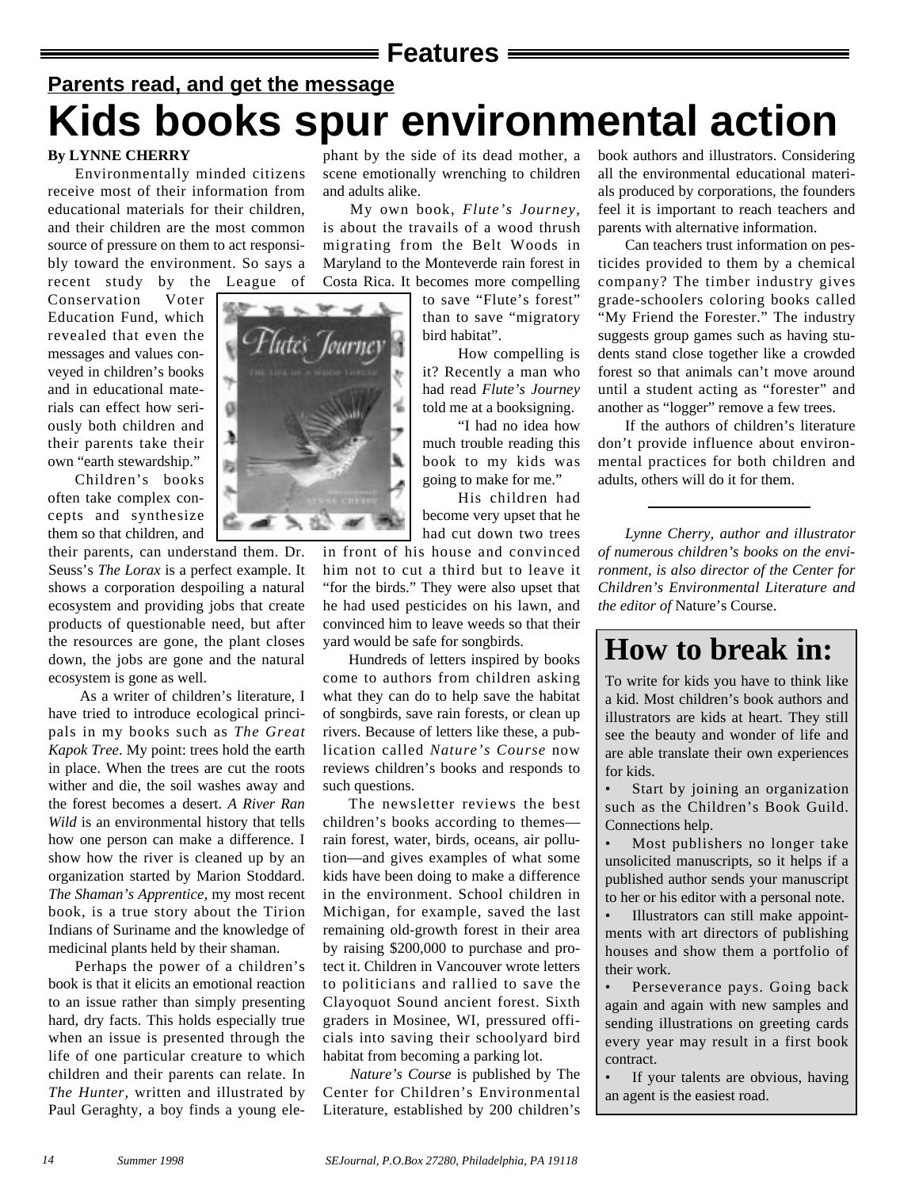## Features

**Parents read, and get the message**

# Kids books spur environmental action

**By LYNNE CHERRY**

Environmentally minded citizens receive most of their information from educational materials for their children, and their children are the most common source of pressure on them to act responsibly toward the environment. So says a recent study by the League of Conservation Voter Education Fund, which revealed that even the messages and values conveyed in children's books and in educational materials can effect how seriously both children and their parents take their own "earth stewardship."

Children's books often take complex concepts and synthesize them so that children, and their parents, can understand them. Dr. Seuss's *The Lorax* is a perfect example. It shows a corporation despoiling a natural ecosystem and providing jobs that create products of questionable need, but after the resources are gone, the plant closes down, the jobs are gone and the natural ecosystem is gone as well.

As a writer of children's literature, I have tried to introduce ecological principals in my books such as *The Great Kapok Tree*. My point: trees hold the earth in place. When the trees are cut the roots wither and die, the soil washes away and the forest becomes a desert. *A River Ran Wild* is an environmental history that tells how one person can make a difference. I show how the river is cleaned up by an organization started by Marion Stoddard. *The Shaman's Apprentice*, my most recent book, is a true story about the Tirion Indians of Suriname and the knowledge of medicinal plants held by their shaman.

Perhaps the power of a children's book is that it elicits an emotional reaction to an issue rather than simply presenting hard, dry facts. This holds especially true when an issue is presented through the life of one particular creature to which children and their parents can relate. In *The Hunter*, written and illustrated by Paul Geraghty, a boy finds a young elephant by the side of its dead mother, a scene emotionally wrenching to children and adults alike.

My own book, *Flute's Journey*, is about the travails of a wood thrush migrating from the Belt Woods in Maryland to the Monteverde rain forest in Costa Rica. It becomes more compelling to save "Flute's forest" than to save "migratory bird habitat".

How compelling is it? Recently a man who had read *Flute's Journey* told me at a booksigning.

"I had no idea how much trouble reading this book to my kids was going to make for me."

His children had become very upset that he had cut down two trees in front of his house and convinced him not to cut a third but to leave it "for the birds." They were also upset that he had used pesticides on his lawn, and convinced him to leave weeds so that their yard would be safe for songbirds.

Hundreds of letters inspired by books come to authors from children asking what they can do to help save the habitat of songbirds, save rain forests, or clean up rivers. Because of letters like these, a publication called *Nature's Course* now reviews children's books and responds to such questions.

The newsletter reviews the best children's books according to themes—rain forest, water, birds, oceans, air pollution—and gives examples of what some kids have been doing to make a difference in the environment. School children in Michigan, for example, saved the last remaining old-growth forest in their area by raising $200,000 to purchase and protect it. Children in Vancouver wrote letters to politicians and rallied to save the Clayoquot Sound ancient forest. Sixth graders in Mosinee, WI, pressured officials into saving their schoolyard bird habitat from becoming a parking lot.

*Nature's Course* is published by The Center for Children's Environmental Literature, established by 200 children's book authors and illustrators. Considering all the environmental educational materials produced by corporations, the founders feel it is important to reach teachers and parents with alternative information.

Can teachers trust information on pesticides provided to them by a chemical company? The timber industry gives grade-schoolers coloring books called "My Friend the Forester." The industry suggests group games such as having students stand close together like a crowded forest so that animals can't move around until a student acting as "forester" and another as "logger" remove a few trees.

If the authors of children's literature don't provide influence about environmental practices for both children and adults, others will do it for them.

---

*Lynne Cherry, author and illustrator of numerous children's books on the environment, is also director of the Center for Children's Environmental Literature and the editor of* Nature's Course.

## How to break in:

To write for kids you have to think like a kid. Most children's book authors and illustrators are kids at heart. They still see the beauty and wonder of life and are able translate their own experiences for kids.

- Start by joining an organization such as the Children's Book Guild. Connections help.
- Most publishers no longer take unsolicited manuscripts, so it helps if a published author sends your manuscript to her or his editor with a personal note.
- Illustrators can still make appointments with art directors of publishing houses and show them a portfolio of their work.
- Perseverance pays. Going back again and again with new samples and sending illustrations on greeting cards every year may result in a first book contract.
- If your talents are obvious, having an agent is the easiest road.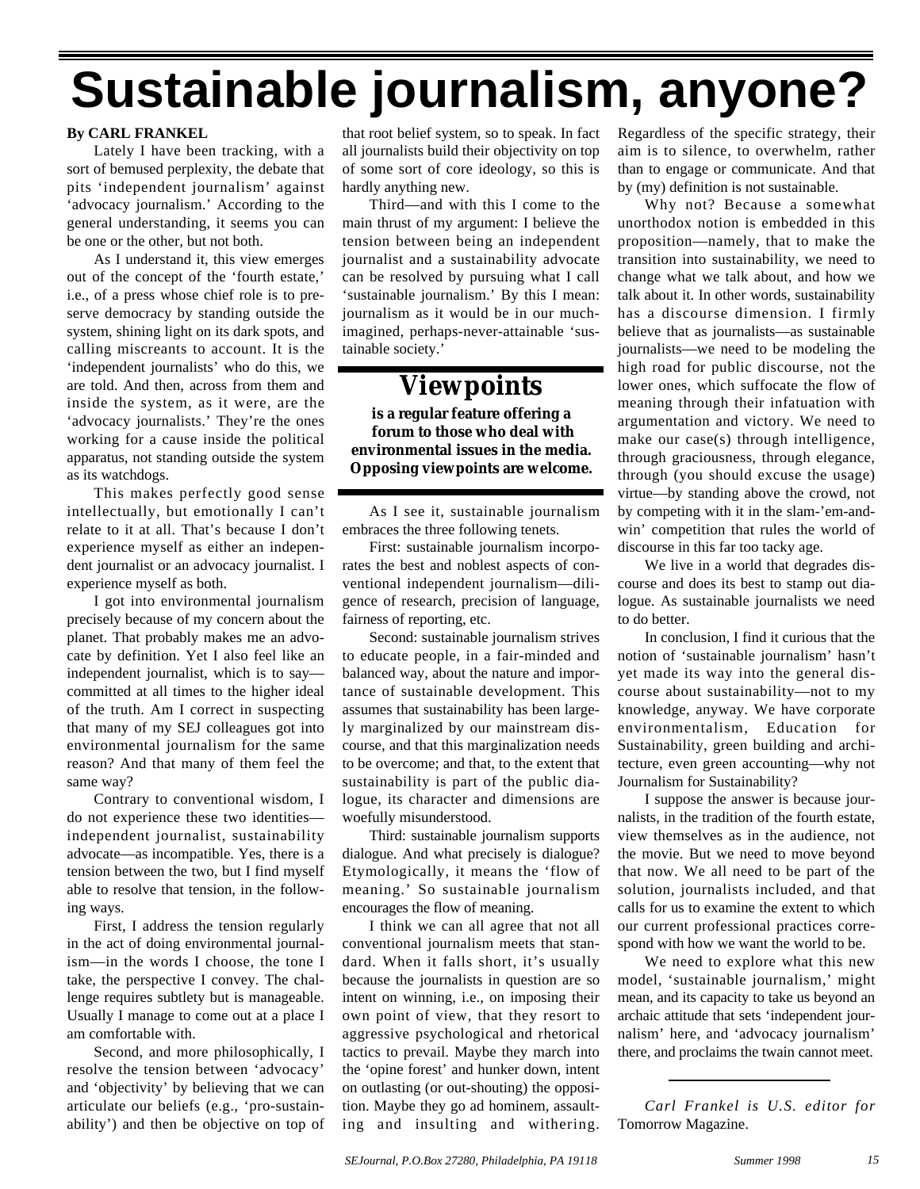# Sustainable journalism, anyone?

**By CARL FRANKEL**

Lately I have been tracking, with a sort of bemused perplexity, the debate that pits 'independent journalism' against 'advocacy journalism.' According to the general understanding, it seems you can be one or the other, but not both.

As I understand it, this view emerges out of the concept of the 'fourth estate,' i.e., of a press whose chief role is to preserve democracy by standing outside the system, shining light on its dark spots, and calling miscreants to account. It is the 'independent journalists' who do this, we are told. And then, across from them and inside the system, as it were, are the 'advocacy journalists.' They're the ones working for a cause inside the political apparatus, not standing outside the system as its watchdogs.

This makes perfectly good sense intellectually, but emotionally I can't relate to it at all. That's because I don't experience myself as either an independent journalist or an advocacy journalist. I experience myself as both.

I got into environmental journalism precisely because of my concern about the planet. That probably makes me an advocate by definition. Yet I also feel like an independent journalist, which is to say—committed at all times to the higher ideal of the truth. Am I correct in suspecting that many of my SEJ colleagues got into environmental journalism for the same reason? And that many of them feel the same way?

Contrary to conventional wisdom, I do not experience these two identities—independent journalist, sustainability advocate—as incompatible. Yes, there is a tension between the two, but I find myself able to resolve that tension, in the following ways.

First, I address the tension regularly in the act of doing environmental journalism—in the words I choose, the tone I take, the perspective I convey. The challenge requires subtlety but is manageable. Usually I manage to come out at a place I am comfortable with.

Second, and more philosophically, I resolve the tension between 'advocacy' and 'objectivity' by believing that we can articulate our beliefs (e.g., 'pro-sustainability') and then be objective on top of that root belief system, so to speak. In fact all journalists build their objectivity on top of some sort of core ideology, so this is hardly anything new.

Third—and with this I come to the main thrust of my argument: I believe the tension between being an independent journalist and a sustainability advocate can be resolved by pursuing what I call 'sustainable journalism.' By this I mean: journalism as it would be in our much-imagined, perhaps-never-attainable 'sustainable society.'

> ## Viewpoints
>
> **is a regular feature offering a forum to those who deal with environmental issues in the media. Opposing viewpoints are welcome.**

As I see it, sustainable journalism embraces the three following tenets.

First: sustainable journalism incorporates the best and noblest aspects of conventional independent journalism—diligence of research, precision of language, fairness of reporting, etc.

Second: sustainable journalism strives to educate people, in a fair-minded and balanced way, about the nature and importance of sustainable development. This assumes that sustainability has been largely marginalized by our mainstream discourse, and that this marginalization needs to be overcome; and that, to the extent that sustainability is part of the public dialogue, its character and dimensions are woefully misunderstood.

Third: sustainable journalism supports dialogue. And what precisely is dialogue? Etymologically, it means the 'flow of meaning.' So sustainable journalism encourages the flow of meaning.

I think we can all agree that not all conventional journalism meets that standard. When it falls short, it's usually because the journalists in question are so intent on winning, i.e., on imposing their own point of view, that they resort to aggressive psychological and rhetorical tactics to prevail. Maybe they march into the 'opine forest' and hunker down, intent on outlasting (or out-shouting) the opposition. Maybe they go ad hominem, assaulting and insulting and withering. Regardless of the specific strategy, their aim is to silence, to overwhelm, rather than to engage or communicate. And that by (my) definition is not sustainable.

Why not? Because a somewhat unorthodox notion is embedded in this proposition—namely, that to make the transition into sustainability, we need to change what we talk about, and how we talk about it. In other words, sustainability has a discourse dimension. I firmly believe that as journalists—as sustainable journalists—we need to be modeling the high road for public discourse, not the lower ones, which suffocate the flow of meaning through their infatuation with argumentation and victory. We need to make our case(s) through intelligence, through graciousness, through elegance, through (you should excuse the usage) virtue—by standing above the crowd, not by competing with it in the slam-'em-and-win' competition that rules the world of discourse in this far too tacky age.

We live in a world that degrades discourse and does its best to stamp out dialogue. As sustainable journalists we need to do better.

In conclusion, I find it curious that the notion of 'sustainable journalism' hasn't yet made its way into the general discourse about sustainability—not to my knowledge, anyway. We have corporate environmentalism, Education for Sustainability, green building and architecture, even green accounting—why not Journalism for Sustainability?

I suppose the answer is because journalists, in the tradition of the fourth estate, view themselves as in the audience, not the movie. But we need to move beyond that now. We all need to be part of the solution, journalists included, and that calls for us to examine the extent to which our current professional practices correspond with how we want the world to be.

We need to explore what this new model, 'sustainable journalism,' might mean, and its capacity to take us beyond an archaic attitude that sets 'independent journalism' here, and 'advocacy journalism' there, and proclaims the twain cannot meet.

---

*Carl Frankel is U.S. editor for* Tomorrow Magazine.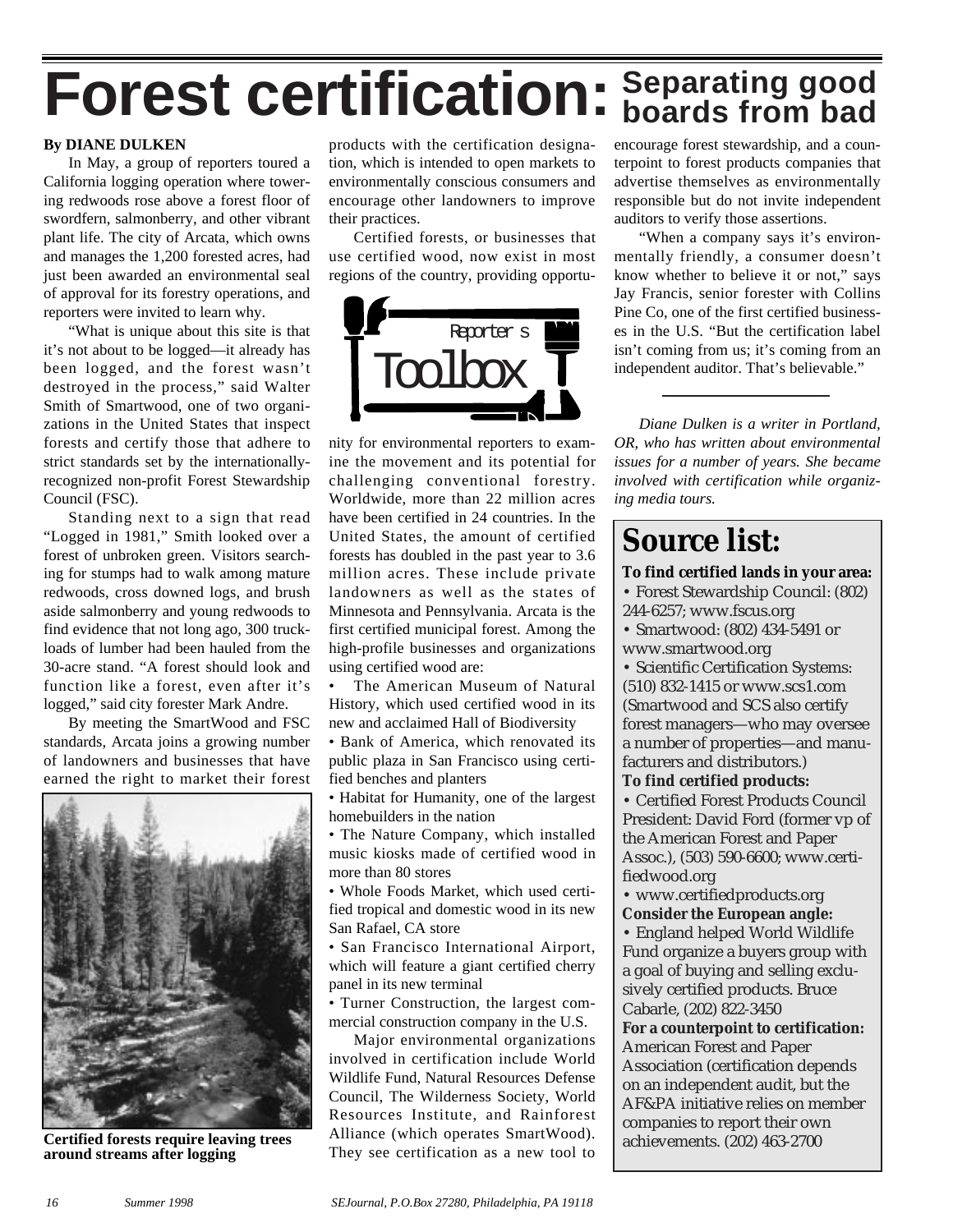# Forest certification: Separating good boards from bad

**By DIANE DULKEN**

In May, a group of reporters toured a California logging operation where towering redwoods rose above a forest floor of swordfern, salmonberry, and other vibrant plant life. The city of Arcata, which owns and manages the 1,200 forested acres, had just been awarded an environmental seal of approval for its forestry operations, and reporters were invited to learn why.

"What is unique about this site is that it's not about to be logged—it already has been logged, and the forest wasn't destroyed in the process," said Walter Smith of Smartwood, one of two organizations in the United States that inspect forests and certify those that adhere to strict standards set by the internationally-recognized non-profit Forest Stewardship Council (FSC).

Standing next to a sign that read "Logged in 1981," Smith looked over a forest of unbroken green. Visitors searching for stumps had to walk among mature redwoods, cross downed logs, and brush aside salmonberry and young redwoods to find evidence that not long ago, 300 truckloads of lumber had been hauled from the 30-acre stand. "A forest should look and function like a forest, even after it's logged," said city forester Mark Andre.

By meeting the SmartWood and FSC standards, Arcata joins a growing number of landowners and businesses that have earned the right to market their forest products with the certification designation, which is intended to open markets to environmentally conscious consumers and encourage other landowners to improve their practices.

**Certified forests require leaving trees around streams after logging**

Certified forests, or businesses that use certified wood, now exist in most regions of the country, providing opportunity for environmental reporters to examine the movement and its potential for challenging conventional forestry. Worldwide, more than 22 million acres have been certified in 24 countries. In the United States, the amount of certified forests has doubled in the past year to 3.6 million acres. These include private landowners as well as the states of Minnesota and Pennsylvania. Arcata is the first certified municipal forest. Among the high-profile businesses and organizations using certified wood are:

- The American Museum of Natural History, which used certified wood in its new and acclaimed Hall of Biodiversity
- Bank of America, which renovated its public plaza in San Francisco using certified benches and planters
- Habitat for Humanity, one of the largest homebuilders in the nation
- The Nature Company, which installed music kiosks made of certified wood in more than 80 stores
- Whole Foods Market, which used certified tropical and domestic wood in its new San Rafael, CA store
- San Francisco International Airport, which will feature a giant certified cherry panel in its new terminal
- Turner Construction, the largest commercial construction company in the U.S.

Major environmental organizations involved in certification include World Wildlife Fund, Natural Resources Defense Council, The Wilderness Society, World Resources Institute, and Rainforest Alliance (which operates SmartWood). They see certification as a new tool to encourage forest stewardship, and a counterpoint to forest products companies that advertise themselves as environmentally responsible but do not invite independent auditors to verify those assertions.

"When a company says it's environmentally friendly, a consumer doesn't know whether to believe it or not," says Jay Francis, senior forester with Collins Pine Co, one of the first certified businesses in the U.S. "But the certification label isn't coming from us; it's coming from an independent auditor. That's believable."

---

*Diane Dulken is a writer in Portland, OR, who has written about environmental issues for a number of years. She became involved with certification while organizing media tours.*

## Source list:

**To find certified lands in your area:**

- Forest Stewardship Council: (802) 244-6257; www.fscus.org
- Smartwood: (802) 434-5491 or www.smartwood.org
- Scientific Certification Systems: (510) 832-1415 or www.scs1.com (Smartwood and SCS also certify forest managers—who may oversee a number of properties—and manufacturers and distributors.)

**To find certified products:**

- Certified Forest Products Council President: David Ford (former vp of the American Forest and Paper Assoc.), (503) 590-6600; www.certifiedwood.org
- www.certifiedproducts.org

**Consider the European angle:**

- England helped World Wildlife Fund organize a buyers group with a goal of buying and selling exclusively certified products. Bruce Cabarle, (202) 822-3450

**For a counterpoint to certification:**

American Forest and Paper Association (certification depends on an independent audit, but the AF&PA initiative relies on member companies to report their own achievements. (202) 463-2700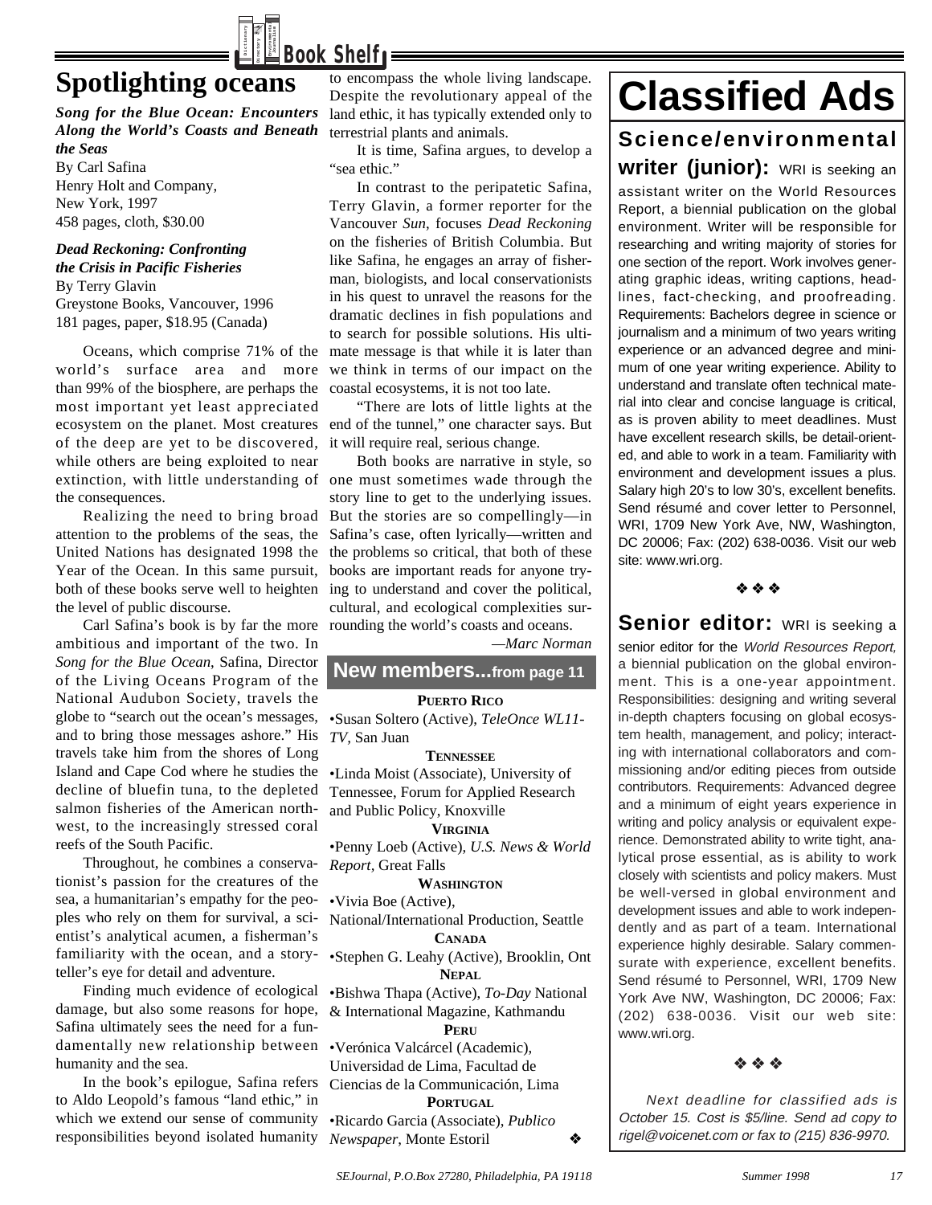Book Shelf

# Spotlighting oceans

***Song for the Blue Ocean: Encounters Along the World's Coasts and Beneath the Seas***
By Carl Safina
Henry Holt and Company,
New York, 1997
458 pages, cloth, $30.00

***Dead Reckoning: Confronting the Crisis in Pacific Fisheries***
By Terry Glavin
Greystone Books, Vancouver, 1996
181 pages, paper, $18.95 (Canada)

Oceans, which comprise 71% of the world's surface area and more than 99% of the biosphere, are perhaps the most important yet least appreciated ecosystem on the planet. Most creatures of the deep are yet to be discovered, while others are being exploited to near extinction, with little understanding of the consequences.

Realizing the need to bring broad attention to the problems of the seas, the United Nations has designated 1998 the Year of the Ocean. In this same pursuit, both of these books serve well to heighten the level of public discourse.

Carl Safina's book is by far the more ambitious and important of the two. In *Song for the Blue Ocean*, Safina, Director of the Living Oceans Program of the National Audubon Society, travels the globe to "search out the ocean's messages, and to bring those messages ashore." His travels take him from the shores of Long Island and Cape Cod where he studies the decline of bluefin tuna, to the depleted salmon fisheries of the American northwest, to the increasingly stressed coral reefs of the South Pacific.

Throughout, he combines a conservationist's passion for the creatures of the sea, a humanitarian's empathy for the peoples who rely on them for survival, a scientist's analytical acumen, a fisherman's familiarity with the ocean, and a storyteller's eye for detail and adventure.

Finding much evidence of ecological damage, but also some reasons for hope, Safina ultimately sees the need for a fundamentally new relationship between humanity and the sea.

In the book's epilogue, Safina refers to Aldo Leopold's famous "land ethic," in which we extend our sense of community responsibilities beyond isolated humanity to encompass the whole living landscape. Despite the revolutionary appeal of the land ethic, it has typically extended only to terrestrial plants and animals.

It is time, Safina argues, to develop a "sea ethic."

In contrast to the peripatetic Safina, Terry Glavin, a former reporter for the Vancouver *Sun*, focuses *Dead Reckoning* on the fisheries of British Columbia. But like Safina, he engages an array of fisherman, biologists, and local conservationists in his quest to unravel the reasons for the dramatic declines in fish populations and to search for possible solutions. His ultimate message is that while it is later than we think in terms of our impact on the coastal ecosystems, it is not too late.

"There are lots of little lights at the end of the tunnel," one character says. But it will require real, serious change.

Both books are narrative in style, so one must sometimes wade through the story line to get to the underlying issues. But the stories are so compellingly—in Safina's case, often lyrically—written and the problems so critical, that both of these books are important reads for anyone trying to understand and cover the political, cultural, and ecological complexities surrounding the world's coasts and oceans.

*—Marc Norman*

## New members...from page 11

**PUERTO RICO**
•Susan Soltero (Active), *TeleOnce WL11-TV*, San Juan

**TENNESSEE**
•Linda Moist (Associate), University of Tennessee, Forum for Applied Research and Public Policy, Knoxville

**VIRGINIA**
•Penny Loeb (Active), *U.S. News & World Report*, Great Falls

**WASHINGTON**
•Vivia Boe (Active), National/International Production, Seattle

**CANADA**
•Stephen G. Leahy (Active), Brooklin, Ont

**NEPAL**
•Bishwa Thapa (Active), *To-Day* National & International Magazine, Kathmandu

**PERU**
•Verónica Valcárcel (Academic), Universidad de Lima, Facultad de Ciencias de la Communicación, Lima

**PORTUGAL**
•Ricardo Garcia (Associate), *Publico Newspaper*, Monte Estoril ❖

# Classified Ads

**Science/environmental writer (junior):** WRI is seeking an assistant writer on the World Resources Report, a biennial publication on the global environment. Writer will be responsible for researching and writing majority of stories for one section of the report. Work involves generating graphic ideas, writing captions, headlines, fact-checking, and proofreading. Requirements: Bachelors degree in science or journalism and a minimum of two years writing experience or an advanced degree and minimum of one year writing experience. Ability to understand and translate often technical material into clear and concise language is critical, as is proven ability to meet deadlines. Must have excellent research skills, be detail-oriented, and able to work in a team. Familiarity with environment and development issues a plus. Salary high 20's to low 30's, excellent benefits. Send résumé and cover letter to Personnel, WRI, 1709 New York Ave, NW, Washington, DC 20006; Fax: (202) 638-0036. Visit our web site: www.wri.org.

❖ ❖ ❖

**Senior editor:** WRI is seeking a senior editor for the *World Resources Report,* a biennial publication on the global environment. This is a one-year appointment. Responsibilities: designing and writing several in-depth chapters focusing on global ecosystem health, management, and policy; interacting with international collaborators and commissioning and/or editing pieces from outside contributors. Requirements: Advanced degree and a minimum of eight years experience in writing and policy analysis or equivalent experience. Demonstrated ability to write tight, analytical prose essential, as is ability to work closely with scientists and policy makers. Must be well-versed in global environment and development issues and able to work independently and as part of a team. International experience highly desirable. Salary commensurate with experience, excellent benefits. Send résumé to Personnel, WRI, 1709 New York Ave NW, Washington, DC 20006; Fax: (202) 638-0036. Visit our web site: www.wri.org.

❖ ❖ ❖

*Next deadline for classified ads is October 15. Cost is $5/line. Send ad copy to rigel@voicenet.com or fax to (215) 836-9970.*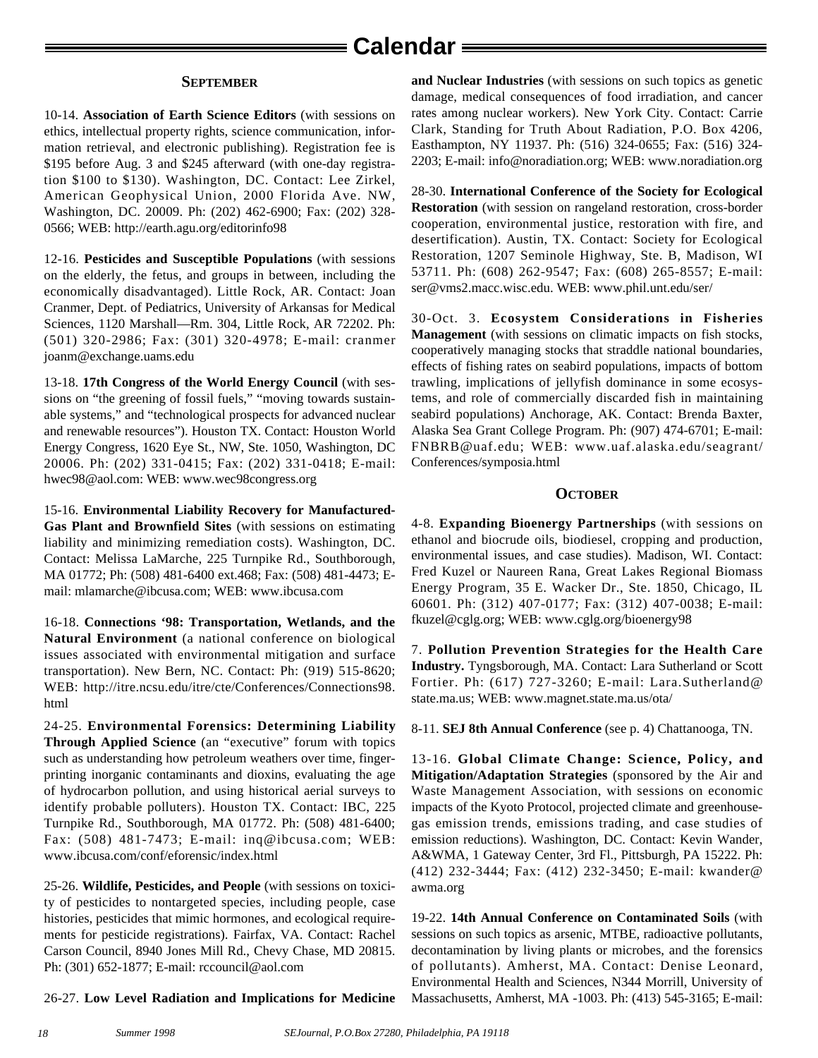# Calendar

## September

10-14. **Association of Earth Science Editors** (with sessions on ethics, intellectual property rights, science communication, information retrieval, and electronic publishing). Registration fee is $195 before Aug. 3 and $245 afterward (with one-day registration $100 to $130). Washington, DC. Contact: Lee Zirkel, American Geophysical Union, 2000 Florida Ave. NW, Washington, DC. 20009. Ph: (202) 462-6900; Fax: (202) 328-0566; WEB: http://earth.agu.org/editorinfo98

12-16. **Pesticides and Susceptible Populations** (with sessions on the elderly, the fetus, and groups in between, including the economically disadvantaged). Little Rock, AR. Contact: Joan Cranmer, Dept. of Pediatrics, University of Arkansas for Medical Sciences, 1120 Marshall—Rm. 304, Little Rock, AR 72202. Ph: (501) 320-2986; Fax: (301) 320-4978; E-mail: cranmer joanm@exchange.uams.edu

13-18. **17th Congress of the World Energy Council** (with sessions on "the greening of fossil fuels," "moving towards sustainable systems," and "technological prospects for advanced nuclear and renewable resources"). Houston TX. Contact: Houston World Energy Congress, 1620 Eye St., NW, Ste. 1050, Washington, DC 20006. Ph: (202) 331-0415; Fax: (202) 331-0418; E-mail: hwec98@aol.com: WEB: www.wec98congress.org

15-16. **Environmental Liability Recovery for Manufactured-Gas Plant and Brownfield Sites** (with sessions on estimating liability and minimizing remediation costs). Washington, DC. Contact: Melissa LaMarche, 225 Turnpike Rd., Southborough, MA 01772; Ph: (508) 481-6400 ext.468; Fax: (508) 481-4473; E-mail: mlamarche@ibcusa.com; WEB: www.ibcusa.com

16-18. **Connections '98: Transportation, Wetlands, and the Natural Environment** (a national conference on biological issues associated with environmental mitigation and surface transportation). New Bern, NC. Contact: Ph: (919) 515-8620; WEB: http://itre.ncsu.edu/itre/cte/Conferences/Connections98.html

24-25. **Environmental Forensics: Determining Liability Through Applied Science** (an "executive" forum with topics such as understanding how petroleum weathers over time, fingerprinting inorganic contaminants and dioxins, evaluating the age of hydrocarbon pollution, and using historical aerial surveys to identify probable polluters). Houston TX. Contact: IBC, 225 Turnpike Rd., Southborough, MA 01772. Ph: (508) 481-6400; Fax: (508) 481-7473; E-mail: inq@ibcusa.com; WEB: www.ibcusa.com/conf/eforensic/index.html

25-26. **Wildlife, Pesticides, and People** (with sessions on toxicity of pesticides to nontargeted species, including people, case histories, pesticides that mimic hormones, and ecological requirements for pesticide registrations). Fairfax, VA. Contact: Rachel Carson Council, 8940 Jones Mill Rd., Chevy Chase, MD 20815. Ph: (301) 652-1877; E-mail: rccouncil@aol.com

26-27. **Low Level Radiation and Implications for Medicine and Nuclear Industries** (with sessions on such topics as genetic damage, medical consequences of food irradiation, and cancer rates among nuclear workers). New York City. Contact: Carrie Clark, Standing for Truth About Radiation, P.O. Box 4206, Easthampton, NY 11937. Ph: (516) 324-0655; Fax: (516) 324-2203; E-mail: info@noradiation.org; WEB: www.noradiation.org

28-30. **International Conference of the Society for Ecological Restoration** (with session on rangeland restoration, cross-border cooperation, environmental justice, restoration with fire, and desertification). Austin, TX. Contact: Society for Ecological Restoration, 1207 Seminole Highway, Ste. B, Madison, WI 53711. Ph: (608) 262-9547; Fax: (608) 265-8557; E-mail: ser@vms2.macc.wisc.edu. WEB: www.phil.unt.edu/ser/

30-Oct. 3. **Ecosystem Considerations in Fisheries Management** (with sessions on climatic impacts on fish stocks, cooperatively managing stocks that straddle national boundaries, effects of fishing rates on seabird populations, impacts of bottom trawling, implications of jellyfish dominance in some ecosystems, and role of commercially discarded fish in maintaining seabird populations) Anchorage, AK. Contact: Brenda Baxter, Alaska Sea Grant College Program. Ph: (907) 474-6701; E-mail: FNBRB@uaf.edu; WEB: www.uaf.alaska.edu/seagrant/Conferences/symposia.html

## October

4-8. **Expanding Bioenergy Partnerships** (with sessions on ethanol and biocrude oils, biodiesel, cropping and production, environmental issues, and case studies). Madison, WI. Contact: Fred Kuzel or Naureen Rana, Great Lakes Regional Biomass Energy Program, 35 E. Wacker Dr., Ste. 1850, Chicago, IL 60601. Ph: (312) 407-0177; Fax: (312) 407-0038; E-mail: fkuzel@cglg.org; WEB: www.cglg.org/bioenergy98

7. **Pollution Prevention Strategies for the Health Care Industry.** Tyngsborough, MA. Contact: Lara Sutherland or Scott Fortier. Ph: (617) 727-3260; E-mail: Lara.Sutherland@state.ma.us; WEB: www.magnet.state.ma.us/ota/

8-11. **SEJ 8th Annual Conference** (see p. 4) Chattanooga, TN.

13-16. **Global Climate Change: Science, Policy, and Mitigation/Adaptation Strategies** (sponsored by the Air and Waste Management Association, with sessions on economic impacts of the Kyoto Protocol, projected climate and greenhouse-gas emission trends, emissions trading, and case studies of emission reductions). Washington, DC. Contact: Kevin Wander, A&WMA, 1 Gateway Center, 3rd Fl., Pittsburgh, PA 15222. Ph: (412) 232-3444; Fax: (412) 232-3450; E-mail: kwander@awma.org

19-22. **14th Annual Conference on Contaminated Soils** (with sessions on such topics as arsenic, MTBE, radioactive pollutants, decontamination by living plants or microbes, and the forensics of pollutants). Amherst, MA. Contact: Denise Leonard, Environmental Health and Sciences, N344 Morrill, University of Massachusetts, Amherst, MA -1003. Ph: (413) 545-3165; E-mail: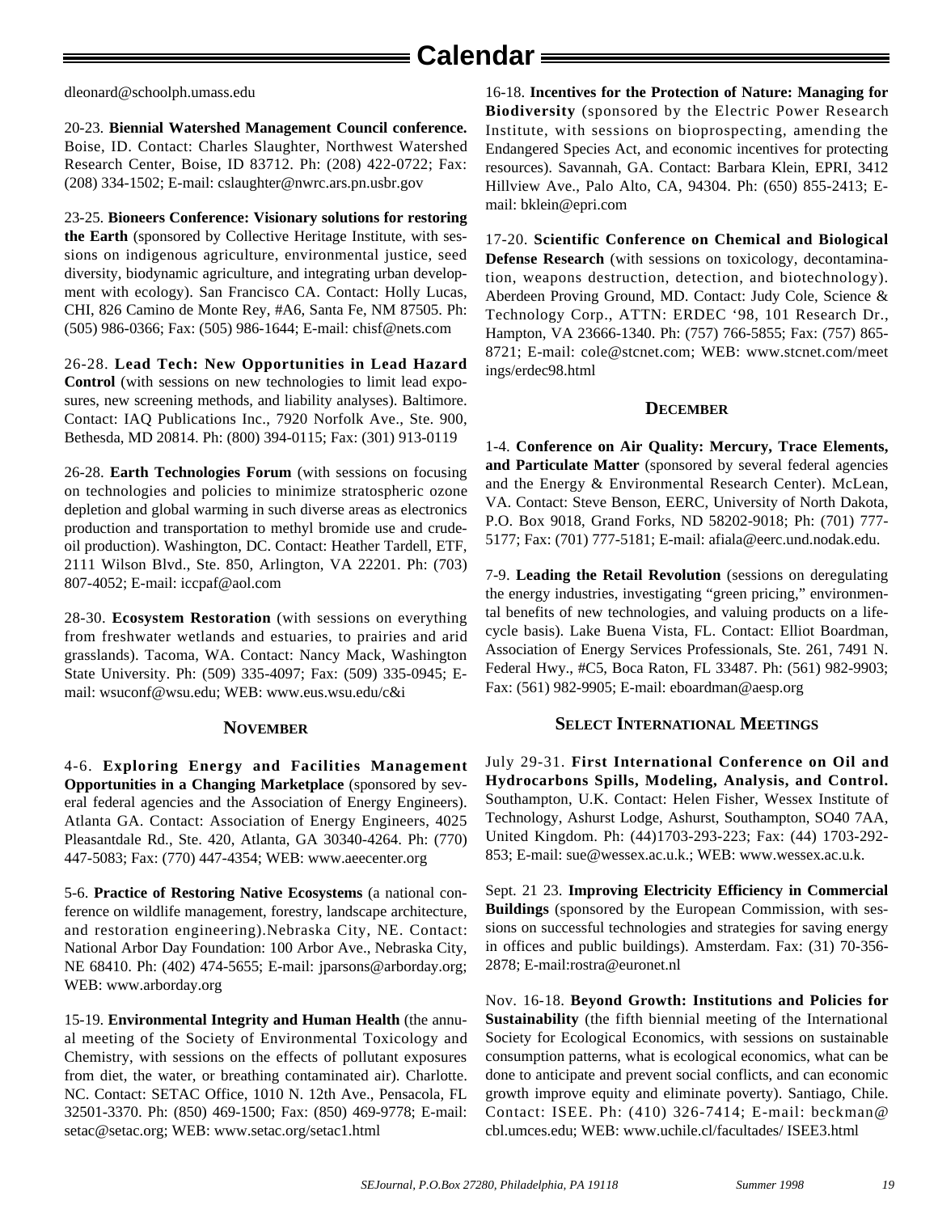# Calendar

dleonard@schoolph.umass.edu

20-23. **Biennial Watershed Management Council conference.** Boise, ID. Contact: Charles Slaughter, Northwest Watershed Research Center, Boise, ID 83712. Ph: (208) 422-0722; Fax: (208) 334-1502; E-mail: cslaughter@nwrc.ars.pn.usbr.gov

23-25. **Bioneers Conference: Visionary solutions for restoring the Earth** (sponsored by Collective Heritage Institute, with sessions on indigenous agriculture, environmental justice, seed diversity, biodynamic agriculture, and integrating urban development with ecology). San Francisco CA. Contact: Holly Lucas, CHI, 826 Camino de Monte Rey, #A6, Santa Fe, NM 87505. Ph: (505) 986-0366; Fax: (505) 986-1644; E-mail: chisf@nets.com

26-28. **Lead Tech: New Opportunities in Lead Hazard Control** (with sessions on new technologies to limit lead exposures, new screening methods, and liability analyses). Baltimore. Contact: IAQ Publications Inc., 7920 Norfolk Ave., Ste. 900, Bethesda, MD 20814. Ph: (800) 394-0115; Fax: (301) 913-0119

26-28. **Earth Technologies Forum** (with sessions on focusing on technologies and policies to minimize stratospheric ozone depletion and global warming in such diverse areas as electronics production and transportation to methyl bromide use and crude-oil production). Washington, DC. Contact: Heather Tardell, ETF, 2111 Wilson Blvd., Ste. 850, Arlington, VA 22201. Ph: (703) 807-4052; E-mail: iccpaf@aol.com

28-30. **Ecosystem Restoration** (with sessions on everything from freshwater wetlands and estuaries, to prairies and arid grasslands). Tacoma, WA. Contact: Nancy Mack, Washington State University. Ph: (509) 335-4097; Fax: (509) 335-0945; E-mail: wsuconf@wsu.edu; WEB: www.eus.wsu.edu/c&i

### November

4-6. **Exploring Energy and Facilities Management Opportunities in a Changing Marketplace** (sponsored by several federal agencies and the Association of Energy Engineers). Atlanta GA. Contact: Association of Energy Engineers, 4025 Pleasantdale Rd., Ste. 420, Atlanta, GA 30340-4264. Ph: (770) 447-5083; Fax: (770) 447-4354; WEB: www.aeecenter.org

5-6. **Practice of Restoring Native Ecosystems** (a national conference on wildlife management, forestry, landscape architecture, and restoration engineering).Nebraska City, NE. Contact: National Arbor Day Foundation: 100 Arbor Ave., Nebraska City, NE 68410. Ph: (402) 474-5655; E-mail: jparsons@arborday.org; WEB: www.arborday.org

15-19. **Environmental Integrity and Human Health** (the annual meeting of the Society of Environmental Toxicology and Chemistry, with sessions on the effects of pollutant exposures from diet, the water, or breathing contaminated air). Charlotte. NC. Contact: SETAC Office, 1010 N. 12th Ave., Pensacola, FL 32501-3370. Ph: (850) 469-1500; Fax: (850) 469-9778; E-mail: setac@setac.org; WEB: www.setac.org/setac1.html

16-18. **Incentives for the Protection of Nature: Managing for Biodiversity** (sponsored by the Electric Power Research Institute, with sessions on bioprospecting, amending the Endangered Species Act, and economic incentives for protecting resources). Savannah, GA. Contact: Barbara Klein, EPRI, 3412 Hillview Ave., Palo Alto, CA, 94304. Ph: (650) 855-2413; E-mail: bklein@epri.com

17-20. **Scientific Conference on Chemical and Biological Defense Research** (with sessions on toxicology, decontamination, weapons destruction, detection, and biotechnology). Aberdeen Proving Ground, MD. Contact: Judy Cole, Science & Technology Corp., ATTN: ERDEC '98, 101 Research Dr., Hampton, VA 23666-1340. Ph: (757) 766-5855; Fax: (757) 865-8721; E-mail: cole@stcnet.com; WEB: www.stcnet.com/meetings/erdec98.html

### December

1-4. **Conference on Air Quality: Mercury, Trace Elements, and Particulate Matter** (sponsored by several federal agencies and the Energy & Environmental Research Center). McLean, VA. Contact: Steve Benson, EERC, University of North Dakota, P.O. Box 9018, Grand Forks, ND 58202-9018; Ph: (701) 777-5177; Fax: (701) 777-5181; E-mail: afiala@eerc.und.nodak.edu.

7-9. **Leading the Retail Revolution** (sessions on deregulating the energy industries, investigating "green pricing," environmental benefits of new technologies, and valuing products on a life-cycle basis). Lake Buena Vista, FL. Contact: Elliot Boardman, Association of Energy Services Professionals, Ste. 261, 7491 N. Federal Hwy., #C5, Boca Raton, FL 33487. Ph: (561) 982-9903; Fax: (561) 982-9905; E-mail: eboardman@aesp.org

### Select International Meetings

July 29-31. **First International Conference on Oil and Hydrocarbons Spills, Modeling, Analysis, and Control.** Southampton, U.K. Contact: Helen Fisher, Wessex Institute of Technology, Ashurst Lodge, Ashurst, Southampton, SO40 7AA, United Kingdom. Ph: (44)1703-293-223; Fax: (44) 1703-292-853; E-mail: sue@wessex.ac.u.k.; WEB: www.wessex.ac.u.k.

Sept. 21 23. **Improving Electricity Efficiency in Commercial Buildings** (sponsored by the European Commission, with sessions on successful technologies and strategies for saving energy in offices and public buildings). Amsterdam. Fax: (31) 70-356-2878; E-mail:rostra@euronet.nl

Nov. 16-18. **Beyond Growth: Institutions and Policies for Sustainability** (the fifth biennial meeting of the International Society for Ecological Economics, with sessions on sustainable consumption patterns, what is ecological economics, what can be done to anticipate and prevent social conflicts, and can economic growth improve equity and eliminate poverty). Santiago, Chile. Contact: ISEE. Ph: (410) 326-7414; E-mail: beckman@cbl.umces.edu; WEB: www.uchile.cl/facultades/ ISEE3.html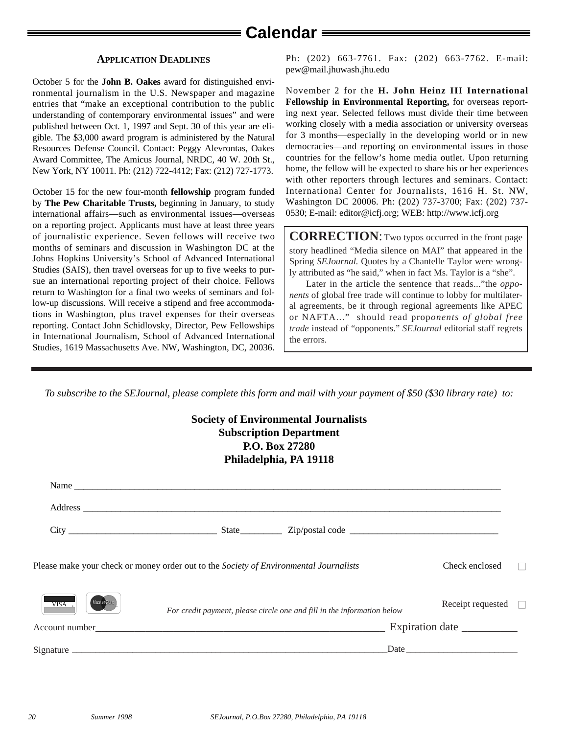# Calendar

### Application Deadlines

October 5 for the **John B. Oakes** award for distinguished environmental journalism in the U.S. Newspaper and magazine entries that "make an exceptional contribution to the public understanding of contemporary environmental issues" and were published between Oct. 1, 1997 and Sept. 30 of this year are eligible. The $3,000 award program is administered by the Natural Resources Defense Council. Contact: Peggy Alevrontas, Oakes Award Committee, The Amicus Journal, NRDC, 40 W. 20th St., New York, NY 10011. Ph: (212) 722-4412; Fax: (212) 727-1773.

October 15 for the new four-month **fellowship** program funded by **The Pew Charitable Trusts,** beginning in January, to study international affairs—such as environmental issues—overseas on a reporting project. Applicants must have at least three years of journalistic experience. Seven fellows will receive two months of seminars and discussion in Washington DC at the Johns Hopkins University's School of Advanced International Studies (SAIS), then travel overseas for up to five weeks to pursue an international reporting project of their choice. Fellows return to Washington for a final two weeks of seminars and follow-up discussions. Will receive a stipend and free accommodations in Washington, plus travel expenses for their overseas reporting. Contact John Schidlovsky, Director, Pew Fellowships in International Journalism, School of Advanced International Studies, 1619 Massachusetts Ave. NW, Washington, DC, 20036. Ph: (202) 663-7761. Fax: (202) 663-7762. E-mail: pew@mail.jhuwash.jhu.edu

November 2 for the **H. John Heinz III International Fellowship in Environmental Reporting,** for overseas reporting next year. Selected fellows must divide their time between working closely with a media association or university overseas for 3 months—especially in the developing world or in new democracies—and reporting on environmental issues in those countries for the fellow's home media outlet. Upon returning home, the fellow will be expected to share his or her experiences with other reporters through lectures and seminars. Contact: International Center for Journalists, 1616 H. St. NW, Washington DC 20006. Ph: (202) 737-3700; Fax: (202) 737-0530; E-mail: editor@icfj.org; WEB: http://www.icfj.org

**CORRECTION**: Two typos occurred in the front page story headlined "Media silence on MAI" that appeared in the Spring *SEJournal.* Quotes by a Chantelle Taylor were wrongly attributed as "he said," when in fact Ms. Taylor is a "she".

Later in the article the sentence that reads..."the *opponents* of global free trade will continue to lobby for multilateral agreements, be it through regional agreements like APEC or NAFTA..." should read prop*onents of global free trade* instead of "opponents." *SEJournal* editorial staff regrets the errors.

---

*To subscribe to the SEJournal, please complete this form and mail with your payment of $50 ($30 library rate) to:*

**Society of Environmental Journalists**
**Subscription Department**
**P.O. Box 27280**
**Philadelphia, PA 19118**

Name ______________________________________________

Address ____________________________________________

City ________________ State_________ Zip/postal code ________________

Please make your check or money order out to the *Society of Environmental Journalists* Check enclosed ☐

VISA MasterCard *For credit payment, please circle one and fill in the information below* Receipt requested ☐

Account number______________________________ Expiration date __________

Signature ______________________________ Date ____________________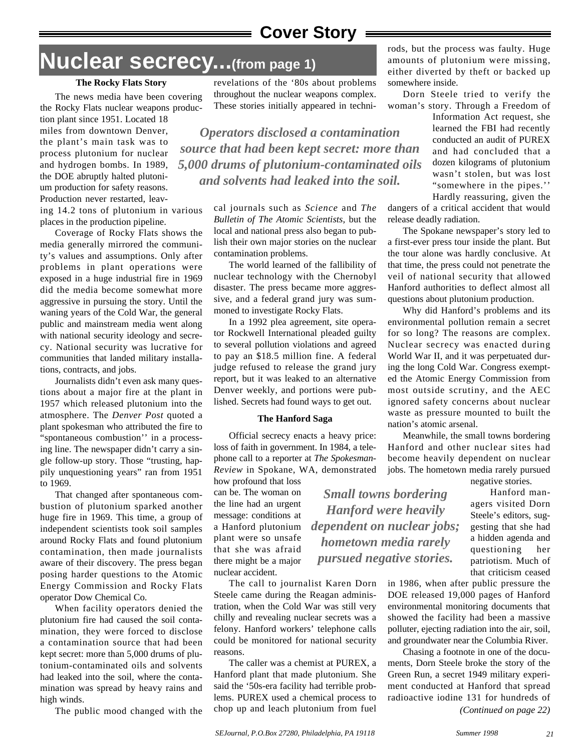# Nuclear secrecy...(from page 1)

### The Rocky Flats Story

The news media have been covering the Rocky Flats nuclear weapons production plant since 1951. Located 18 miles from downtown Denver, the plant's main task was to process plutonium for nuclear and hydrogen bombs. In 1989, the DOE abruptly halted plutonium production for safety reasons. Production never restarted, leaving 14.2 tons of plutonium in various places in the production pipeline.

Coverage of Rocky Flats shows the media generally mirrored the community's values and assumptions. Only after problems in plant operations were exposed in a huge industrial fire in 1969 did the media become somewhat more aggressive in pursuing the story. Until the waning years of the Cold War, the general public and mainstream media went along with national security ideology and secrecy. National security was lucrative for communities that landed military installations, contracts, and jobs.

Journalists didn't even ask many questions about a major fire at the plant in 1957 which released plutonium into the atmosphere. The *Denver Post* quoted a plant spokesman who attributed the fire to "spontaneous combustion'' in a processing line. The newspaper didn't carry a single follow-up story. Those "trusting, happily unquestioning years" ran from 1951 to 1969.

That changed after spontaneous combustion of plutonium sparked another huge fire in 1969. This time, a group of independent scientists took soil samples around Rocky Flats and found plutonium contamination, then made journalists aware of their discovery. The press began posing harder questions to the Atomic Energy Commission and Rocky Flats operator Dow Chemical Co.

When facility operators denied the plutonium fire had caused the soil contamination, they were forced to disclose a contamination source that had been kept secret: more than 5,000 drums of plutonium-contaminated oils and solvents had leaked into the soil, where the contamination was spread by heavy rains and high winds.

The public mood changed with the revelations of the '80s about problems throughout the nuclear weapons complex. These stories initially appeared in technical journals such as *Science* and *The Bulletin of The Atomic Scientists*, but the local and national press also began to publish their own major stories on the nuclear contamination problems.

> ***Operators disclosed a contamination source that had been kept secret: more than 5,000 drums of plutonium-contaminated oils and solvents had leaked into the soil.***

The world learned of the fallibility of nuclear technology with the Chernobyl disaster. The press became more aggressive, and a federal grand jury was summoned to investigate Rocky Flats.

In a 1992 plea agreement, site operator Rockwell International pleaded guilty to several pollution violations and agreed to pay an $18.5 million fine. A federal judge refused to release the grand jury report, but it was leaked to an alternative Denver weekly, and portions were published. Secrets had found ways to get out.

### The Hanford Saga

Official secrecy enacts a heavy price: loss of faith in government. In 1984, a telephone call to a reporter at *The Spokesman-Review* in Spokane, WA, demonstrated how profound that loss can be. The woman on the line had an urgent message: conditions at a Hanford plutonium plant were so unsafe that she was afraid there might be a major nuclear accident.

The call to journalist Karen Dorn Steele came during the Reagan administration, when the Cold War was still very chilly and revealing nuclear secrets was a felony. Hanford workers' telephone calls could be monitored for national security reasons.

The caller was a chemist at PUREX, a Hanford plant that made plutonium. She said the '50s-era facility had terrible problems. PUREX used a chemical process to chop up and leach plutonium from fuel rods, but the process was faulty. Huge amounts of plutonium were missing, either diverted by theft or backed up somewhere inside.

Dorn Steele tried to verify the woman's story. Through a Freedom of Information Act request, she learned the FBI had recently conducted an audit of PUREX and had concluded that a dozen kilograms of plutonium wasn't stolen, but was lost "somewhere in the pipes.'' Hardly reassuring, given the dangers of a critical accident that would release deadly radiation.

The Spokane newspaper's story led to a first-ever press tour inside the plant. But the tour alone was hardly conclusive. At that time, the press could not penetrate the veil of national security that allowed Hanford authorities to deflect almost all questions about plutonium production.

Why did Hanford's problems and its environmental pollution remain a secret for so long? The reasons are complex. Nuclear secrecy was enacted during World War II, and it was perpetuated during the long Cold War. Congress exempted the Atomic Energy Commission from most outside scrutiny, and the AEC ignored safety concerns about nuclear waste as pressure mounted to built the nation's atomic arsenal.

Meanwhile, the small towns bordering Hanford and other nuclear sites had become heavily dependent on nuclear jobs. The hometown media rarely pursued negative stories.

> ***Small towns bordering Hanford were heavily dependent on nuclear jobs; hometown media rarely pursued negative stories.***

Hanford managers visited Dorn Steele's editors, suggesting that she had a hidden agenda and questioning her patriotism. Much of that criticism ceased in 1986, when after public pressure the DOE released 19,000 pages of Hanford environmental monitoring documents that showed the facility had been a massive polluter, ejecting radiation into the air, soil, and groundwater near the Columbia River.

Chasing a footnote in one of the documents, Dorn Steele broke the story of the Green Run, a secret 1949 military experiment conducted at Hanford that spread radioactive iodine 131 for hundreds of

*(Continued on page 22)*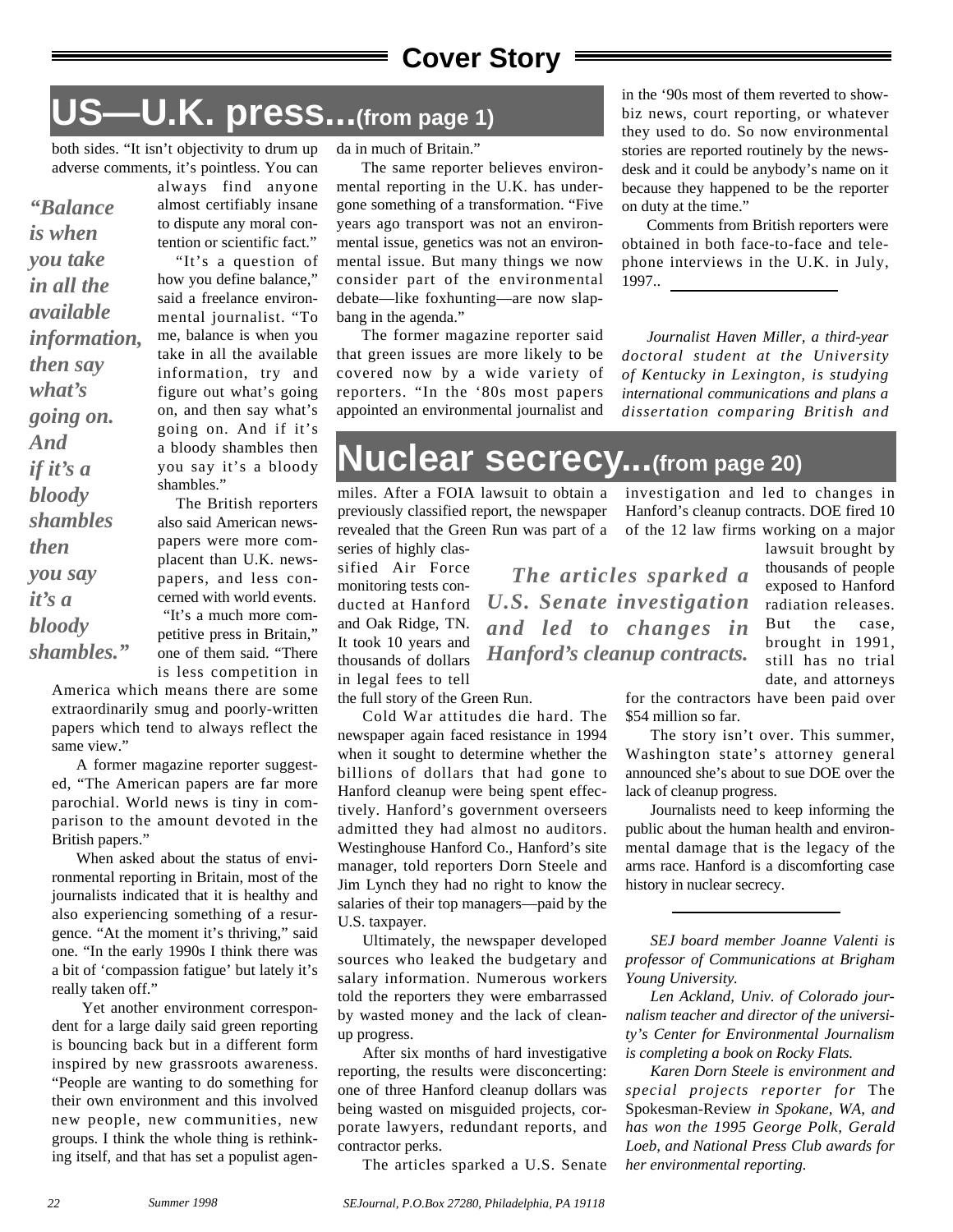## Cover Story

# US—U.K. press...(from page 1)

both sides. "It isn't objectivity to drum up adverse comments, it's pointless. You can always find anyone almost certifiably insane to dispute any moral contention or scientific fact."

*"Balance is when you take in all the available information, then say what's going on. And if it's a bloody shambles then you say it's a bloody shambles."*

"It's a question of how you define balance," said a freelance environmental journalist. "To me, balance is when you take in all the available information, try and figure out what's going on, and then say what's going on. And if it's a bloody shambles then you say it's a bloody shambles."

The British reporters also said American newspapers were more complacent than U.K. newspapers, and less concerned with world events. "It's a much more competitive press in Britain," one of them said. "There is less competition in America which means there are some extraordinarily smug and poorly-written papers which tend to always reflect the same view."

A former magazine reporter suggested, "The American papers are far more parochial. World news is tiny in comparison to the amount devoted in the British papers."

When asked about the status of environmental reporting in Britain, most of the journalists indicated that it is healthy and also experiencing something of a resurgence. "At the moment it's thriving," said one. "In the early 1990s I think there was a bit of 'compassion fatigue' but lately it's really taken off."

Yet another environment correspondent for a large daily said green reporting is bouncing back but in a different form inspired by new grassroots awareness. "People are wanting to do something for their own environment and this involved new people, new communities, new groups. I think the whole thing is rethinking itself, and that has set a populist agenda in much of Britain."

The same reporter believes environmental reporting in the U.K. has undergone something of a transformation. "Five years ago transport was not an environmental issue, genetics was not an environmental issue. But many things we now consider part of the environmental debate—like foxhunting—are now slap-bang in the agenda."

The former magazine reporter said that green issues are more likely to be covered now by a wide variety of reporters. "In the '80s most papers appointed an environmental journalist and in the '90s most of them reverted to show-biz news, court reporting, or whatever they used to do. So now environmental stories are reported routinely by the newsdesk and it could be anybody's name on it because they happened to be the reporter on duty at the time."

Comments from British reporters were obtained in both face-to-face and telephone interviews in the U.K. in July, 1997..

---

*Journalist Haven Miller, a third-year doctoral student at the University of Kentucky in Lexington, is studying international communications and plans a dissertation comparing British and*

# Nuclear secrecy...(from page 20)

miles. After a FOIA lawsuit to obtain a previously classified report, the newspaper revealed that the Green Run was part of a series of highly classified Air Force monitoring tests conducted at Hanford and Oak Ridge, TN. It took 10 years and thousands of dollars in legal fees to tell the full story of the Green Run.

Cold War attitudes die hard. The newspaper again faced resistance in 1994 when it sought to determine whether the billions of dollars that had gone to Hanford cleanup were being spent effectively. Hanford's government overseers admitted they had almost no auditors. Westinghouse Hanford Co., Hanford's site manager, told reporters Dorn Steele and Jim Lynch they had no right to know the salaries of their top managers—paid by the U.S. taxpayer.

Ultimately, the newspaper developed sources who leaked the budgetary and salary information. Numerous workers told the reporters they were embarrassed by wasted money and the lack of cleanup progress.

After six months of hard investigative reporting, the results were disconcerting: one of three Hanford cleanup dollars was being wasted on misguided projects, corporate lawyers, redundant reports, and contractor perks.

The articles sparked a U.S. Senate investigation and led to changes in Hanford's cleanup contracts. DOE fired 10 of the 12 law firms working on a major lawsuit brought by thousands of people exposed to Hanford radiation releases. But the case, brought in 1991, still has no trial date, and attorneys for the contractors have been paid over $54 million so far.

*The articles sparked a U.S. Senate investigation and led to changes in Hanford's cleanup contracts.*

The story isn't over. This summer, Washington state's attorney general announced she's about to sue DOE over the lack of cleanup progress.

Journalists need to keep informing the public about the human health and environmental damage that is the legacy of the arms race. Hanford is a discomforting case history in nuclear secrecy.

---

*SEJ board member Joanne Valenti is professor of Communications at Brigham Young University.*

*Len Ackland, Univ. of Colorado journalism teacher and director of the university's Center for Environmental Journalism is completing a book on Rocky Flats.*

*Karen Dorn Steele is environment and special projects reporter for* The Spokesman-Review *in Spokane, WA, and has won the 1995 George Polk, Gerald Loeb, and National Press Club awards for her environmental reporting.*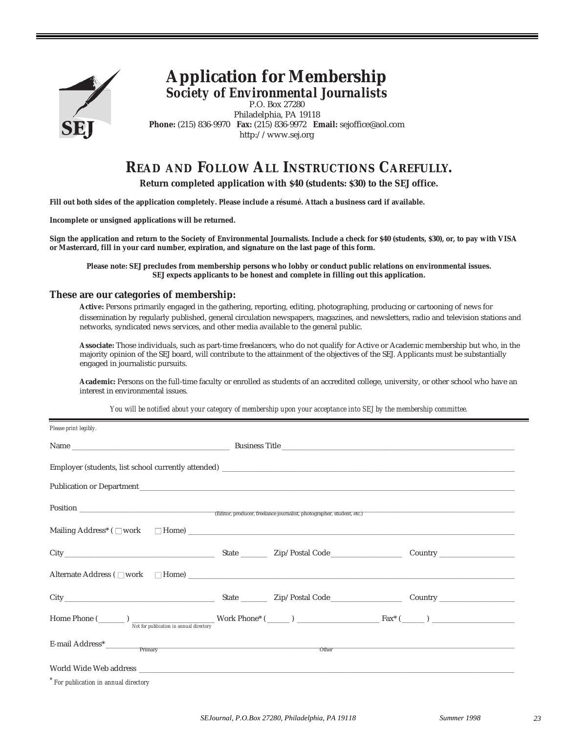# Application for Membership

## Society of Environmental Journalists

P.O. Box 27280
Philadelphia, PA 19118
**Phone:** (215) 836-9970 **Fax:** (215) 836-9972 **Email:** sejoffice@aol.com
http://www.sej.org

## READ AND FOLLOW ALL INSTRUCTIONS CAREFULLY.

**Return completed application with $40 (students: $30) to the SEJ office.**

**Fill out both sides of the application completely. Please include a résumé. Attach a business card if available.**

**Incomplete or unsigned applications will be returned.**

**Sign the application and return to the Society of Environmental Journalists. Include a check for $40 (students, $30), or, to pay with VISA or Mastercard, fill in your card number, expiration, and signature on the last page of this form.**

**Please note: SEJ precludes from membership persons who lobby or conduct public relations on environmental issues. SEJ expects applicants to be honest and complete in filling out this application.**

### These are our categories of membership:

**Active:** Persons primarily engaged in the gathering, reporting, editing, photographing, producing or cartooning of news for dissemination by regularly published, general circulation newspapers, magazines, and newsletters, radio and television stations and networks, syndicated news services, and other media available to the general public.

**Associate:** Those individuals, such as part-time freelancers, who do not qualify for Active or Academic membership but who, in the majority opinion of the SEJ board, will contribute to the attainment of the objectives of the SEJ. Applicants must be substantially engaged in journalistic pursuits.

**Academic:** Persons on the full-time faculty or enrolled as students of an accredited college, university, or other school who have an interest in environmental issues.

*You will be notified about your category of membership upon your acceptance into SEJ by the membership committee.*

---

*Please print legibly.*

Name ______________________ Business Title ______________________

Employer (students, list school currently attended) ______________________

Publication or Department ______________________

Position ______________________
(Editor, producer, freelance journalist, photographer, student, etc.)

Mailing Address* ( ☐ work ☐ Home) ______________________

City ______________ State ______ Zip/Postal Code ______________ Country ______________

Alternate Address ( ☐ work ☐ Home) ______________________

City ______________ State ______ Zip/Postal Code ______________ Country ______________

Home Phone (______) ______________ Work Phone* (______) ______________ Fax* (______) ______________
Not for publication in annual directory

E-mail Address* ______________ Primary ______________ Other

World Wide Web address ______________________

\* *For publication in annual directory*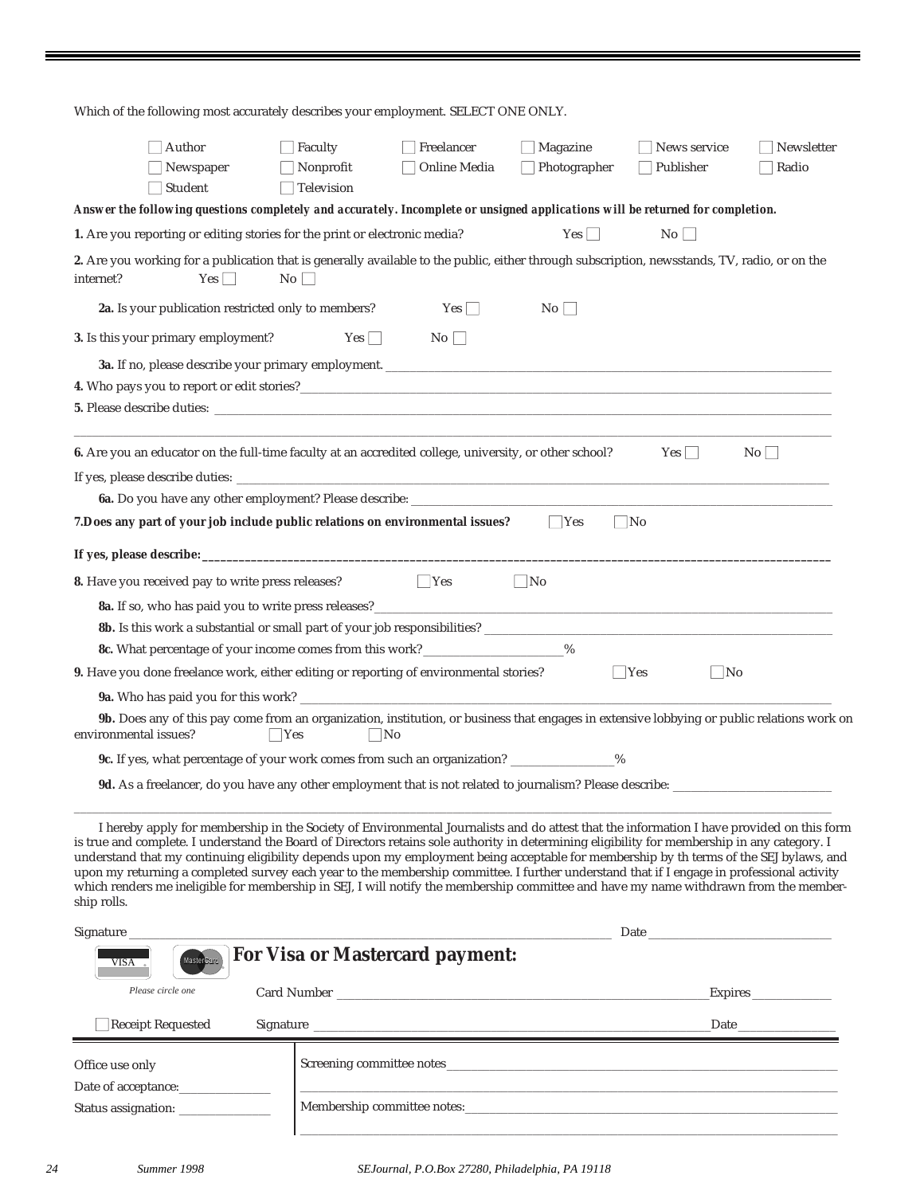Which of the following most accurately describes your employment. SELECT ONE ONLY.

- ☐ Author
- ☐ Faculty
- ☐ Freelancer
- ☐ Magazine
- ☐ News service
- ☐ Newsletter
- ☐ Newspaper
- ☐ Nonprofit
- ☐ Online Media
- ☐ Photographer
- ☐ Publisher
- ☐ Radio
- ☐ Student
- ☐ Television

***Answer the following questions completely and accurately. Incomplete or unsigned applications will be returned for completion.***

**1.** Are you reporting or editing stories for the print or electronic media? Yes ☐ No ☐

**2.** Are you working for a publication that is generally available to the public, either through subscription, newsstands, TV, radio, or on the internet? Yes ☐ No ☐

**2a.** Is your publication restricted only to members? Yes ☐ No ☐

**3.** Is this your primary employment? Yes ☐ No ☐

**3a.** If no, please describe your primary employment. ____________________

**4.** Who pays you to report or edit stories? ____________________

**5.** Please describe duties: ____________________

____________________

**6.** Are you an educator on the full-time faculty at an accredited college, university, or other school? Yes ☐ No ☐

If yes, please describe duties: ____________________

**6a.** Do you have any other employment? Please describe: ____________________

**7.Does any part of your job include public relations on environmental issues?** ☐Yes ☐No

**If yes, please describe:** ____________________

**8.** Have you received pay to write press releases? ☐Yes ☐No

**8a.** If so, who has paid you to write press releases? ____________________

**8b.** Is this work a substantial or small part of your job responsibilities? ____________________

**8c.** What percentage of your income comes from this work? __________%

**9.** Have you done freelance work, either editing or reporting of environmental stories? ☐Yes ☐No

**9a.** Who has paid you for this work? ____________________

**9b.** Does any of this pay come from an organization, institution, or business that engages in extensive lobbying or public relations work on environmental issues? ☐Yes ☐No

**9c.** If yes, what percentage of your work comes from such an organization? __________%

**9d.** As a freelancer, do you have any other employment that is not related to journalism? Please describe: ____________________

____________________

I hereby apply for membership in the Society of Environmental Journalists and do attest that the information I have provided on this form is true and complete. I understand the Board of Directors retains sole authority in determining eligibility for membership in any category. I understand that my continuing eligibility depends upon my employment being acceptable for membership by th terms of the SEJ bylaws, and upon my returning a completed survey each year to the membership committee. I further understand that if I engage in professional activity which renders me ineligible for membership in SEJ, I will notify the membership committee and have my name withdrawn from the membership rolls.

Signature ____________________ Date ____________________

VISA MasterCard

*Please circle one*

## For Visa or Mastercard payment:

Card Number ____________________ Expires __________

☐Receipt Requested Signature ____________________ Date __________

Office use only

Date of acceptance: __________

Status assignation: __________

Screening committee notes ____________________

____________________

Membership committee notes: ____________________

____________________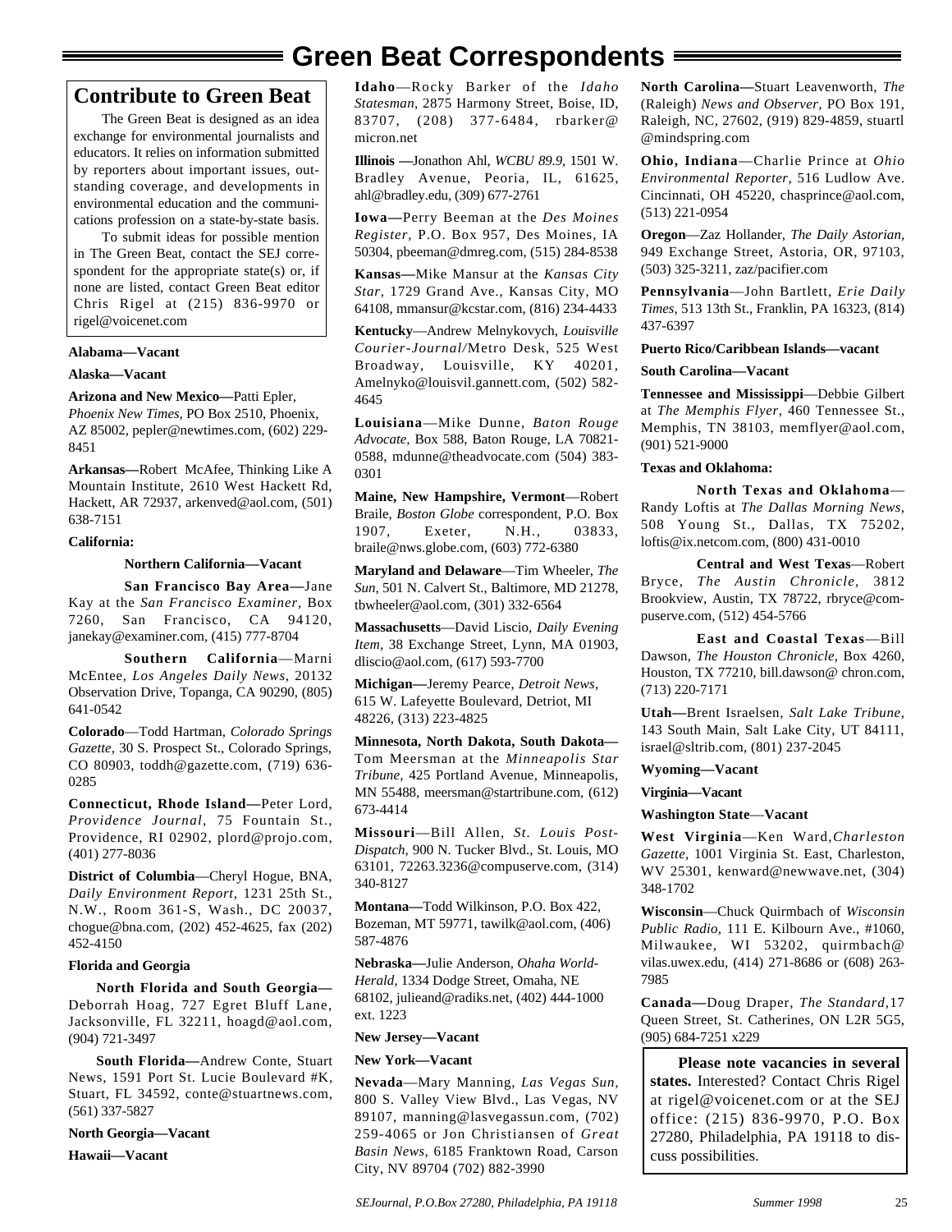# Green Beat Correspondents

## Contribute to Green Beat

The Green Beat is designed as an idea exchange for environmental journalists and educators. It relies on information submitted by reporters about important issues, outstanding coverage, and developments in environmental education and the communications profession on a state-by-state basis.

To submit ideas for possible mention in The Green Beat, contact the SEJ correspondent for the appropriate state(s) or, if none are listed, contact Green Beat editor Chris Rigel at (215) 836-9970 or rigel@voicenet.com

**Alabama—Vacant**

**Alaska—Vacant**

**Arizona and New Mexico—**Patti Epler, *Phoenix New Times,* PO Box 2510, Phoenix, AZ 85002, pepler@newtimes.com, (602) 229-8451

**Arkansas—**Robert McAfee, Thinking Like A Mountain Institute, 2610 West Hackett Rd, Hackett, AR 72937, arkenved@aol.com, (501) 638-7151

**California:**

**Northern California—Vacant**

**San Francisco Bay Area—**Jane Kay at the *San Francisco Examiner,* Box 7260, San Francisco, CA 94120, janekay@examiner.com, (415) 777-8704

**Southern California**—Marni McEntee, *Los Angeles Daily News,* 20132 Observation Drive, Topanga, CA 90290, (805) 641-0542

**Colorado**—Todd Hartman, *Colorado Springs Gazette,* 30 S. Prospect St., Colorado Springs, CO 80903, toddh@gazette.com, (719) 636-0285

**Connecticut, Rhode Island—**Peter Lord, *Providence Journal,* 75 Fountain St., Providence, RI 02902, plord@projo.com, (401) 277-8036

**District of Columbia**—Cheryl Hogue, BNA, *Daily Environment Report,* 1231 25th St., N.W., Room 361-S, Wash., DC 20037, chogue@bna.com, (202) 452-4625, fax (202) 452-4150

**Florida and Georgia**

**North Florida and South Georgia—** Deborrah Hoag, 727 Egret Bluff Lane, Jacksonville, FL 32211, hoagd@aol.com, (904) 721-3497

**South Florida—**Andrew Conte, Stuart News, 1591 Port St. Lucie Boulevard #K, Stuart, FL 34592, conte@stuartnews.com, (561) 337-5827

**North Georgia—Vacant**

**Hawaii—Vacant**

**Idaho**—Rocky Barker of the *Idaho Statesman,* 2875 Harmony Street, Boise, ID, 83707, (208) 377-6484, rbarker@micron.net

**Illinois —**Jonathon Ahl, *WCBU 89.9,* 1501 W. Bradley Avenue, Peoria, IL, 61625, ahl@bradley.edu, (309) 677-2761

**Iowa—**Perry Beeman at the *Des Moines Register,* P.O. Box 957, Des Moines, IA 50304, pbeeman@dmreg.com, (515) 284-8538

**Kansas—**Mike Mansur at the *Kansas City Star,* 1729 Grand Ave., Kansas City, MO 64108, mmansur@kcstar.com, (816) 234-4433

**Kentucky**—Andrew Melnykovych, *Louisville Courier-Journal/*Metro Desk, 525 West Broadway, Louisville, KY 40201, Amelnyko@louisvil.gannett.com, (502) 582-4645

**Louisiana**—Mike Dunne, *Baton Rouge Advocate,* Box 588, Baton Rouge, LA 70821-0588, mdunne@theadvocate.com (504) 383-0301

**Maine, New Hampshire, Vermont**—Robert Braile, *Boston Globe* correspondent, P.O. Box 1907, Exeter, N.H., 03833, braile@nws.globe.com, (603) 772-6380

**Maryland and Delaware**—Tim Wheeler, *The Sun,* 501 N. Calvert St., Baltimore, MD 21278, tbwheeler@aol.com, (301) 332-6564

**Massachusetts**—David Liscio, *Daily Evening Item,* 38 Exchange Street, Lynn, MA 01903, dliscio@aol.com, (617) 593-7700

**Michigan—**Jeremy Pearce, *Detroit News,* 615 W. Lafeyette Boulevard, Detriot, MI 48226, (313) 223-4825

**Minnesota, North Dakota, South Dakota—** Tom Meersman at the *Minneapolis Star Tribune,* 425 Portland Avenue, Minneapolis, MN 55488, meersman@startribune.com, (612) 673-4414

**Missouri**—Bill Allen, *St. Louis Post-Dispatch,* 900 N. Tucker Blvd., St. Louis, MO 63101, 72263.3236@compuserve.com, (314) 340-8127

**Montana—**Todd Wilkinson, P.O. Box 422, Bozeman, MT 59771, tawilk@aol.com, (406) 587-4876

**Nebraska—**Julie Anderson, *Ohaha World-Herald,* 1334 Dodge Street, Omaha, NE 68102, julieand@radiks.net, (402) 444-1000 ext. 1223

**New Jersey—Vacant**

**New York—Vacant**

**Nevada**—Mary Manning, *Las Vegas Sun,* 800 S. Valley View Blvd., Las Vegas, NV 89107, manning@lasvegassun.com, (702) 259-4065 or Jon Christiansen of *Great Basin News,* 6185 Franktown Road, Carson City, NV 89704 (702) 882-3990

**North Carolina—**Stuart Leavenworth, *The* (Raleigh) *News and Observer,* PO Box 191, Raleigh, NC, 27602, (919) 829-4859, stuartl @mindspring.com

**Ohio, Indiana**—Charlie Prince at *Ohio Environmental Reporter,* 516 Ludlow Ave. Cincinnati, OH 45220, chasprince@aol.com, (513) 221-0954

**Oregon**—Zaz Hollander, *The Daily Astorian,* 949 Exchange Street, Astoria, OR, 97103, (503) 325-3211, zaz/pacifier.com

**Pennsylvania**—John Bartlett, *Erie Daily Times,* 513 13th St., Franklin, PA 16323, (814) 437-6397

**Puerto Rico/Caribbean Islands—vacant**

**South Carolina—Vacant**

**Tennessee and Mississippi**—Debbie Gilbert at *The Memphis Flyer,* 460 Tennessee St., Memphis, TN 38103, memflyer@aol.com, (901) 521-9000

**Texas and Oklahoma:**

**North Texas and Oklahoma**—Randy Loftis at *The Dallas Morning News,* 508 Young St., Dallas, TX 75202, loftis@ix.netcom.com, (800) 431-0010

**Central and West Texas**—Robert Bryce, *The Austin Chronicle,* 3812 Brookview, Austin, TX 78722, rbryce@compuserve.com, (512) 454-5766

**East and Coastal Texas**—Bill Dawson, *The Houston Chronicle,* Box 4260, Houston, TX 77210, bill.dawson@ chron.com, (713) 220-7171

**Utah—**Brent Israelsen, *Salt Lake Tribune,* 143 South Main, Salt Lake City, UT 84111, israel@sltrib.com, (801) 237-2045

**Wyoming—Vacant**

**Virginia—Vacant**

**Washington State—Vacant**

**West Virginia**—Ken Ward,*Charleston Gazette,* 1001 Virginia St. East, Charleston, WV 25301, kenward@newwave.net, (304) 348-1702

**Wisconsin**—Chuck Quirmbach of *Wisconsin Public Radio,* 111 E. Kilbourn Ave., #1060, Milwaukee, WI 53202, quirmbach@vilas.uwex.edu, (414) 271-8686 or (608) 263-7985

**Canada—**Doug Draper, *The Standard,*17 Queen Street, St. Catherines, ON L2R 5G5, (905) 684-7251 x229

**Please note vacancies in several states.** Interested? Contact Chris Rigel at rigel@voicenet.com or at the SEJ office: (215) 836-9970, P.O. Box 27280, Philadelphia, PA 19118 to discuss possibilities.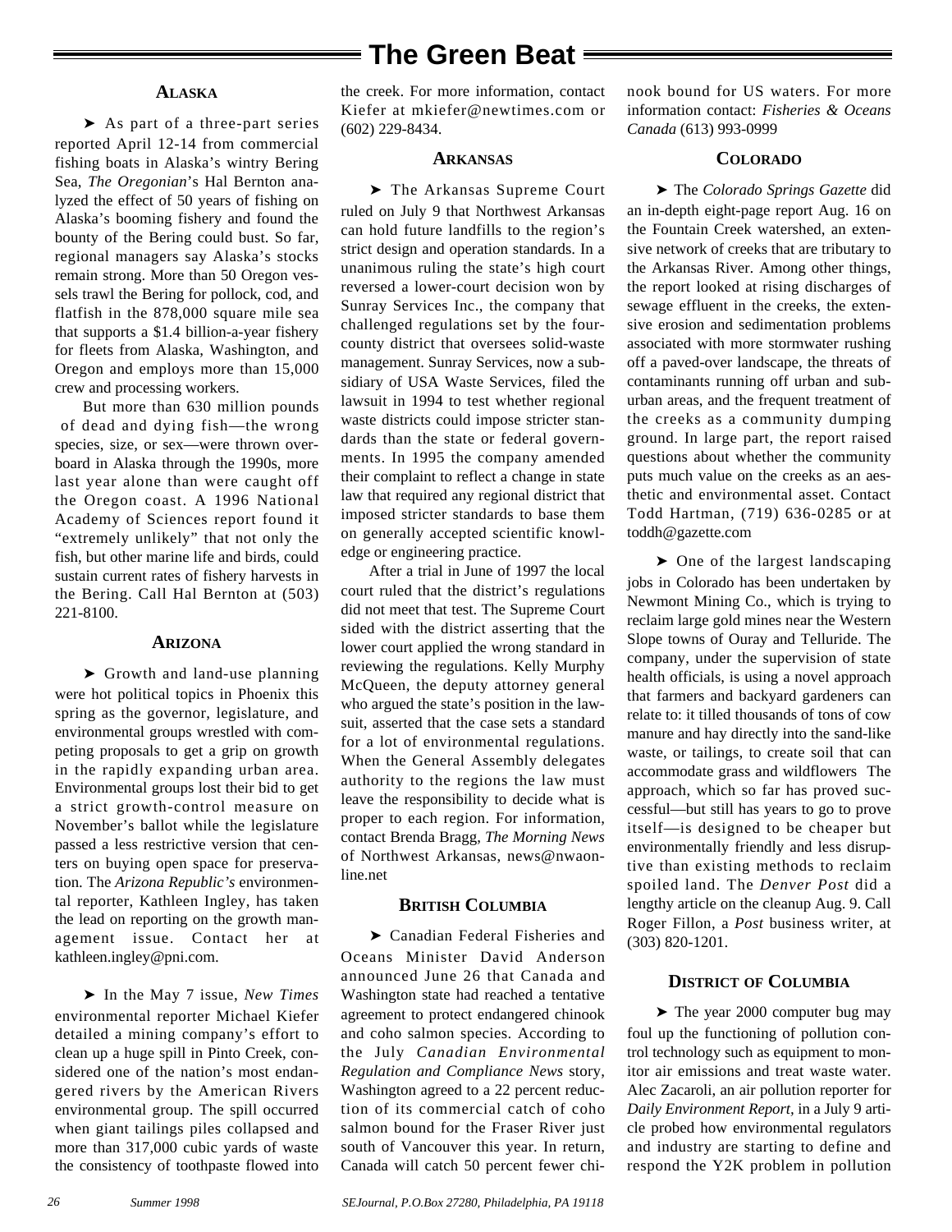# The Green Beat

### ALASKA

➤ As part of a three-part series reported April 12-14 from commercial fishing boats in Alaska's wintry Bering Sea, *The Oregonian*'s Hal Bernton analyzed the effect of 50 years of fishing on Alaska's booming fishery and found the bounty of the Bering could bust. So far, regional managers say Alaska's stocks remain strong. More than 50 Oregon vessels trawl the Bering for pollock, cod, and flatfish in the 878,000 square mile sea that supports a $1.4 billion-a-year fishery for fleets from Alaska, Washington, and Oregon and employs more than 15,000 crew and processing workers.

But more than 630 million pounds of dead and dying fish—the wrong species, size, or sex—were thrown overboard in Alaska through the 1990s, more last year alone than were caught off the Oregon coast. A 1996 National Academy of Sciences report found it "extremely unlikely" that not only the fish, but other marine life and birds, could sustain current rates of fishery harvests in the Bering. Call Hal Bernton at (503) 221-8100.

### ARIZONA

➤ Growth and land-use planning were hot political topics in Phoenix this spring as the governor, legislature, and environmental groups wrestled with competing proposals to get a grip on growth in the rapidly expanding urban area. Environmental groups lost their bid to get a strict growth-control measure on November's ballot while the legislature passed a less restrictive version that centers on buying open space for preservation. The *Arizona Republic's* environmental reporter, Kathleen Ingley, has taken the lead on reporting on the growth management issue. Contact her at kathleen.ingley@pni.com.

➤ In the May 7 issue, *New Times* environmental reporter Michael Kiefer detailed a mining company's effort to clean up a huge spill in Pinto Creek, considered one of the nation's most endangered rivers by the American Rivers environmental group. The spill occurred when giant tailings piles collapsed and more than 317,000 cubic yards of waste the consistency of toothpaste flowed into the creek. For more information, contact Kiefer at mkiefer@newtimes.com or (602) 229-8434.

### ARKANSAS

➤ The Arkansas Supreme Court ruled on July 9 that Northwest Arkansas can hold future landfills to the region's strict design and operation standards. In a unanimous ruling the state's high court reversed a lower-court decision won by Sunray Services Inc., the company that challenged regulations set by the four-county district that oversees solid-waste management. Sunray Services, now a subsidiary of USA Waste Services, filed the lawsuit in 1994 to test whether regional waste districts could impose stricter standards than the state or federal governments. In 1995 the company amended their complaint to reflect a change in state law that required any regional district that imposed stricter standards to base them on generally accepted scientific knowledge or engineering practice.

After a trial in June of 1997 the local court ruled that the district's regulations did not meet that test. The Supreme Court sided with the district asserting that the lower court applied the wrong standard in reviewing the regulations. Kelly Murphy McQueen, the deputy attorney general who argued the state's position in the lawsuit, asserted that the case sets a standard for a lot of environmental regulations. When the General Assembly delegates authority to the regions the law must leave the responsibility to decide what is proper to each region. For information, contact Brenda Bragg, *The Morning News* of Northwest Arkansas, news@nwaonline.net

### BRITISH COLUMBIA

➤ Canadian Federal Fisheries and Oceans Minister David Anderson announced June 26 that Canada and Washington state had reached a tentative agreement to protect endangered chinook and coho salmon species. According to the July *Canadian Environmental Regulation and Compliance News* story, Washington agreed to a 22 percent reduction of its commercial catch of coho salmon bound for the Fraser River just south of Vancouver this year. In return, Canada will catch 50 percent fewer chinook bound for US waters. For more information contact: *Fisheries & Oceans Canada* (613) 993-0999

### COLORADO

➤ The *Colorado Springs Gazette* did an in-depth eight-page report Aug. 16 on the Fountain Creek watershed, an extensive network of creeks that are tributary to the Arkansas River. Among other things, the report looked at rising discharges of sewage effluent in the creeks, the extensive erosion and sedimentation problems associated with more stormwater rushing off a paved-over landscape, the threats of contaminants running off urban and suburban areas, and the frequent treatment of the creeks as a community dumping ground. In large part, the report raised questions about whether the community puts much value on the creeks as an aesthetic and environmental asset. Contact Todd Hartman, (719) 636-0285 or at toddh@gazette.com

➤ One of the largest landscaping jobs in Colorado has been undertaken by Newmont Mining Co., which is trying to reclaim large gold mines near the Western Slope towns of Ouray and Telluride. The company, under the supervision of state health officials, is using a novel approach that farmers and backyard gardeners can relate to: it tilled thousands of tons of cow manure and hay directly into the sand-like waste, or tailings, to create soil that can accommodate grass and wildflowers The approach, which so far has proved successful—but still has years to go to prove itself—is designed to be cheaper but environmentally friendly and less disruptive than existing methods to reclaim spoiled land. The *Denver Post* did a lengthy article on the cleanup Aug. 9. Call Roger Fillon, a *Post* business writer, at (303) 820-1201.

### DISTRICT OF COLUMBIA

➤ The year 2000 computer bug may foul up the functioning of pollution control technology such as equipment to monitor air emissions and treat waste water. Alec Zacaroli, an air pollution reporter for *Daily Environment Report,* in a July 9 article probed how environmental regulators and industry are starting to define and respond the Y2K problem in pollution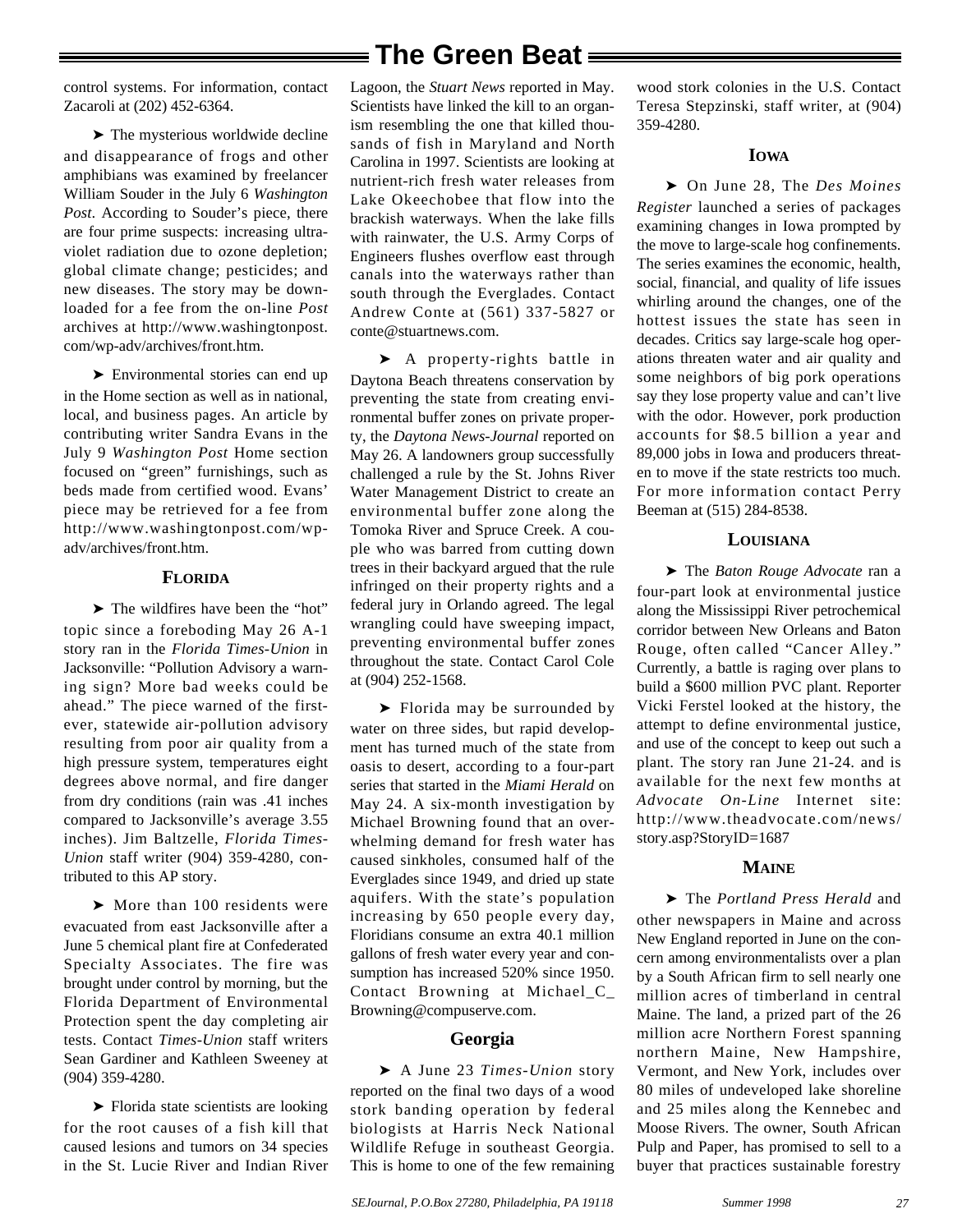control systems. For information, contact Zacaroli at (202) 452-6364.

➤ The mysterious worldwide decline and disappearance of frogs and other amphibians was examined by freelancer William Souder in the July 6 *Washington Post*. According to Souder's piece, there are four prime suspects: increasing ultraviolet radiation due to ozone depletion; global climate change; pesticides; and new diseases. The story may be downloaded for a fee from the on-line *Post* archives at http://www.washingtonpost.com/wp-adv/archives/front.htm.

➤ Environmental stories can end up in the Home section as well as in national, local, and business pages. An article by contributing writer Sandra Evans in the July 9 *Washington Post* Home section focused on "green" furnishings, such as beds made from certified wood. Evans' piece may be retrieved for a fee from http://www.washingtonpost.com/wp-adv/archives/front.htm.

### Florida

➤ The wildfires have been the "hot" topic since a foreboding May 26 A-1 story ran in the *Florida Times-Union* in Jacksonville: "Pollution Advisory a warning sign? More bad weeks could be ahead." The piece warned of the first-ever, statewide air-pollution advisory resulting from poor air quality from a high pressure system, temperatures eight degrees above normal, and fire danger from dry conditions (rain was .41 inches compared to Jacksonville's average 3.55 inches). Jim Baltzelle, *Florida Times-Union* staff writer (904) 359-4280, contributed to this AP story.

➤ More than 100 residents were evacuated from east Jacksonville after a June 5 chemical plant fire at Confederated Specialty Associates. The fire was brought under control by morning, but the Florida Department of Environmental Protection spent the day completing air tests. Contact *Times-Union* staff writers Sean Gardiner and Kathleen Sweeney at (904) 359-4280.

➤ Florida state scientists are looking for the root causes of a fish kill that caused lesions and tumors on 34 species in the St. Lucie River and Indian River Lagoon, the *Stuart News* reported in May. Scientists have linked the kill to an organism resembling the one that killed thousands of fish in Maryland and North Carolina in 1997. Scientists are looking at nutrient-rich fresh water releases from Lake Okeechobee that flow into the brackish waterways. When the lake fills with rainwater, the U.S. Army Corps of Engineers flushes overflow east through canals into the waterways rather than south through the Everglades. Contact Andrew Conte at (561) 337-5827 or conte@stuartnews.com.

➤ A property-rights battle in Daytona Beach threatens conservation by preventing the state from creating environmental buffer zones on private property, the *Daytona News-Journal* reported on May 26. A landowners group successfully challenged a rule by the St. Johns River Water Management District to create an environmental buffer zone along the Tomoka River and Spruce Creek. A couple who was barred from cutting down trees in their backyard argued that the rule infringed on their property rights and a federal jury in Orlando agreed. The legal wrangling could have sweeping impact, preventing environmental buffer zones throughout the state. Contact Carol Cole at (904) 252-1568.

➤ Florida may be surrounded by water on three sides, but rapid development has turned much of the state from oasis to desert, according to a four-part series that started in the *Miami Herald* on May 24. A six-month investigation by Michael Browning found that an overwhelming demand for fresh water has caused sinkholes, consumed half of the Everglades since 1949, and dried up state aquifers. With the state's population increasing by 650 people every day, Floridians consume an extra 40.1 million gallons of fresh water every year and consumption has increased 520% since 1950. Contact Browning at Michael_C_Browning@compuserve.com.

### Georgia

➤ A June 23 *Times-Union* story reported on the final two days of a wood stork banding operation by federal biologists at Harris Neck National Wildlife Refuge in southeast Georgia. This is home to one of the few remaining wood stork colonies in the U.S. Contact Teresa Stepzinski, staff writer, at (904) 359-4280.

### Iowa

➤ On June 28, The *Des Moines Register* launched a series of packages examining changes in Iowa prompted by the move to large-scale hog confinements. The series examines the economic, health, social, financial, and quality of life issues whirling around the changes, one of the hottest issues the state has seen in decades. Critics say large-scale hog operations threaten water and air quality and some neighbors of big pork operations say they lose property value and can't live with the odor. However, pork production accounts for $8.5 billion a year and 89,000 jobs in Iowa and producers threaten to move if the state restricts too much. For more information contact Perry Beeman at (515) 284-8538.

### Louisiana

➤ The *Baton Rouge Advocate* ran a four-part look at environmental justice along the Mississippi River petrochemical corridor between New Orleans and Baton Rouge, often called "Cancer Alley." Currently, a battle is raging over plans to build a $600 million PVC plant. Reporter Vicki Ferstel looked at the history, the attempt to define environmental justice, and use of the concept to keep out such a plant. The story ran June 21-24. and is available for the next few months at *Advocate On-Line* Internet site: http://www.theadvocate.com/news/story.asp?StoryID=1687

### Maine

➤ The *Portland Press Herald* and other newspapers in Maine and across New England reported in June on the concern among environmentalists over a plan by a South African firm to sell nearly one million acres of timberland in central Maine. The land, a prized part of the 26 million acre Northern Forest spanning northern Maine, New Hampshire, Vermont, and New York, includes over 80 miles of undeveloped lake shoreline and 25 miles along the Kennebec and Moose Rivers. The owner, South African Pulp and Paper, has promised to sell to a buyer that practices sustainable forestry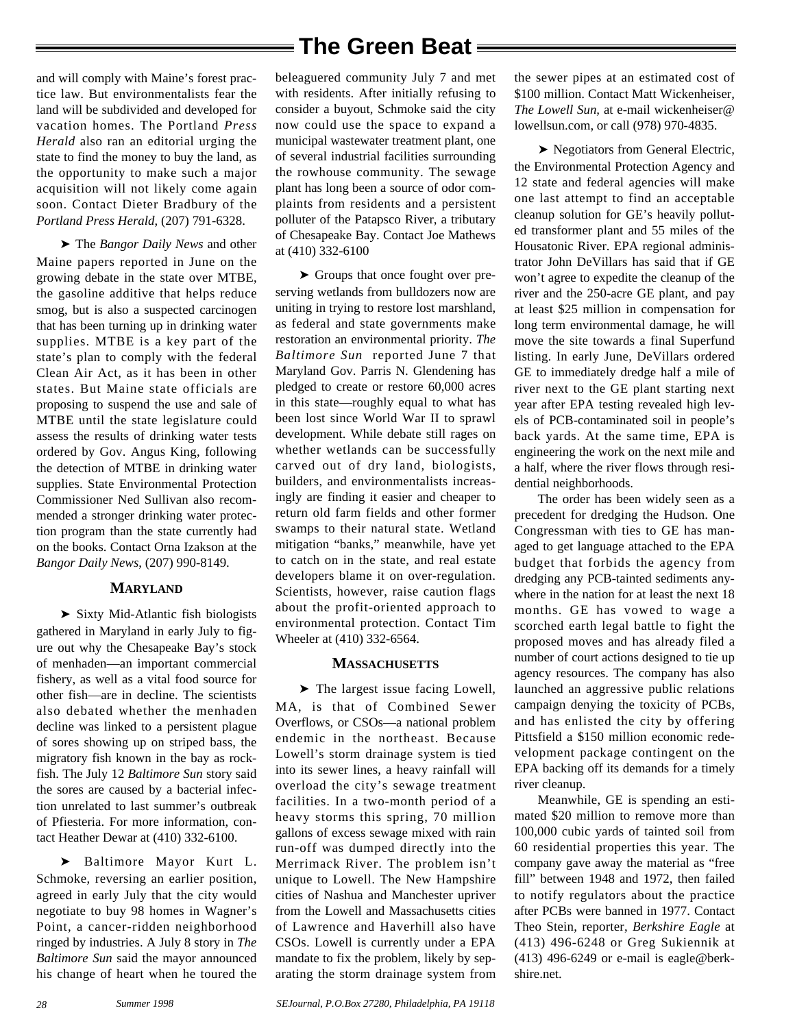# The Green Beat

and will comply with Maine's forest practice law. But environmentalists fear the land will be subdivided and developed for vacation homes. The Portland *Press Herald* also ran an editorial urging the state to find the money to buy the land, as the opportunity to make such a major acquisition will not likely come again soon. Contact Dieter Bradbury of the *Portland Press Herald*, (207) 791-6328.

➤ The *Bangor Daily News* and other Maine papers reported in June on the growing debate in the state over MTBE, the gasoline additive that helps reduce smog, but is also a suspected carcinogen that has been turning up in drinking water supplies. MTBE is a key part of the state's plan to comply with the federal Clean Air Act, as it has been in other states. But Maine state officials are proposing to suspend the use and sale of MTBE until the state legislature could assess the results of drinking water tests ordered by Gov. Angus King, following the detection of MTBE in drinking water supplies. State Environmental Protection Commissioner Ned Sullivan also recommended a stronger drinking water protection program than the state currently had on the books. Contact Orna Izakson at the *Bangor Daily News*, (207) 990-8149.

### Maryland

➤ Sixty Mid-Atlantic fish biologists gathered in Maryland in early July to figure out why the Chesapeake Bay's stock of menhaden—an important commercial fishery, as well as a vital food source for other fish—are in decline. The scientists also debated whether the menhaden decline was linked to a persistent plague of sores showing up on striped bass, the migratory fish known in the bay as rockfish. The July 12 *Baltimore Sun* story said the sores are caused by a bacterial infection unrelated to last summer's outbreak of Pfiesteria. For more information, contact Heather Dewar at (410) 332-6100.

➤ Baltimore Mayor Kurt L. Schmoke, reversing an earlier position, agreed in early July that the city would negotiate to buy 98 homes in Wagner's Point, a cancer-ridden neighborhood ringed by industries. A July 8 story in *The Baltimore Sun* said the mayor announced his change of heart when he toured the beleaguered community July 7 and met with residents. After initially refusing to consider a buyout, Schmoke said the city now could use the space to expand a municipal wastewater treatment plant, one of several industrial facilities surrounding the rowhouse community. The sewage plant has long been a source of odor complaints from residents and a persistent polluter of the Patapsco River, a tributary of Chesapeake Bay. Contact Joe Mathews at (410) 332-6100

➤ Groups that once fought over preserving wetlands from bulldozers now are uniting in trying to restore lost marshland, as federal and state governments make restoration an environmental priority. *The Baltimore Sun* reported June 7 that Maryland Gov. Parris N. Glendening has pledged to create or restore 60,000 acres in this state—roughly equal to what has been lost since World War II to sprawl development. While debate still rages on whether wetlands can be successfully carved out of dry land, biologists, builders, and environmentalists increasingly are finding it easier and cheaper to return old farm fields and other former swamps to their natural state. Wetland mitigation "banks," meanwhile, have yet to catch on in the state, and real estate developers blame it on over-regulation. Scientists, however, raise caution flags about the profit-oriented approach to environmental protection. Contact Tim Wheeler at (410) 332-6564.

### Massachusetts

➤ The largest issue facing Lowell, MA, is that of Combined Sewer Overflows, or CSOs—a national problem endemic in the northeast. Because Lowell's storm drainage system is tied into its sewer lines, a heavy rainfall will overload the city's sewage treatment facilities. In a two-month period of a heavy storms this spring, 70 million gallons of excess sewage mixed with rain run-off was dumped directly into the Merrimack River. The problem isn't unique to Lowell. The New Hampshire cities of Nashua and Manchester upriver from the Lowell and Massachusetts cities of Lawrence and Haverhill also have CSOs. Lowell is currently under a EPA mandate to fix the problem, likely by separating the storm drainage system from the sewer pipes at an estimated cost of $100 million. Contact Matt Wickenheiser, *The Lowell Sun,* at e-mail wickenheiser@lowellsun.com, or call (978) 970-4835.

➤ Negotiators from General Electric, the Environmental Protection Agency and 12 state and federal agencies will make one last attempt to find an acceptable cleanup solution for GE's heavily polluted transformer plant and 55 miles of the Housatonic River. EPA regional administrator John DeVillars has said that if GE won't agree to expedite the cleanup of the river and the 250-acre GE plant, and pay at least $25 million in compensation for long term environmental damage, he will move the site towards a final Superfund listing. In early June, DeVillars ordered GE to immediately dredge half a mile of river next to the GE plant starting next year after EPA testing revealed high levels of PCB-contaminated soil in people's back yards. At the same time, EPA is engineering the work on the next mile and a half, where the river flows through residential neighborhoods.

The order has been widely seen as a precedent for dredging the Hudson. One Congressman with ties to GE has managed to get language attached to the EPA budget that forbids the agency from dredging any PCB-tainted sediments anywhere in the nation for at least the next 18 months. GE has vowed to wage a scorched earth legal battle to fight the proposed moves and has already filed a number of court actions designed to tie up agency resources. The company has also launched an aggressive public relations campaign denying the toxicity of PCBs, and has enlisted the city by offering Pittsfield a $150 million economic redevelopment package contingent on the EPA backing off its demands for a timely river cleanup.

Meanwhile, GE is spending an estimated $20 million to remove more than 100,000 cubic yards of tainted soil from 60 residential properties this year. The company gave away the material as "free fill" between 1948 and 1972, then failed to notify regulators about the practice after PCBs were banned in 1977. Contact Theo Stein, reporter, *Berkshire Eagle* at (413) 496-6248 or Greg Sukiennik at (413) 496-6249 or e-mail is eagle@berkshire.net.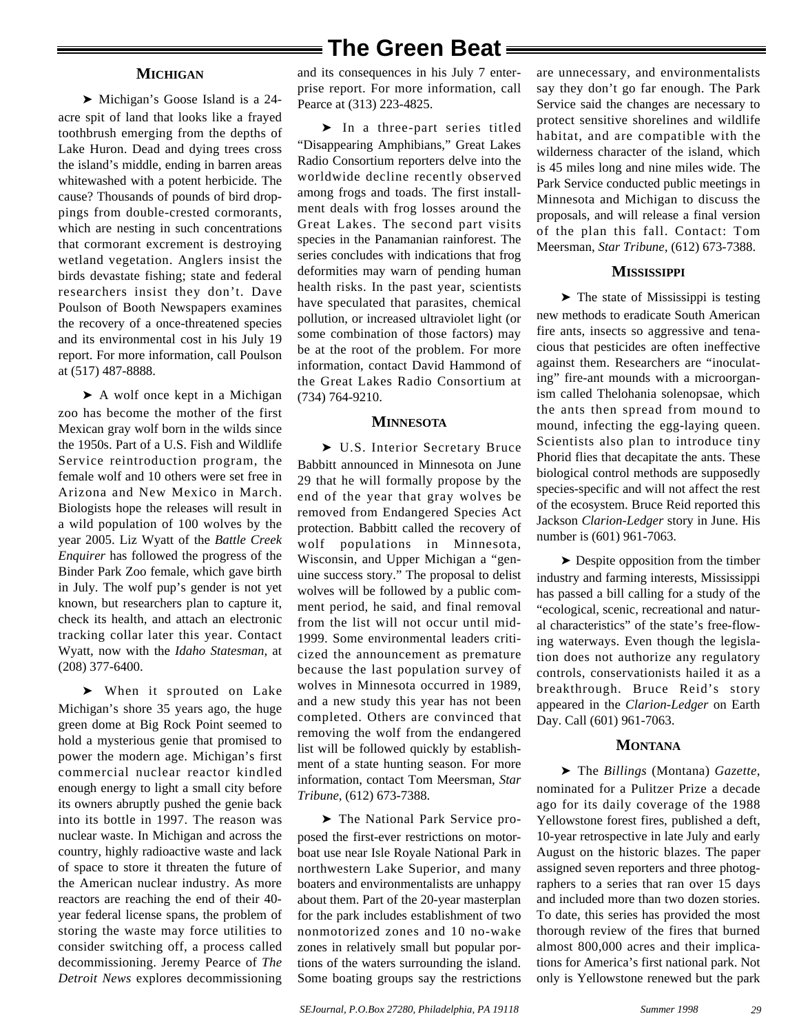# The Green Beat

## Michigan

➤ Michigan's Goose Island is a 24-acre spit of land that looks like a frayed toothbrush emerging from the depths of Lake Huron. Dead and dying trees cross the island's middle, ending in barren areas whitewashed with a potent herbicide. The cause? Thousands of pounds of bird droppings from double-crested cormorants, which are nesting in such concentrations that cormorant excrement is destroying wetland vegetation. Anglers insist the birds devastate fishing; state and federal researchers insist they don't. Dave Poulson of Booth Newspapers examines the recovery of a once-threatened species and its environmental cost in his July 19 report. For more information, call Poulson at (517) 487-8888.

➤ A wolf once kept in a Michigan zoo has become the mother of the first Mexican gray wolf born in the wilds since the 1950s. Part of a U.S. Fish and Wildlife Service reintroduction program, the female wolf and 10 others were set free in Arizona and New Mexico in March. Biologists hope the releases will result in a wild population of 100 wolves by the year 2005. Liz Wyatt of the *Battle Creek Enquirer* has followed the progress of the Binder Park Zoo female, which gave birth in July. The wolf pup's gender is not yet known, but researchers plan to capture it, check its health, and attach an electronic tracking collar later this year. Contact Wyatt, now with the *Idaho Statesman*, at (208) 377-6400.

➤ When it sprouted on Lake Michigan's shore 35 years ago, the huge green dome at Big Rock Point seemed to hold a mysterious genie that promised to power the modern age. Michigan's first commercial nuclear reactor kindled enough energy to light a small city before its owners abruptly pushed the genie back into its bottle in 1997. The reason was nuclear waste. In Michigan and across the country, highly radioactive waste and lack of space to store it threaten the future of the American nuclear industry. As more reactors are reaching the end of their 40-year federal license spans, the problem of storing the waste may force utilities to consider switching off, a process called decommissioning. Jeremy Pearce of *The Detroit News* explores decommissioning and its consequences in his July 7 enterprise report. For more information, call Pearce at (313) 223-4825.

➤ In a three-part series titled "Disappearing Amphibians," Great Lakes Radio Consortium reporters delve into the worldwide decline recently observed among frogs and toads. The first installment deals with frog losses around the Great Lakes. The second part visits species in the Panamanian rainforest. The series concludes with indications that frog deformities may warn of pending human health risks. In the past year, scientists have speculated that parasites, chemical pollution, or increased ultraviolet light (or some combination of those factors) may be at the root of the problem. For more information, contact David Hammond of the Great Lakes Radio Consortium at (734) 764-9210.

## Minnesota

➤ U.S. Interior Secretary Bruce Babbitt announced in Minnesota on June 29 that he will formally propose by the end of the year that gray wolves be removed from Endangered Species Act protection. Babbitt called the recovery of wolf populations in Minnesota, Wisconsin, and Upper Michigan a "genuine success story." The proposal to delist wolves will be followed by a public comment period, he said, and final removal from the list will not occur until mid-1999. Some environmental leaders criticized the announcement as premature because the last population survey of wolves in Minnesota occurred in 1989, and a new study this year has not been completed. Others are convinced that removing the wolf from the endangered list will be followed quickly by establishment of a state hunting season. For more information, contact Tom Meersman, *Star Tribune*, (612) 673-7388.

➤ The National Park Service proposed the first-ever restrictions on motorboat use near Isle Royale National Park in northwestern Lake Superior, and many boaters and environmentalists are unhappy about them. Part of the 20-year masterplan for the park includes establishment of two nonmotorized zones and 10 no-wake zones in relatively small but popular portions of the waters surrounding the island. Some boating groups say the restrictions are unnecessary, and environmentalists say they don't go far enough. The Park Service said the changes are necessary to protect sensitive shorelines and wildlife habitat, and are compatible with the wilderness character of the island, which is 45 miles long and nine miles wide. The Park Service conducted public meetings in Minnesota and Michigan to discuss the proposals, and will release a final version of the plan this fall. Contact: Tom Meersman, *Star Tribune*, (612) 673-7388.

## Mississippi

➤ The state of Mississippi is testing new methods to eradicate South American fire ants, insects so aggressive and tenacious that pesticides are often ineffective against them. Researchers are "inoculating" fire-ant mounds with a microorganism called Thelohania solenopsae, which the ants then spread from mound to mound, infecting the egg-laying queen. Scientists also plan to introduce tiny Phorid flies that decapitate the ants. These biological control methods are supposedly species-specific and will not affect the rest of the ecosystem. Bruce Reid reported this Jackson *Clarion-Ledger* story in June. His number is (601) 961-7063.

➤ Despite opposition from the timber industry and farming interests, Mississippi has passed a bill calling for a study of the "ecological, scenic, recreational and natural characteristics" of the state's free-flowing waterways. Even though the legislation does not authorize any regulatory controls, conservationists hailed it as a breakthrough. Bruce Reid's story appeared in the *Clarion-Ledger* on Earth Day. Call (601) 961-7063.

## Montana

➤ The *Billings* (Montana) *Gazette*, nominated for a Pulitzer Prize a decade ago for its daily coverage of the 1988 Yellowstone forest fires, published a deft, 10-year retrospective in late July and early August on the historic blazes. The paper assigned seven reporters and three photographers to a series that ran over 15 days and included more than two dozen stories. To date, this series has provided the most thorough review of the fires that burned almost 800,000 acres and their implications for America's first national park. Not only is Yellowstone renewed but the park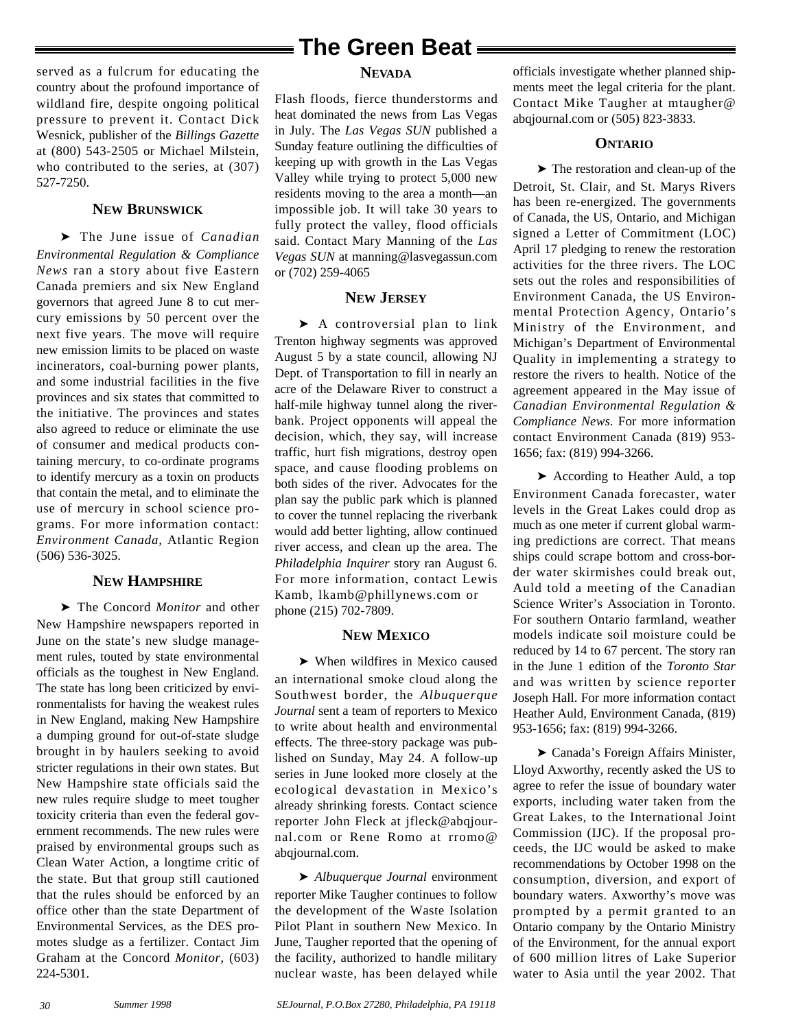served as a fulcrum for educating the country about the profound importance of wildland fire, despite ongoing political pressure to prevent it. Contact Dick Wesnick, publisher of the *Billings Gazette* at (800) 543-2505 or Michael Milstein, who contributed to the series, at (307) 527-7250.

### New Brunswick

➤ The June issue of *Canadian Environmental Regulation & Compliance News* ran a story about five Eastern Canada premiers and six New England governors that agreed June 8 to cut mercury emissions by 50 percent over the next five years. The move will require new emission limits to be placed on waste incinerators, coal-burning power plants, and some industrial facilities in the five provinces and six states that committed to the initiative. The provinces and states also agreed to reduce or eliminate the use of consumer and medical products containing mercury, to co-ordinate programs to identify mercury as a toxin on products that contain the metal, and to eliminate the use of mercury in school science programs. For more information contact: *Environment Canada*, Atlantic Region (506) 536-3025.

### New Hampshire

➤ The Concord *Monitor* and other New Hampshire newspapers reported in June on the state's new sludge management rules, touted by state environmental officials as the toughest in New England. The state has long been criticized by environmentalists for having the weakest rules in New England, making New Hampshire a dumping ground for out-of-state sludge brought in by haulers seeking to avoid stricter regulations in their own states. But New Hampshire state officials said the new rules require sludge to meet tougher toxicity criteria than even the federal government recommends. The new rules were praised by environmental groups such as Clean Water Action, a longtime critic of the state. But that group still cautioned that the rules should be enforced by an office other than the state Department of Environmental Services, as the DES promotes sludge as a fertilizer. Contact Jim Graham at the Concord *Monitor*, (603) 224-5301.

### Nevada

Flash floods, fierce thunderstorms and heat dominated the news from Las Vegas in July. The *Las Vegas SUN* published a Sunday feature outlining the difficulties of keeping up with growth in the Las Vegas Valley while trying to protect 5,000 new residents moving to the area a month—an impossible job. It will take 30 years to fully protect the valley, flood officials said. Contact Mary Manning of the *Las Vegas SUN* at manning@lasvegassun.com or (702) 259-4065

### New Jersey

➤ A controversial plan to link Trenton highway segments was approved August 5 by a state council, allowing NJ Dept. of Transportation to fill in nearly an acre of the Delaware River to construct a half-mile highway tunnel along the riverbank. Project opponents will appeal the decision, which, they say, will increase traffic, hurt fish migrations, destroy open space, and cause flooding problems on both sides of the river. Advocates for the plan say the public park which is planned to cover the tunnel replacing the riverbank would add better lighting, allow continued river access, and clean up the area. The *Philadelphia Inquirer* story ran August 6. For more information, contact Lewis Kamb, lkamb@phillynews.com or phone (215) 702-7809.

### New Mexico

➤ When wildfires in Mexico caused an international smoke cloud along the Southwest border, the *Albuquerque Journal* sent a team of reporters to Mexico to write about health and environmental effects. The three-story package was published on Sunday, May 24. A follow-up series in June looked more closely at the ecological devastation in Mexico's already shrinking forests. Contact science reporter John Fleck at jfleck@abqjournal.com or Rene Romo at rromo@abqjournal.com.

➤ *Albuquerque Journal* environment reporter Mike Taugher continues to follow the development of the Waste Isolation Pilot Plant in southern New Mexico. In June, Taugher reported that the opening of the facility, authorized to handle military nuclear waste, has been delayed while officials investigate whether planned shipments meet the legal criteria for the plant. Contact Mike Taugher at mtaugher@abqjournal.com or (505) 823-3833.

### Ontario

➤ The restoration and clean-up of the Detroit, St. Clair, and St. Marys Rivers has been re-energized. The governments of Canada, the US, Ontario, and Michigan signed a Letter of Commitment (LOC) April 17 pledging to renew the restoration activities for the three rivers. The LOC sets out the roles and responsibilities of Environment Canada, the US Environmental Protection Agency, Ontario's Ministry of the Environment, and Michigan's Department of Environmental Quality in implementing a strategy to restore the rivers to health. Notice of the agreement appeared in the May issue of *Canadian Environmental Regulation & Compliance News*. For more information contact Environment Canada (819) 953-1656; fax: (819) 994-3266.

➤ According to Heather Auld, a top Environment Canada forecaster, water levels in the Great Lakes could drop as much as one meter if current global warming predictions are correct. That means ships could scrape bottom and cross-border water skirmishes could break out, Auld told a meeting of the Canadian Science Writer's Association in Toronto. For southern Ontario farmland, weather models indicate soil moisture could be reduced by 14 to 67 percent. The story ran in the June 1 edition of the *Toronto Star* and was written by science reporter Joseph Hall. For more information contact Heather Auld, Environment Canada, (819) 953-1656; fax: (819) 994-3266.

➤ Canada's Foreign Affairs Minister, Lloyd Axworthy, recently asked the US to agree to refer the issue of boundary water exports, including water taken from the Great Lakes, to the International Joint Commission (IJC). If the proposal proceeds, the IJC would be asked to make recommendations by October 1998 on the consumption, diversion, and export of boundary waters. Axworthy's move was prompted by a permit granted to an Ontario company by the Ontario Ministry of the Environment, for the annual export of 600 million litres of Lake Superior water to Asia until the year 2002. That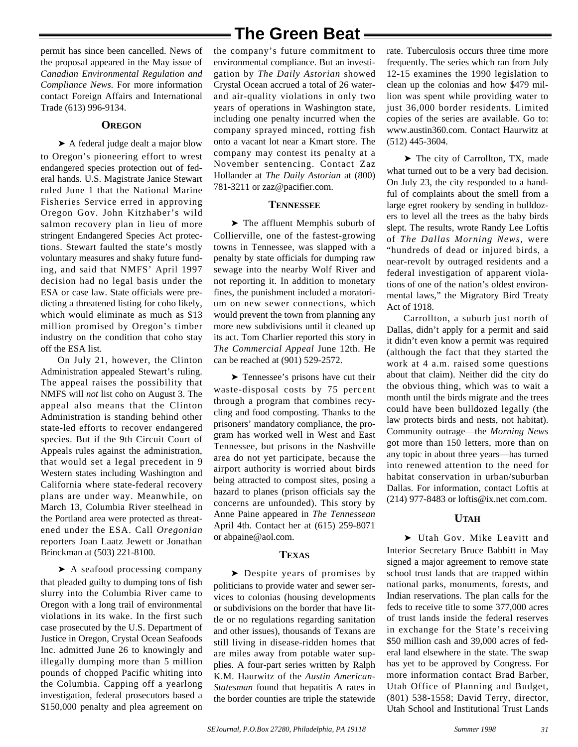permit has since been cancelled. News of the proposal appeared in the May issue of *Canadian Environmental Regulation and Compliance News.* For more information contact Foreign Affairs and International Trade (613) 996-9134.

### OREGON

➤ A federal judge dealt a major blow to Oregon's pioneering effort to wrest endangered species protection out of federal hands. U.S. Magistrate Janice Stewart ruled June 1 that the National Marine Fisheries Service erred in approving Oregon Gov. John Kitzhaber's wild salmon recovery plan in lieu of more stringent Endangered Species Act protections. Stewart faulted the state's mostly voluntary measures and shaky future funding, and said that NMFS' April 1997 decision had no legal basis under the ESA or case law. State officials were predicting a threatened listing for coho likely, which would eliminate as much as $13 million promised by Oregon's timber industry on the condition that coho stay off the ESA list.

On July 21, however, the Clinton Administration appealed Stewart's ruling. The appeal raises the possibility that NMFS will *not* list coho on August 3. The appeal also means that the Clinton Administration is standing behind other state-led efforts to recover endangered species. But if the 9th Circuit Court of Appeals rules against the administration, that would set a legal precedent in 9 Western states including Washington and California where state-federal recovery plans are under way. Meanwhile, on March 13, Columbia River steelhead in the Portland area were protected as threatened under the ESA. Call *Oregonian* reporters Joan Laatz Jewett or Jonathan Brinckman at (503) 221-8100.

➤ A seafood processing company that pleaded guilty to dumping tons of fish slurry into the Columbia River came to Oregon with a long trail of environmental violations in its wake. In the first such case prosecuted by the U.S. Department of Justice in Oregon, Crystal Ocean Seafoods Inc. admitted June 26 to knowingly and illegally dumping more than 5 million pounds of chopped Pacific whiting into the Columbia. Capping off a yearlong investigation, federal prosecutors based a $150,000 penalty and plea agreement on the company's future commitment to environmental compliance. But an investigation by *The Daily Astorian* showed Crystal Ocean accrued a total of 26 water- and air-quality violations in only two years of operations in Washington state, including one penalty incurred when the company sprayed minced, rotting fish onto a vacant lot near a Kmart store. The company may contest its penalty at a November sentencing. Contact Zaz Hollander at *The Daily Astorian* at (800) 781-3211 or zaz@pacifier.com.

### TENNESSEE

➤ The affluent Memphis suburb of Collierville, one of the fastest-growing towns in Tennessee, was slapped with a penalty by state officials for dumping raw sewage into the nearby Wolf River and not reporting it. In addition to monetary fines, the punishment included a moratorium on new sewer connections, which would prevent the town from planning any more new subdivisions until it cleaned up its act. Tom Charlier reported this story in *The Commercial Appeal* June 12th. He can be reached at (901) 529-2572.

➤ Tennessee's prisons have cut their waste-disposal costs by 75 percent through a program that combines recycling and food composting. Thanks to the prisoners' mandatory compliance, the program has worked well in West and East Tennessee, but prisons in the Nashville area do not yet participate, because the airport authority is worried about birds being attracted to compost sites, posing a hazard to planes (prison officials say the concerns are unfounded). This story by Anne Paine appeared in *The Tennessean* April 4th. Contact her at (615) 259-8071 or abpaine@aol.com.

### TEXAS

➤ Despite years of promises by politicians to provide water and sewer services to colonias (housing developments or subdivisions on the border that have little or no regulations regarding sanitation and other issues), thousands of Texans are still living in disease-ridden homes that are miles away from potable water supplies. A four-part series written by Ralph K.M. Haurwitz of the *Austin American-Statesman* found that hepatitis A rates in the border counties are triple the statewide rate. Tuberculosis occurs three time more frequently. The series which ran from July 12-15 examines the 1990 legislation to clean up the colonias and how $479 million was spent while providing water to just 36,000 border residents. Limited copies of the series are available. Go to: www.austin360.com. Contact Haurwitz at (512) 445-3604.

➤ The city of Carrollton, TX, made what turned out to be a very bad decision. On July 23, the city responded to a handful of complaints about the smell from a large egret rookery by sending in bulldozers to level all the trees as the baby birds slept. The results, wrote Randy Lee Loftis of *The Dallas Morning News*, were "hundreds of dead or injured birds, a near-revolt by outraged residents and a federal investigation of apparent violations of one of the nation's oldest environmental laws," the Migratory Bird Treaty Act of 1918.

Carrollton, a suburb just north of Dallas, didn't apply for a permit and said it didn't even know a permit was required (although the fact that they started the work at 4 a.m. raised some questions about that claim). Neither did the city do the obvious thing, which was to wait a month until the birds migrate and the trees could have been bulldozed legally (the law protects birds and nests, not habitat). Community outrage—the *Morning News* got more than 150 letters, more than on any topic in about three years—has turned into renewed attention to the need for habitat conservation in urban/suburban Dallas. For information, contact Loftis at (214) 977-8483 or loftis@ix.net com.com.

### UTAH

➤ Utah Gov. Mike Leavitt and Interior Secretary Bruce Babbitt in May signed a major agreement to remove state school trust lands that are trapped within national parks, monuments, forests, and Indian reservations. The plan calls for the feds to receive title to some 377,000 acres of trust lands inside the federal reserves in exchange for the State's receiving $50 million cash and 39,000 acres of federal land elsewhere in the state. The swap has yet to be approved by Congress. For more information contact Brad Barber, Utah Office of Planning and Budget, (801) 538-1558; David Terry, director, Utah School and Institutional Trust Lands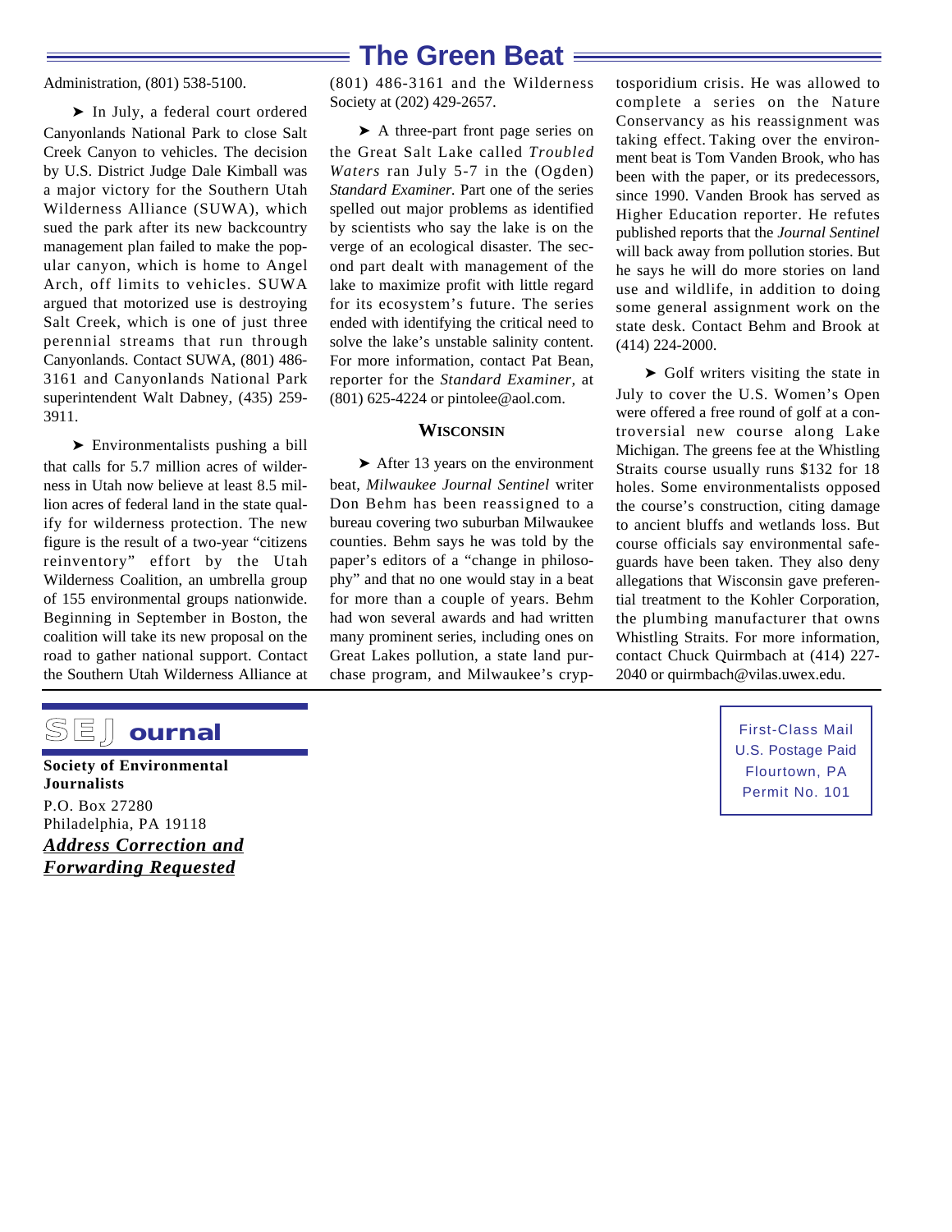Administration, (801) 538-5100.

➤ In July, a federal court ordered Canyonlands National Park to close Salt Creek Canyon to vehicles. The decision by U.S. District Judge Dale Kimball was a major victory for the Southern Utah Wilderness Alliance (SUWA), which sued the park after its new backcountry management plan failed to make the popular canyon, which is home to Angel Arch, off limits to vehicles. SUWA argued that motorized use is destroying Salt Creek, which is one of just three perennial streams that run through Canyonlands. Contact SUWA, (801) 486-3161 and Canyonlands National Park superintendent Walt Dabney, (435) 259-3911.

➤ Environmentalists pushing a bill that calls for 5.7 million acres of wilderness in Utah now believe at least 8.5 million acres of federal land in the state qualify for wilderness protection. The new figure is the result of a two-year "citizens reinventory" effort by the Utah Wilderness Coalition, an umbrella group of 155 environmental groups nationwide. Beginning in September in Boston, the coalition will take its new proposal on the road to gather national support. Contact the Southern Utah Wilderness Alliance at (801) 486-3161 and the Wilderness Society at (202) 429-2657.

➤ A three-part front page series on the Great Salt Lake called *Troubled Waters* ran July 5-7 in the (Ogden) *Standard Examiner.* Part one of the series spelled out major problems as identified by scientists who say the lake is on the verge of an ecological disaster. The second part dealt with management of the lake to maximize profit with little regard for its ecosystem's future. The series ended with identifying the critical need to solve the lake's unstable salinity content. For more information, contact Pat Bean, reporter for the *Standard Examiner,* at (801) 625-4224 or pintolee@aol.com.

### Wisconsin

➤ After 13 years on the environment beat, *Milwaukee Journal Sentinel* writer Don Behm has been reassigned to a bureau covering two suburban Milwaukee counties. Behm says he was told by the paper's editors of a "change in philosophy" and that no one would stay in a beat for more than a couple of years. Behm had won several awards and had written many prominent series, including ones on Great Lakes pollution, a state land purchase program, and Milwaukee's cryptosporidium crisis. He was allowed to complete a series on the Nature Conservancy as his reassignment was taking effect. Taking over the environment beat is Tom Vanden Brook, who has been with the paper, or its predecessors, since 1990. Vanden Brook has served as Higher Education reporter. He refutes published reports that the *Journal Sentinel* will back away from pollution stories. But he says he will do more stories on land use and wildlife, in addition to doing some general assignment work on the state desk. Contact Behm and Brook at (414) 224-2000.

➤ Golf writers visiting the state in July to cover the U.S. Women's Open were offered a free round of golf at a controversial new course along Lake Michigan. The greens fee at the Whistling Straits course usually runs $132 for 18 holes. Some environmentalists opposed the course's construction, citing damage to ancient bluffs and wetlands loss. But course officials say environmental safeguards have been taken. They also deny allegations that Wisconsin gave preferential treatment to the Kohler Corporation, the plumbing manufacturer that owns Whistling Straits. For more information, contact Chuck Quirmbach at (414) 227-2040 or quirmbach@vilas.uwex.edu.

---

**SEJournal**

**Society of Environmental Journalists**
P.O. Box 27280
Philadelphia, PA 19118
***Address Correction and Forwarding Requested***

First-Class Mail
U.S. Postage Paid
Flourtown, PA
Permit No. 101